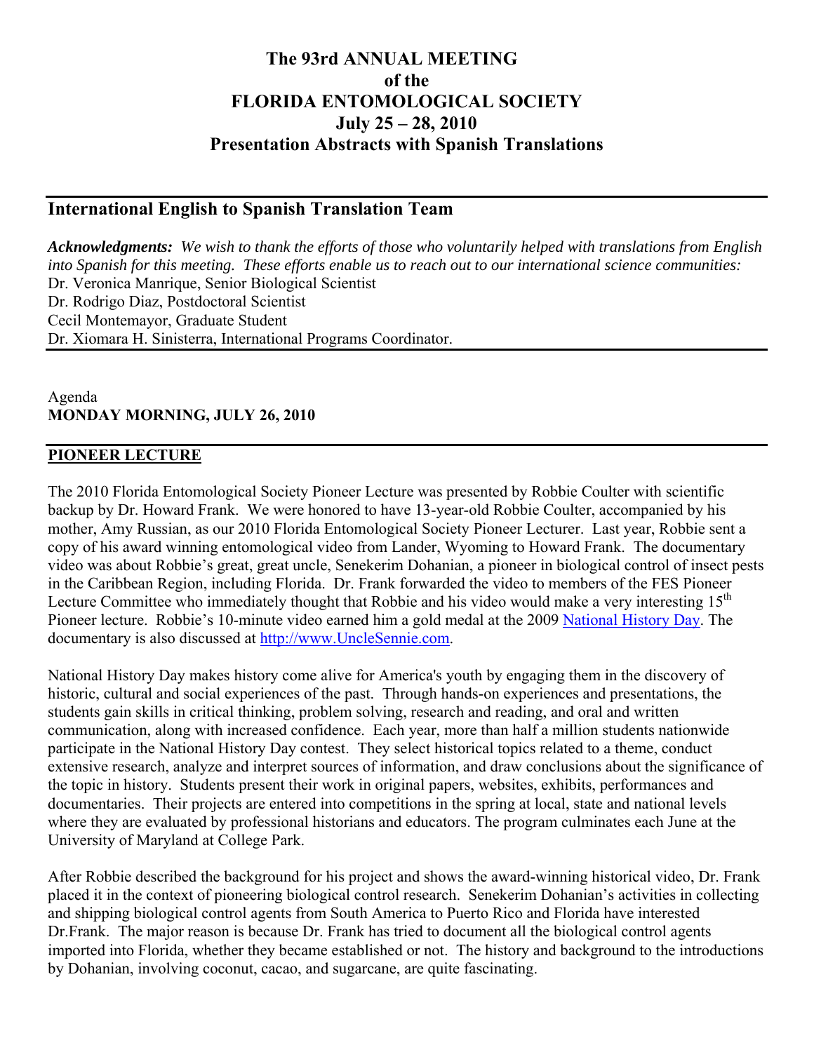# The 93rd ANNUAL MEETING of the FLORIDA ENTOMOLOGICAL SOCIETY July 25 – 28, 2010 Presentation Abstracts with Spanish Translations

## International English to Spanish Translation Team

***Acknowledgments:*** *We wish to thank the efforts of those who voluntarily helped with translations from English into Spanish for this meeting. These efforts enable us to reach out to our international science communities:*
Dr. Veronica Manrique, Senior Biological Scientist
Dr. Rodrigo Diaz, Postdoctoral Scientist
Cecil Montemayor, Graduate Student
Dr. Xiomara H. Sinisterra, International Programs Coordinator.

Agenda
**MONDAY MORNING, JULY 26, 2010**

## PIONEER LECTURE

The 2010 Florida Entomological Society Pioneer Lecture was presented by Robbie Coulter with scientific backup by Dr. Howard Frank. We were honored to have 13-year-old Robbie Coulter, accompanied by his mother, Amy Russian, as our 2010 Florida Entomological Society Pioneer Lecturer. Last year, Robbie sent a copy of his award winning entomological video from Lander, Wyoming to Howard Frank. The documentary video was about Robbie's great, great uncle, Senekerim Dohanian, a pioneer in biological control of insect pests in the Caribbean Region, including Florida. Dr. Frank forwarded the video to members of the FES Pioneer Lecture Committee who immediately thought that Robbie and his video would make a very interesting 15th Pioneer lecture. Robbie's 10-minute video earned him a gold medal at the 2009 National History Day. The documentary is also discussed at http://www.UncleSennie.com.

National History Day makes history come alive for America's youth by engaging them in the discovery of historic, cultural and social experiences of the past. Through hands-on experiences and presentations, the students gain skills in critical thinking, problem solving, research and reading, and oral and written communication, along with increased confidence. Each year, more than half a million students nationwide participate in the National History Day contest. They select historical topics related to a theme, conduct extensive research, analyze and interpret sources of information, and draw conclusions about the significance of the topic in history. Students present their work in original papers, websites, exhibits, performances and documentaries. Their projects are entered into competitions in the spring at local, state and national levels where they are evaluated by professional historians and educators. The program culminates each June at the University of Maryland at College Park.

After Robbie described the background for his project and shows the award-winning historical video, Dr. Frank placed it in the context of pioneering biological control research. Senekerim Dohanian's activities in collecting and shipping biological control agents from South America to Puerto Rico and Florida have interested Dr.Frank. The major reason is because Dr. Frank has tried to document all the biological control agents imported into Florida, whether they became established or not. The history and background to the introductions by Dohanian, involving coconut, cacao, and sugarcane, are quite fascinating.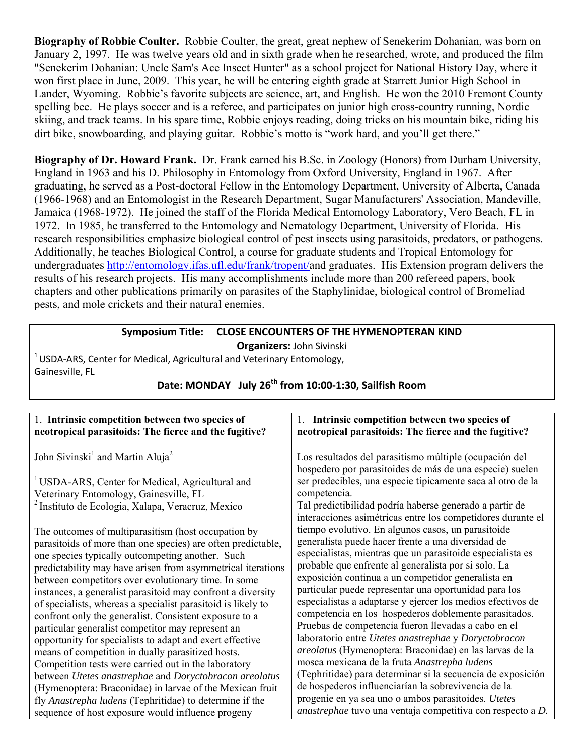**Biography of Robbie Coulter.** Robbie Coulter, the great, great nephew of Senekerim Dohanian, was born on January 2, 1997. He was twelve years old and in sixth grade when he researched, wrote, and produced the film "Senekerim Dohanian: Uncle Sam's Ace Insect Hunter" as a school project for National History Day, where it won first place in June, 2009. This year, he will be entering eighth grade at Starrett Junior High School in Lander, Wyoming. Robbie's favorite subjects are science, art, and English. He won the 2010 Fremont County spelling bee. He plays soccer and is a referee, and participates on junior high cross-country running, Nordic skiing, and track teams. In his spare time, Robbie enjoys reading, doing tricks on his mountain bike, riding his dirt bike, snowboarding, and playing guitar. Robbie's motto is "work hard, and you'll get there."

**Biography of Dr. Howard Frank.** Dr. Frank earned his B.Sc. in Zoology (Honors) from Durham University, England in 1963 and his D. Philosophy in Entomology from Oxford University, England in 1967. After graduating, he served as a Post-doctoral Fellow in the Entomology Department, University of Alberta, Canada (1966-1968) and an Entomologist in the Research Department, Sugar Manufacturers' Association, Mandeville, Jamaica (1968-1972). He joined the staff of the Florida Medical Entomology Laboratory, Vero Beach, FL in 1972. In 1985, he transferred to the Entomology and Nematology Department, University of Florida. His research responsibilities emphasize biological control of pest insects using parasitoids, predators, or pathogens. Additionally, he teaches Biological Control, a course for graduate students and Tropical Entomology for undergraduates http://entomology.ifas.ufl.edu/frank/tropent/and graduates. His Extension program delivers the results of his research projects. His many accomplishments include more than 200 refereed papers, book chapters and other publications primarily on parasites of the Staphylinidae, biological control of Bromeliad pests, and mole crickets and their natural enemies.

## Symposium Title: CLOSE ENCOUNTERS OF THE HYMENOPTERAN KIND

**Organizers:** John Sivinski

[1] USDA-ARS, Center for Medical, Agricultural and Veterinary Entomology, Gainesville, FL

**Date: MONDAY July 26th from 10:00-1:30, Sailfish Room**

### 1. Intrinsic competition between two species of neotropical parasitoids: The fierce and the fugitive?

John Sivinski[1] and Martin Aluja[2]

[1] USDA-ARS, Center for Medical, Agricultural and Veterinary Entomology, Gainesville, FL
[2] Instituto de Ecologia, Xalapa, Veracruz, Mexico

The outcomes of multiparasitism (host occupation by parasitoids of more than one species) are often predictable, one species typically outcompeting another. Such predictability may have arisen from asymmetrical iterations between competitors over evolutionary time. In some instances, a generalist parasitoid may confront a diversity of specialists, whereas a specialist parasitoid is likely to confront only the generalist. Consistent exposure to a particular generalist competitor may represent an opportunity for specialists to adapt and exert effective means of competition in dually parasitized hosts. Competition tests were carried out in the laboratory between *Utetes anastrephae* and *Doryctobracon areolatus* (Hymenoptera: Braconidae) in larvae of the Mexican fruit fly *Anastrepha ludens* (Tephritidae) to determine if the sequence of host exposure would influence progeny

### 1. Intrinsic competition between two species of neotropical parasitoids: The fierce and the fugitive?

Los resultados del parasitismo múltiple (ocupación del hospedero por parasitoides de más de una especie) suelen ser predecibles, una especie típicamente saca al otro de la competencia.
Tal predictibilidad podría haberse generado a partir de interacciones asimétricas entre los competidores durante el tiempo evolutivo. En algunos casos, un parasitoide generalista puede hacer frente a una diversidad de especialistas, mientras que un parasitoide especialista es probable que enfrente al generalista por si solo. La exposición continua a un competidor generalista en particular puede representar una oportunidad para los especialistas a adaptarse y ejercer los medios efectivos de competencia en los hospederos doblemente parasitados. Pruebas de competencia fueron llevadas a cabo en el laboratorio entre *Utetes anastrephae* y *Doryctobracon areolatus* (Hymenoptera: Braconidae) en las larvas de la mosca mexicana de la fruta *Anastrepha ludens* (Tephritidae) para determinar si la secuencia de exposición de hospederos influenciarían la sobrevivencia de la progenie en ya sea uno o ambos parasitoides. *Utetes anastrephae* tuvo una ventaja competitiva con respecto a *D.*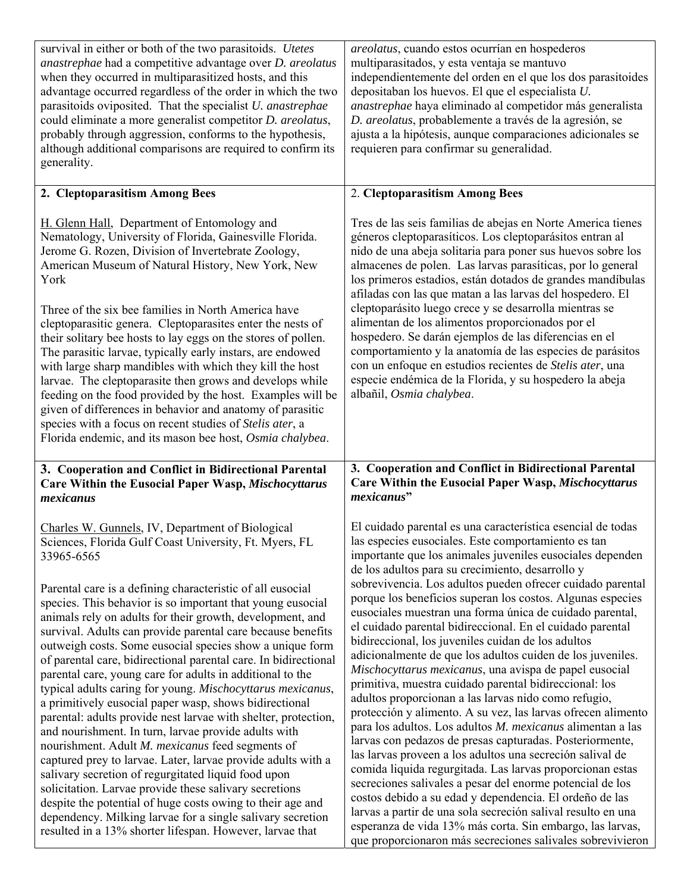survival in either or both of the two parasitoids. *Utetes anastrephae* had a competitive advantage over *D. areolatus* when they occurred in multiparasitized hosts, and this advantage occurred regardless of the order in which the two parasitoids oviposited. That the specialist *U. anastrephae* could eliminate a more generalist competitor *D. areolatus*, probably through aggression, conforms to the hypothesis, although additional comparisons are required to confirm its generality.

*areolatus*, cuando estos ocurrían en hospederos multiparasitados, y esta ventaja se mantuvo independientemente del orden en el que los dos parasitoides depositaban los huevos. El que el especialista *U. anastrephae* haya eliminado al competidor más generalista *D. areolatus*, probablemente a través de la agresión, se ajusta a la hipótesis, aunque comparaciones adicionales se requieren para confirmar su generalidad.

## 2. Cleptoparasitism Among Bees

H. Glenn Hall, Department of Entomology and Nematology, University of Florida, Gainesville Florida. Jerome G. Rozen, Division of Invertebrate Zoology, American Museum of Natural History, New York, New York

Three of the six bee families in North America have cleptoparasitic genera. Cleptoparasites enter the nests of their solitary bee hosts to lay eggs on the stores of pollen. The parasitic larvae, typically early instars, are endowed with large sharp mandibles with which they kill the host larvae. The cleptoparasite then grows and develops while feeding on the food provided by the host. Examples will be given of differences in behavior and anatomy of parasitic species with a focus on recent studies of *Stelis ater*, a Florida endemic, and its mason bee host, *Osmia chalybea*.

## 2. Cleptoparasitism Among Bees

Tres de las seis familias de abejas en Norte America tienes géneros cleptoparasíticos. Los cleptoparásitos entran al nido de una abeja solitaria para poner sus huevos sobre los almacenes de polen. Las larvas parasíticas, por lo general los primeros estadios, están dotados de grandes mandíbulas afiladas con las que matan a las larvas del hospedero. El cleptoparásito luego crece y se desarrolla mientras se alimentan de los alimentos proporcionados por el hospedero. Se darán ejemplos de las diferencias en el comportamiento y la anatomía de las especies de parásitos con un enfoque en estudios recientes de *Stelis ater*, una especie endémica de la Florida, y su hospedero la abeja albañil, *Osmia chalybea*.

## 3. Cooperation and Conflict in Bidirectional Parental Care Within the Eusocial Paper Wasp, *Mischocyttarus mexicanus*

Charles W. Gunnels, IV, Department of Biological Sciences, Florida Gulf Coast University, Ft. Myers, FL 33965-6565

Parental care is a defining characteristic of all eusocial species. This behavior is so important that young eusocial animals rely on adults for their growth, development, and survival. Adults can provide parental care because benefits outweigh costs. Some eusocial species show a unique form of parental care, bidirectional parental care. In bidirectional parental care, young care for adults in additional to the typical adults caring for young. *Mischocyttarus mexicanus*, a primitively eusocial paper wasp, shows bidirectional parental: adults provide nest larvae with shelter, protection, and nourishment. In turn, larvae provide adults with nourishment. Adult *M. mexicanus* feed segments of captured prey to larvae. Later, larvae provide adults with a salivary secretion of regurgitated liquid food upon solicitation. Larvae provide these salivary secretions despite the potential of huge costs owing to their age and dependency. Milking larvae for a single salivary secretion resulted in a 13% shorter lifespan. However, larvae that

## 3. Cooperation and Conflict in Bidirectional Parental Care Within the Eusocial Paper Wasp, *Mischocyttarus mexicanus*"

El cuidado parental es una característica esencial de todas las especies eusociales. Este comportamiento es tan importante que los animales juveniles eusociales dependen de los adultos para su crecimiento, desarrollo y sobrevivencia. Los adultos pueden ofrecer cuidado parental porque los beneficios superan los costos. Algunas especies eusociales muestran una forma única de cuidado parental, el cuidado parental bidireccional. En el cuidado parental bidireccional, los juveniles cuidan de los adultos adicionalmente de que los adultos cuiden de los juveniles. *Mischocyttarus mexicanus*, una avispa de papel eusocial primitiva, muestra cuidado parental bidireccional: los adultos proporcionan a las larvas nido como refugio, protección y alimento. A su vez, las larvas ofrecen alimento para los adultos. Los adultos *M. mexicanus* alimentan a las larvas con pedazos de presas capturadas. Posteriormente, las larvas proveen a los adultos una secreción salival de comida liquida regurgitada. Las larvas proporcionan estas secreciones salivales a pesar del enorme potencial de los costos debido a su edad y dependencia. El ordeño de las larvas a partir de una sola secreción salival resulto en una esperanza de vida 13% más corta. Sin embargo, las larvas, que proporcionaron más secreciones salivales sobrevivieron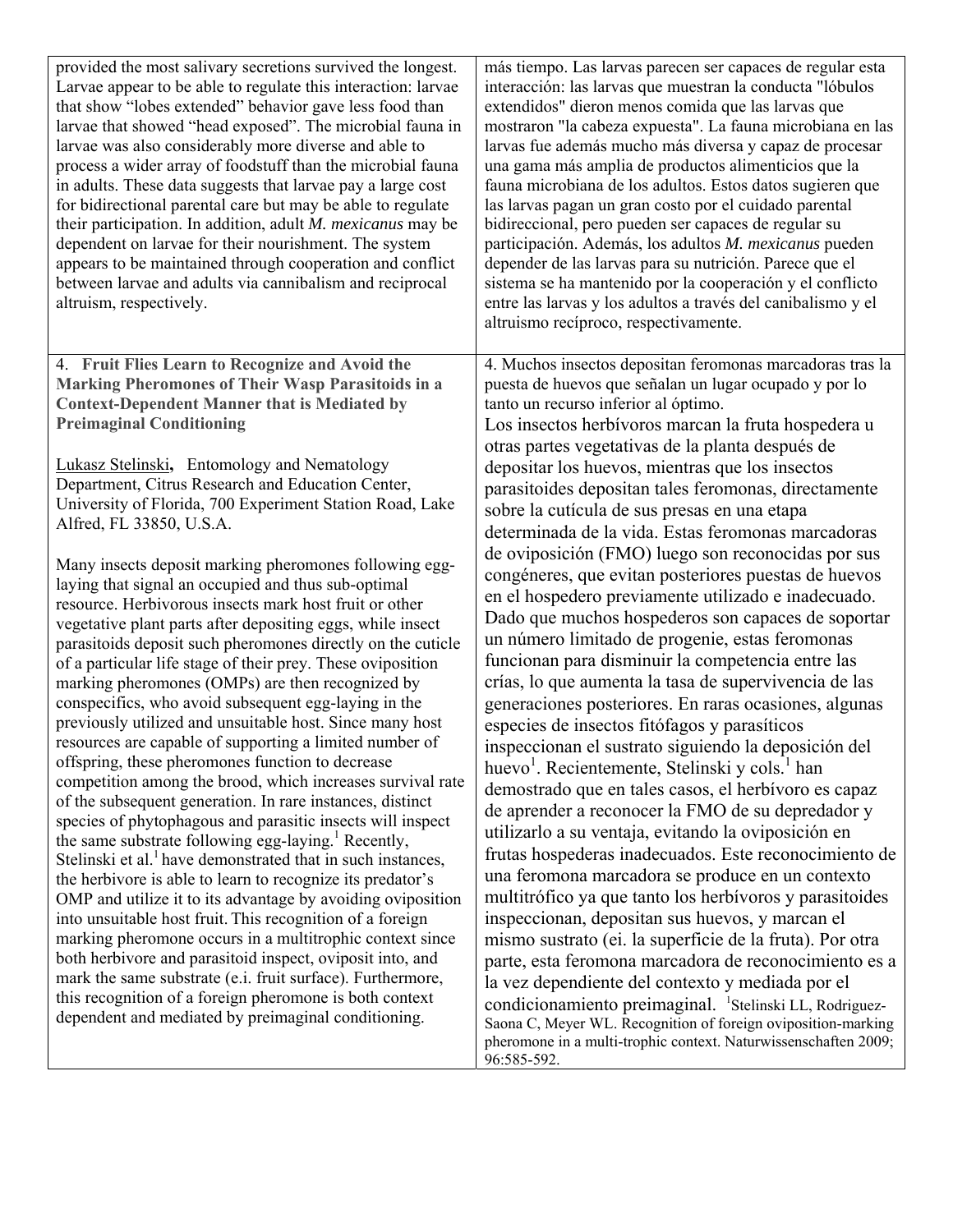| | |
|---|---|
| provided the most salivary secretions survived the longest. Larvae appear to be able to regulate this interaction: larvae that show "lobes extended" behavior gave less food than larvae that showed "head exposed". The microbial fauna in larvae was also considerably more diverse and able to process a wider array of foodstuff than the microbial fauna in adults. These data suggests that larvae pay a large cost for bidirectional parental care but may be able to regulate their participation. In addition, adult *M. mexicanus* may be dependent on larvae for their nourishment. The system appears to be maintained through cooperation and conflict between larvae and adults via cannibalism and reciprocal altruism, respectively. | más tiempo. Las larvas parecen ser capaces de regular esta interacción: las larvas que muestran la conducta "lóbulos extendidos" dieron menos comida que las larvas que mostraron "la cabeza expuesta". La fauna microbiana en las larvas fue además mucho más diversa y capaz de procesar una gama más amplia de productos alimenticios que la fauna microbiana de los adultos. Estos datos sugieren que las larvas pagan un gran costo por el cuidado parental bidireccional, pero pueden ser capaces de regular su participación. Además, los adultos *M. mexicanus* pueden depender de las larvas para su nutrición. Parece que el sistema se ha mantenido por la cooperación y el conflicto entre las larvas y los adultos a través del canibalismo y el altruismo recíproco, respectivamente. |
| 4. **Fruit Flies Learn to Recognize and Avoid the Marking Pheromones of Their Wasp Parasitoids in a Context-Dependent Manner that is Mediated by Preimaginal Conditioning**<br><br>Lukasz Stelinski**,** Entomology and Nematology Department, Citrus Research and Education Center, University of Florida, 700 Experiment Station Road, Lake Alfred, FL 33850, U.S.A.<br><br>Many insects deposit marking pheromones following egg-laying that signal an occupied and thus sub-optimal resource. Herbivorous insects mark host fruit or other vegetative plant parts after depositing eggs, while insect parasitoids deposit such pheromones directly on the cuticle of a particular life stage of their prey. These oviposition marking pheromones (OMPs) are then recognized by conspecifics, who avoid subsequent egg-laying in the previously utilized and unsuitable host. Since many host resources are capable of supporting a limited number of offspring, these pheromones function to decrease competition among the brood, which increases survival rate of the subsequent generation. In rare instances, distinct species of phytophagous and parasitic insects will inspect the same substrate following egg-laying.[1] Recently, Stelinski et al.[1] have demonstrated that in such instances, the herbivore is able to learn to recognize its predator's OMP and utilize it to its advantage by avoiding oviposition into unsuitable host fruit. This recognition of a foreign marking pheromone occurs in a multitrophic context since both herbivore and parasitoid inspect, oviposit into, and mark the same substrate (e.i. fruit surface). Furthermore, this recognition of a foreign pheromone is both context dependent and mediated by preimaginal conditioning. | 4. Muchos insectos depositan feromonas marcadoras tras la puesta de huevos que señalan un lugar ocupado y por lo tanto un recurso inferior al óptimo.<br>Los insectos herbívoros marcan la fruta hospedera u otras partes vegetativas de la planta después de depositar los huevos, mientras que los insectos parasitoides depositan tales feromonas, directamente sobre la cutícula de sus presas en una etapa determinada de la vida. Estas feromonas marcadoras de oviposición (FMO) luego son reconocidas por sus congéneres, que evitan posteriores puestas de huevos en el hospedero previamente utilizado e inadecuado. Dado que muchos hospederos son capaces de soportar un número limitado de progenie, estas feromonas funcionan para disminuir la competencia entre las crías, lo que aumenta la tasa de supervivencia de las generaciones posteriores. En raras ocasiones, algunas especies de insectos fitófagos y parasíticos inspeccionan el sustrato siguiendo la deposición del huevo[1]. Recientemente, Stelinski y cols.[1] han demostrado que en tales casos, el herbívoro es capaz de aprender a reconocer la FMO de su depredador y utilizarlo a su ventaja, evitando la oviposición en frutas hospederas inadecuados. Este reconocimiento de una feromona marcadora se produce en un contexto multitrófico ya que tanto los herbívoros y parasitoides inspeccionan, depositan sus huevos, y marcan el mismo sustrato (ei. la superficie de la fruta). Por otra parte, esta feromona marcadora de reconocimiento es a la vez dependiente del contexto y mediada por el condicionamiento preimaginal. [1]Stelinski LL, Rodriguez-Saona C, Meyer WL. Recognition of foreign oviposition-marking pheromone in a multi-trophic context. Naturwissenschaften 2009; 96:585-592. |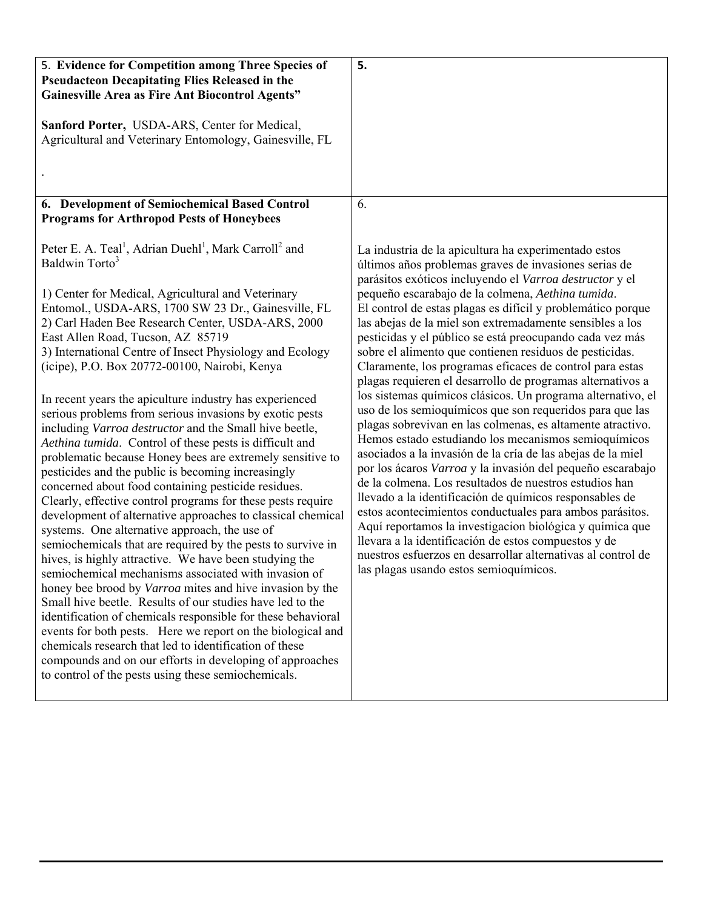5. **Evidence for Competition among Three Species of Pseudacteon Decapitating Flies Released in the Gainesville Area as Fire Ant Biocontrol Agents"**

**Sanford Porter,** USDA-ARS, Center for Medical, Agricultural and Veterinary Entomology, Gainesville, FL

.

**5.**

**6. Development of Semiochemical Based Control Programs for Arthropod Pests of Honeybees**

Peter E. A. Teal[1], Adrian Duehl[1], Mark Carroll[2] and Baldwin Torto[3]

1) Center for Medical, Agricultural and Veterinary Entomol., USDA-ARS, 1700 SW 23 Dr., Gainesville, FL
2) Carl Haden Bee Research Center, USDA-ARS, 2000 East Allen Road, Tucson, AZ 85719
3) International Centre of Insect Physiology and Ecology (icipe), P.O. Box 20772-00100, Nairobi, Kenya

In recent years the apiculture industry has experienced serious problems from serious invasions by exotic pests including *Varroa destructor* and the Small hive beetle, *Aethina tumida*. Control of these pests is difficult and problematic because Honey bees are extremely sensitive to pesticides and the public is becoming increasingly concerned about food containing pesticide residues. Clearly, effective control programs for these pests require development of alternative approaches to classical chemical systems. One alternative approach, the use of semiochemicals that are required by the pests to survive in hives, is highly attractive. We have been studying the semiochemical mechanisms associated with invasion of honey bee brood by *Varroa* mites and hive invasion by the Small hive beetle. Results of our studies have led to the identification of chemicals responsible for these behavioral events for both pests. Here we report on the biological and chemicals research that led to identification of these compounds and on our efforts in developing of approaches to control of the pests using these semiochemicals.

6.

La industria de la apicultura ha experimentado estos últimos años problemas graves de invasiones serias de parásitos exóticos incluyendo el *Varroa destructor* y el pequeño escarabajo de la colmena, *Aethina tumida*. El control de estas plagas es difícil y problemático porque las abejas de la miel son extremadamente sensibles a los pesticidas y el público se está preocupando cada vez más sobre el alimento que contienen residuos de pesticidas. Claramente, los programas eficaces de control para estas plagas requieren el desarrollo de programas alternativos a los sistemas químicos clásicos. Un programa alternativo, el uso de los semioquímicos que son requeridos para que las plagas sobrevivan en las colmenas, es altamente atractivo. Hemos estado estudiando los mecanismos semioquímicos asociados a la invasión de la cría de las abejas de la miel por los ácaros *Varroa* y la invasión del pequeño escarabajo de la colmena. Los resultados de nuestros estudios han llevado a la identificación de químicos responsables de estos acontecimientos conductuales para ambos parásitos. Aquí reportamos la investigacion biológica y química que llevara a la identificación de estos compuestos y de nuestros esfuerzos en desarrollar alternativas al control de las plagas usando estos semioquímicos.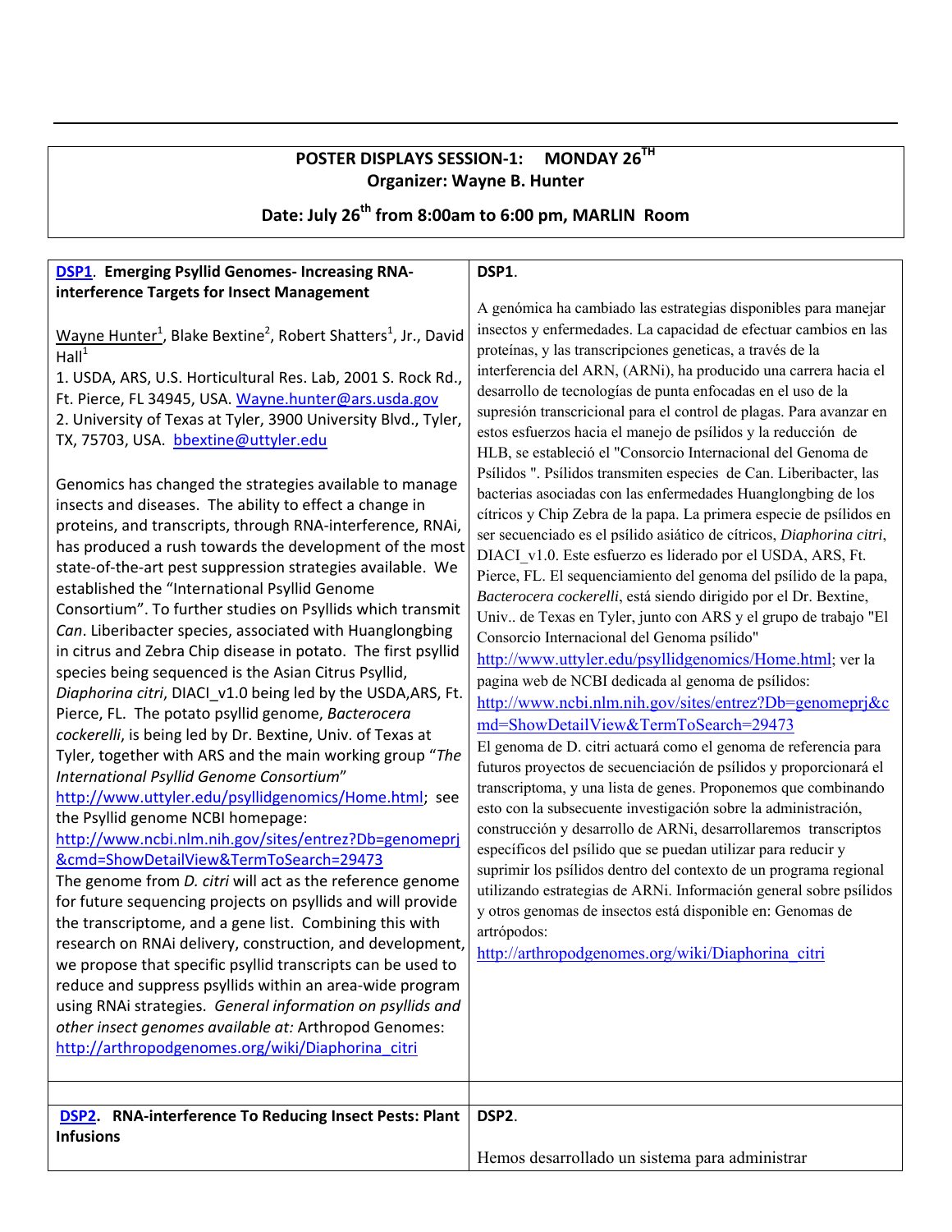## POSTER DISPLAYS SESSION-1: MONDAY 26TH

**Organizer: Wayne B. Hunter**

**Date: July 26th from 8:00am to 6:00 pm, MARLIN Room**

---

### DSP1. Emerging Psyllid Genomes- Increasing RNA-interference Targets for Insect Management

Wayne Hunter[1], Blake Bextine[2], Robert Shatters[1], Jr., David Hall[1]

1. USDA, ARS, U.S. Horticultural Res. Lab, 2001 S. Rock Rd., Ft. Pierce, FL 34945, USA. Wayne.hunter@ars.usda.gov
2. University of Texas at Tyler, 3900 University Blvd., Tyler, TX, 75703, USA. bbextine@uttyler.edu

Genomics has changed the strategies available to manage insects and diseases. The ability to effect a change in proteins, and transcripts, through RNA-interference, RNAi, has produced a rush towards the development of the most state-of-the-art pest suppression strategies available. We established the "International Psyllid Genome Consortium". To further studies on Psyllids which transmit *Can*. Liberibacter species, associated with Huanglongbing in citrus and Zebra Chip disease in potato. The first psyllid species being sequenced is the Asian Citrus Psyllid, *Diaphorina citri*, DIACI_v1.0 being led by the USDA,ARS, Ft. Pierce, FL. The potato psyllid genome, *Bacterocera cockerelli*, is being led by Dr. Bextine, Univ. of Texas at Tyler, together with ARS and the main working group "*The International Psyllid Genome Consortium*" http://www.uttyler.edu/psyllidgenomics/Home.html; see the Psyllid genome NCBI homepage: http://www.ncbi.nlm.nih.gov/sites/entrez?Db=genomeprj&cmd=ShowDetailView&TermToSearch=29473
The genome from *D. citri* will act as the reference genome for future sequencing projects on psyllids and will provide the transcriptome, and a gene list. Combining this with research on RNAi delivery, construction, and development, we propose that specific psyllid transcripts can be used to reduce and suppress psyllids within an area-wide program using RNAi strategies. *General information on psyllids and other insect genomes available at:* Arthropod Genomes: http://arthropodgenomes.org/wiki/Diaphorina_citri

**DSP1.**

A genómica ha cambiado las estrategias disponibles para manejar insectos y enfermedades. La capacidad de efectuar cambios en las proteínas, y las transcripciones geneticas, a través de la interferencia del ARN, (ARNi), ha producido una carrera hacia el desarrollo de tecnologías de punta enfocadas en el uso de la supresión transcricional para el control de plagas. Para avanzar en estos esfuerzos hacia el manejo de psílidos y la reducción de HLB, se estableció el "Consorcio Internacional del Genoma de Psílidos ". Psílidos transmiten especies de Can. Liberibacter, las bacterias asociadas con las enfermedades Huanglongbing de los cítricos y Chip Zebra de la papa. La primera especie de psílidos en ser secuenciado es el psílido asiático de cítricos, *Diaphorina citri*, DIACI_v1.0. Este esfuerzo es liderado por el USDA, ARS, Ft. Pierce, FL. El sequenciamiento del genoma del psílido de la papa, *Bacterocera cockerelli*, está siendo dirigido por el Dr. Bextine, Univ.. de Texas en Tyler, junto con ARS y el grupo de trabajo "El Consorcio Internacional del Genoma psílido" http://www.uttyler.edu/psyllidgenomics/Home.html; ver la pagina web de NCBI dedicada al genoma de psílidos: http://www.ncbi.nlm.nih.gov/sites/entrez?Db=genomeprj&cmd=ShowDetailView&TermToSearch=29473
El genoma de D. citri actuará como el genoma de referencia para futuros proyectos de secuenciación de psílidos y proporcionará el transcriptoma, y una lista de genes. Proponemos que combinando esto con la subsecuente investigación sobre la administración, construcción y desarrollo de ARNi, desarrollaremos transcriptos específicos del psílido que se puedan utilizar para reducir y suprimir los psílidos dentro del contexto de un programa regional utilizando estrategias de ARNi. Información general sobre psílidos y otros genomas de insectos está disponible en: Genomas de artrópodos: http://arthropodgenomes.org/wiki/Diaphorina_citri

---

### DSP2. RNA-interference To Reducing Insect Pests: Plant Infusions

**DSP2.**

Hemos desarrollado un sistema para administrar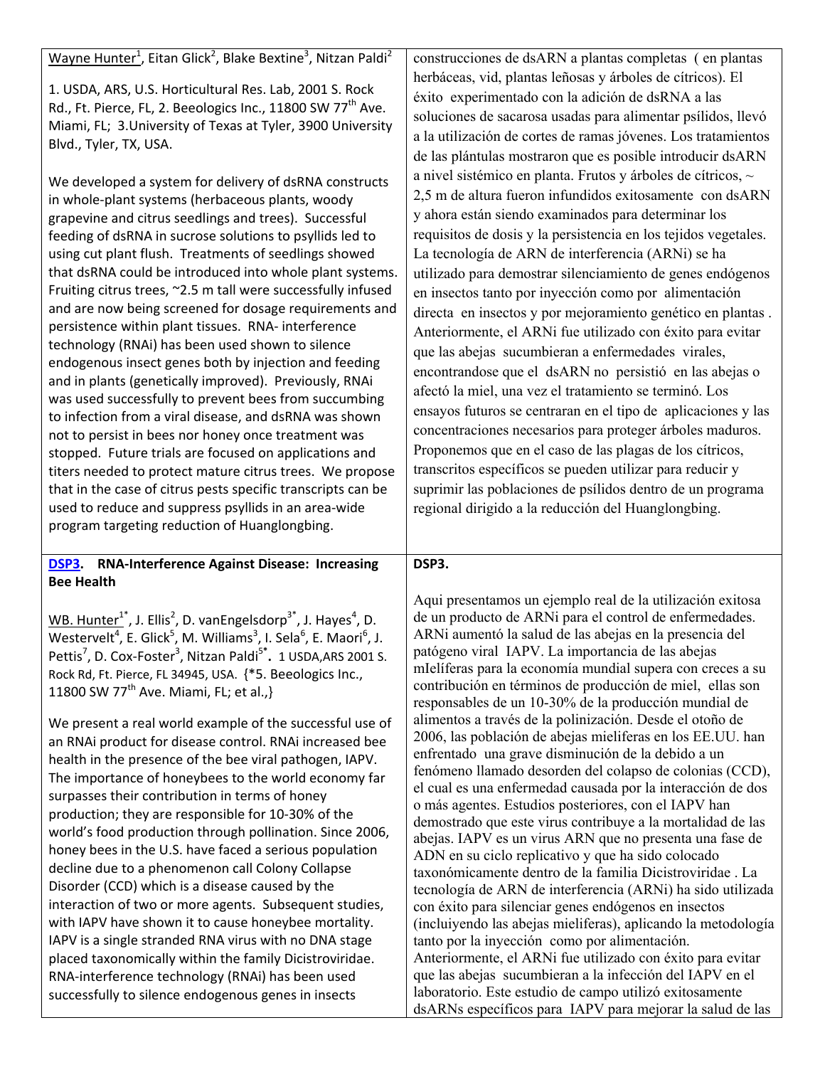Wayne Hunter[1], Eitan Glick[2], Blake Bextine[3], Nitzan Paldi[2]

1. USDA, ARS, U.S. Horticultural Res. Lab, 2001 S. Rock Rd., Ft. Pierce, FL, 2. Beeologics Inc., 11800 SW 77th Ave. Miami, FL; 3.University of Texas at Tyler, 3900 University Blvd., Tyler, TX, USA.

We developed a system for delivery of dsRNA constructs in whole-plant systems (herbaceous plants, woody grapevine and citrus seedlings and trees). Successful feeding of dsRNA in sucrose solutions to psyllids led to using cut plant flush. Treatments of seedlings showed that dsRNA could be introduced into whole plant systems. Fruiting citrus trees, ~2.5 m tall were successfully infused and are now being screened for dosage requirements and persistence within plant tissues. RNA- interference technology (RNAi) has been used shown to silence endogenous insect genes both by injection and feeding and in plants (genetically improved). Previously, RNAi was used successfully to prevent bees from succumbing to infection from a viral disease, and dsRNA was shown not to persist in bees nor honey once treatment was stopped. Future trials are focused on applications and titers needed to protect mature citrus trees. We propose that in the case of citrus pests specific transcripts can be used to reduce and suppress psyllids in an area-wide program targeting reduction of Huanglongbing.

construcciones de dsARN a plantas completas ( en plantas herbáceas, vid, plantas leñosas y árboles de cítricos). El éxito experimentado con la adición de dsRNA a las soluciones de sacarosa usadas para alimentar psílidos, llevó a la utilización de cortes de ramas jóvenes. Los tratamientos de las plántulas mostraron que es posible introducir dsARN a nivel sistémico en planta. Frutos y árboles de cítricos, ~ 2,5 m de altura fueron infundidos exitosamente con dsARN y ahora están siendo examinados para determinar los requisitos de dosis y la persistencia en los tejidos vegetales. La tecnología de ARN de interferencia (ARNi) se ha utilizado para demostrar silenciamiento de genes endógenos en insectos tanto por inyección como por alimentación directa en insectos y por mejoramiento genético en plantas . Anteriormente, el ARNi fue utilizado con éxito para evitar que las abejas sucumbieran a enfermedades virales, encontrandose que el dsARN no persistió en las abejas o afectó la miel, una vez el tratamiento se terminó. Los ensayos futuros se centraran en el tipo de aplicaciones y las concentraciones necesarios para proteger árboles maduros. Proponemos que en el caso de las plagas de los cítricos, transcritos específicos se pueden utilizar para reducir y suprimir las poblaciones de psílidos dentro de un programa regional dirigido a la reducción del Huanglongbing.

## DSP3. RNA-Interference Against Disease: Increasing Bee Health

WB. Hunter[1*], J. Ellis[2], D. vanEngelsdorp[3*], J. Hayes[4], D. Westervelt[4], E. Glick[5], M. Williams[3], I. Sela[6], E. Maori[6], J. Pettis[7], D. Cox-Foster[3], Nitzan Paldi[5*]. 1 USDA,ARS 2001 S. Rock Rd, Ft. Pierce, FL 34945, USA. {*5. Beeologics Inc., 11800 SW 77th Ave. Miami, FL; et al.,}

We present a real world example of the successful use of an RNAi product for disease control. RNAi increased bee health in the presence of the bee viral pathogen, IAPV. The importance of honeybees to the world economy far surpasses their contribution in terms of honey production; they are responsible for 10-30% of the world's food production through pollination. Since 2006, honey bees in the U.S. have faced a serious population decline due to a phenomenon call Colony Collapse Disorder (CCD) which is a disease caused by the interaction of two or more agents. Subsequent studies, with IAPV have shown it to cause honeybee mortality. IAPV is a single stranded RNA virus with no DNA stage placed taxonomically within the family Dicistroviridae. RNA-interference technology (RNAi) has been used successfully to silence endogenous genes in insects

## DSP3.

Aqui presentamos un ejemplo real de la utilización exitosa de un producto de ARNi para el control de enfermedades. ARNi aumentó la salud de las abejas en la presencia del patógeno viral IAPV. La importancia de las abejas mIelíferas para la economía mundial supera con creces a su contribución en términos de producción de miel, ellas son responsables de un 10-30% de la producción mundial de alimentos a través de la polinización. Desde el otoño de 2006, las población de abejas mieliferas en los EE.UU. han enfrentado una grave disminución de la debido a un fenómeno llamado desorden del colapso de colonias (CCD), el cual es una enfermedad causada por la interacción de dos o más agentes. Estudios posteriores, con el IAPV han demostrado que este virus contribuye a la mortalidad de las abejas. IAPV es un virus ARN que no presenta una fase de ADN en su ciclo replicativo y que ha sido colocado taxonómicamente dentro de la familia Dicistroviridae . La tecnología de ARN de interferencia (ARNi) ha sido utilizada con éxito para silenciar genes endógenos en insectos (incluyendo las abejas mieliferas), aplicando la metodología tanto por la inyección como por alimentación. Anteriormente, el ARNi fue utilizado con éxito para evitar que las abejas sucumbieran a la infección del IAPV en el laboratorio. Este estudio de campo utilizó exitosamente dsARNs específicos para IAPV para mejorar la salud de las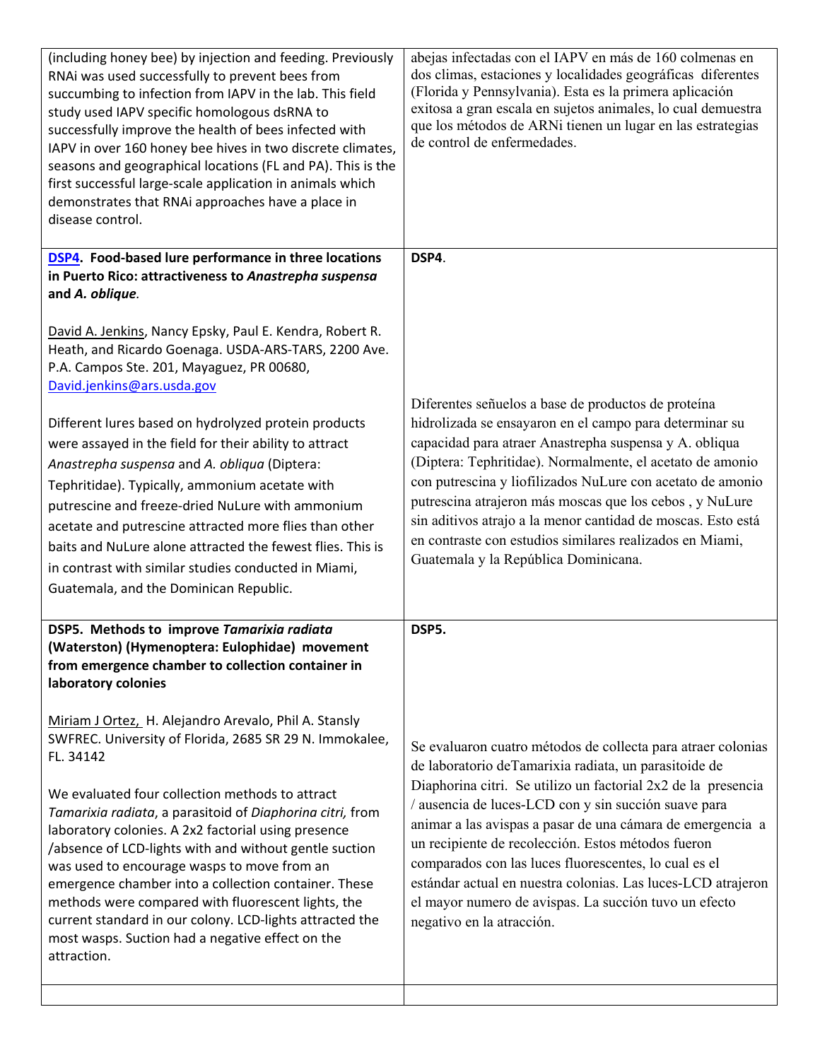| | |
|---|---|
| (including honey bee) by injection and feeding. Previously RNAi was used successfully to prevent bees from succumbing to infection from IAPV in the lab. This field study used IAPV specific homologous dsRNA to successfully improve the health of bees infected with IAPV in over 160 honey bee hives in two discrete climates, seasons and geographical locations (FL and PA). This is the first successful large-scale application in animals which demonstrates that RNAi approaches have a place in disease control. | abejas infectadas con el IAPV en más de 160 colmenas en dos climas, estaciones y localidades geográficas diferentes (Florida y Pennsylvania). Esta es la primera aplicación exitosa a gran escala en sujetos animales, lo cual demuestra que los métodos de ARNi tienen un lugar en las estrategias de control de enfermedades. |
| **DSP4. Food-based lure performance in three locations in Puerto Rico: attractiveness to *Anastrepha suspensa* and *A. oblique*.**<br><br>David A. Jenkins, Nancy Epsky, Paul E. Kendra, Robert R. Heath, and Ricardo Goenaga. USDA-ARS-TARS, 2200 Ave. P.A. Campos Ste. 201, Mayaguez, PR 00680, David.jenkins@ars.usda.gov<br><br>Different lures based on hydrolyzed protein products were assayed in the field for their ability to attract *Anastrepha suspensa* and *A. obliqua* (Diptera: Tephritidae). Typically, ammonium acetate with putrescine and freeze-dried NuLure with ammonium acetate and putrescine attracted more flies than other baits and NuLure alone attracted the fewest flies. This is in contrast with similar studies conducted in Miami, Guatemala, and the Dominican Republic. | **DSP4**.<br><br>Diferentes señuelos a base de productos de proteína hidrolizada se ensayaron en el campo para determinar su capacidad para atraer Anastrepha suspensa y A. obliqua (Diptera: Tephritidae). Normalmente, el acetato de amonio con putrescina y liofilizados NuLure con acetato de amonio putrescina atrajeron más moscas que los cebos , y NuLure sin aditivos atrajo a la menor cantidad de moscas. Esto está en contraste con estudios similares realizados en Miami, Guatemala y la República Dominicana. |
| **DSP5. Methods to improve *Tamarixia radiata* (Waterston) (Hymenoptera: Eulophidae) movement from emergence chamber to collection container in laboratory colonies**<br><br>Miriam J Ortez, H. Alejandro Arevalo, Phil A. Stansly SWFREC. University of Florida, 2685 SR 29 N. Immokalee, FL. 34142<br><br>We evaluated four collection methods to attract *Tamarixia radiata*, a parasitoid of *Diaphorina citri,* from laboratory colonies. A 2x2 factorial using presence /absence of LCD-lights with and without gentle suction was used to encourage wasps to move from an emergence chamber into a collection container. These methods were compared with fluorescent lights, the current standard in our colony. LCD-lights attracted the most wasps. Suction had a negative effect on the attraction. | **DSP5.**<br><br>Se evaluaron cuatro métodos de collecta para atraer colonias de laboratorio deTamarixia radiata, un parasitoide de Diaphorina citri. Se utilizo un factorial 2x2 de la presencia / ausencia de luces-LCD con y sin succión suave para animar a las avispas a pasar de una cámara de emergencia a un recipiente de recolección. Estos métodos fueron comparados con las luces fluorescentes, lo cual es el estándar actual en nuestra colonias. Las luces-LCD atrajeron el mayor numero de avispas. La succión tuvo un efecto negativo en la atracción. |
| | |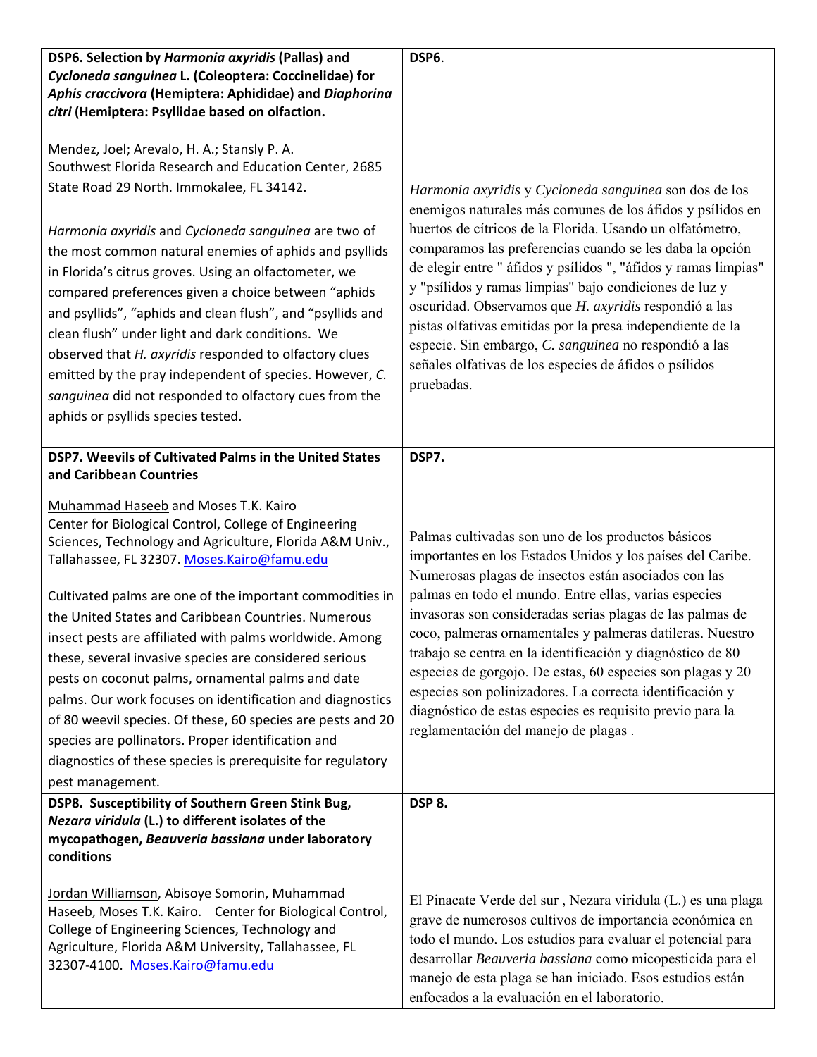| **DSP6. Selection by *Harmonia axyridis* (Pallas) and *Cycloneda sanguinea* L. (Coleoptera: Coccinelidae) for *Aphis craccivora* (Hemiptera: Aphididae) and *Diaphorina citri* (Hemiptera: Psyllidae based on olfaction.**<br><br><u>Mendez, Joel</u>; Arevalo, H. A.; Stansly P. A.<br>Southwest Florida Research and Education Center, 2685 State Road 29 North. Immokalee, FL 34142.<br><br>*Harmonia axyridis* and *Cycloneda sanguinea* are two of the most common natural enemies of aphids and psyllids in Florida's citrus groves. Using an olfactometer, we compared preferences given a choice between "aphids and psyllids", "aphids and clean flush", and "psyllids and clean flush" under light and dark conditions. We observed that *H. axyridis* responded to olfactory clues emitted by the pray independent of species. However, *C. sanguinea* did not responded to olfactory cues from the aphids or psyllids species tested. | **DSP6**.<br><br>*Harmonia axyridis* y *Cycloneda sanguinea* son dos de los enemigos naturales más comunes de los áfidos y psílidos en huertos de cítricos de la Florida. Usando un olfatómetro, comparamos las preferencias cuando se les daba la opción de elegir entre " áfidos y psílidos ", "áfidos y ramas limpias" y "psílidos y ramas limpias" bajo condiciones de luz y oscuridad. Observamos que *H. axyridis* respondió a las pistas olfativas emitidas por la presa independiente de la especie. Sin embargo, *C. sanguinea* no respondió a las señales olfativas de los especies de áfidos o psílidos pruebadas. |
|---|---|
| **DSP7. Weevils of Cultivated Palms in the United States and Caribbean Countries**<br><br><u>Muhammad Haseeb</u> and Moses T.K. Kairo<br>Center for Biological Control, College of Engineering Sciences, Technology and Agriculture, Florida A&M Univ., Tallahassee, FL 32307. Moses.Kairo@famu.edu<br><br>Cultivated palms are one of the important commodities in the United States and Caribbean Countries. Numerous insect pests are affiliated with palms worldwide. Among these, several invasive species are considered serious pests on coconut palms, ornamental palms and date palms. Our work focuses on identification and diagnostics of 80 weevil species. Of these, 60 species are pests and 20 species are pollinators. Proper identification and diagnostics of these species is prerequisite for regulatory pest management. | **DSP7.**<br><br>Palmas cultivadas son uno de los productos básicos importantes en los Estados Unidos y los países del Caribe. Numerosas plagas de insectos están asociados con las palmas en todo el mundo. Entre ellas, varias especies invasoras son consideradas serias plagas de las palmas de coco, palmeras ornamentales y palmeras datileras. Nuestro trabajo se centra en la identificación y diagnóstico de 80 especies de gorgojo. De estas, 60 especies son plagas y 20 especies son polinizadores. La correcta identificación y diagnóstico de estas especies es requisito previo para la reglamentación del manejo de plagas . |
| **DSP8. Susceptibility of Southern Green Stink Bug, *Nezara viridula* (L.) to different isolates of the mycopathogen, *Beauveria bassiana* under laboratory conditions**<br><br><u>Jordan Williamson</u>, Abisoye Somorin, Muhammad Haseeb, Moses T.K. Kairo. Center for Biological Control, College of Engineering Sciences, Technology and Agriculture, Florida A&M University, Tallahassee, FL 32307-4100. Moses.Kairo@famu.edu | **DSP 8.**<br><br>El Pinacate Verde del sur , Nezara viridula (L.) es una plaga grave de numerosos cultivos de importancia económica en todo el mundo. Los estudios para evaluar el potencial para desarrollar *Beauveria bassiana* como micopesticida para el manejo de esta plaga se han iniciado. Esos estudios están enfocados a la evaluación en el laboratorio. |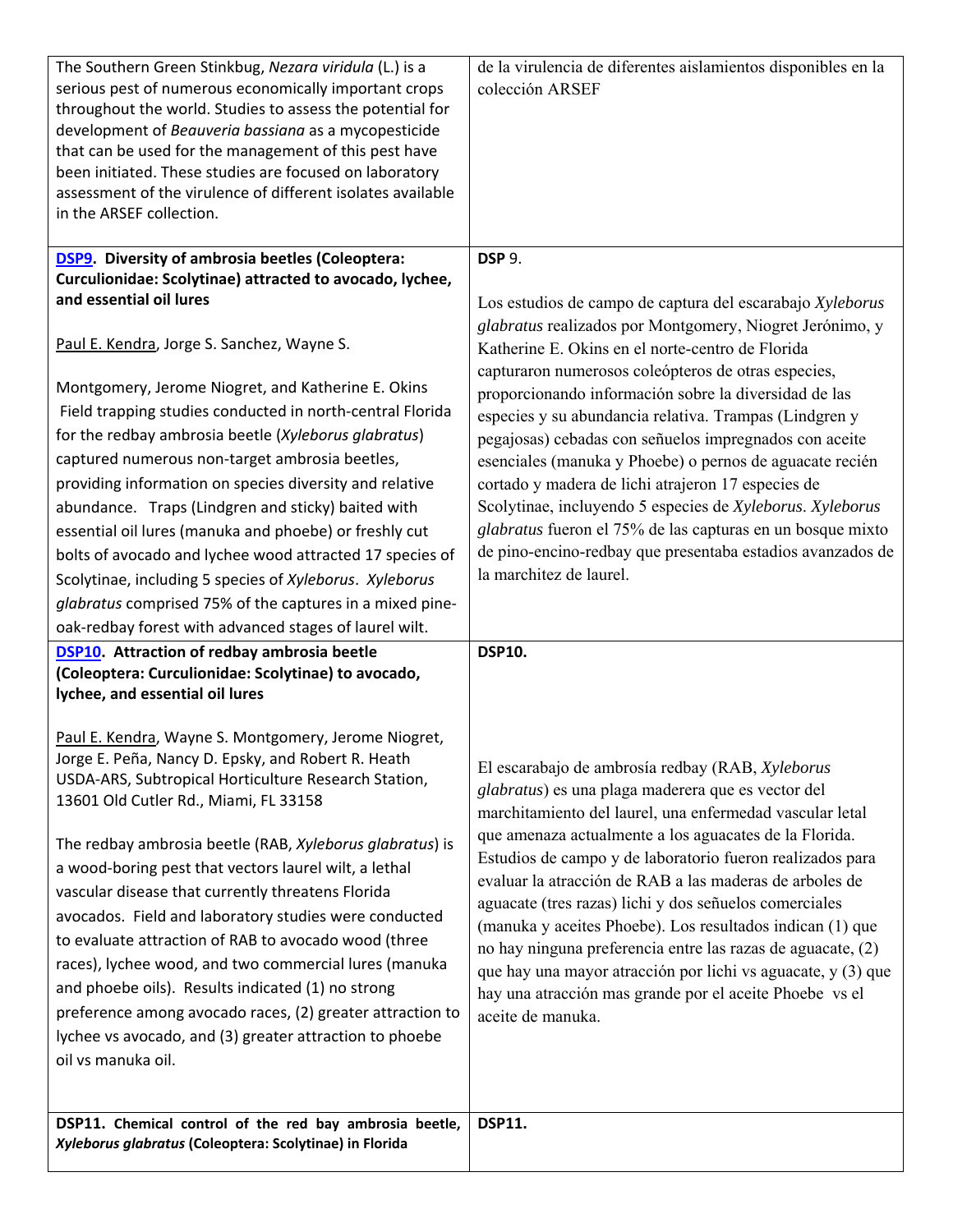| | |
|---|---|
| The Southern Green Stinkbug, *Nezara viridula* (L.) is a serious pest of numerous economically important crops throughout the world. Studies to assess the potential for development of *Beauveria bassiana* as a mycopesticide that can be used for the management of this pest have been initiated. These studies are focused on laboratory assessment of the virulence of different isolates available in the ARSEF collection. | de la virulencia de diferentes aislamientos disponibles en la colección ARSEF |
| **DSP9. Diversity of ambrosia beetles (Coleoptera: Curculionidae: Scolytinae) attracted to avocado, lychee, and essential oil lures**<br><br>Paul E. Kendra, Jorge S. Sanchez, Wayne S.<br><br>Montgomery, Jerome Niogret, and Katherine E. Okins<br>Field trapping studies conducted in north-central Florida for the redbay ambrosia beetle (*Xyleborus glabratus*) captured numerous non-target ambrosia beetles, providing information on species diversity and relative abundance. Traps (Lindgren and sticky) baited with essential oil lures (manuka and phoebe) or freshly cut bolts of avocado and lychee wood attracted 17 species of Scolytinae, including 5 species of *Xyleborus*. *Xyleborus glabratus* comprised 75% of the captures in a mixed pine-oak-redbay forest with advanced stages of laurel wilt. | **DSP** 9.<br><br>Los estudios de campo de captura del escarabajo *Xyleborus glabratus* realizados por Montgomery, Niogret Jerónimo, y Katherine E. Okins en el norte-centro de Florida capturaron numerosos coleópteros de otras especies, proporcionando información sobre la diversidad de las especies y su abundancia relativa. Trampas (Lindgren y pegajosas) cebadas con señuelos impregnados con aceite esenciales (manuka y Phoebe) o pernos de aguacate recién cortado y madera de lichi atrajeron 17 especies de Scolytinae, incluyendo 5 especies de *Xyleborus*. *Xyleborus glabratus* fueron el 75% de las capturas en un bosque mixto de pino-encino-redbay que presentaba estadios avanzados de la marchitez de laurel. |
| **DSP10. Attraction of redbay ambrosia beetle (Coleoptera: Curculionidae: Scolytinae) to avocado, lychee, and essential oil lures**<br><br>Paul E. Kendra, Wayne S. Montgomery, Jerome Niogret, Jorge E. Peña, Nancy D. Epsky, and Robert R. Heath<br>USDA-ARS, Subtropical Horticulture Research Station, 13601 Old Cutler Rd., Miami, FL 33158<br><br>The redbay ambrosia beetle (RAB, *Xyleborus glabratus*) is a wood-boring pest that vectors laurel wilt, a lethal vascular disease that currently threatens Florida avocados. Field and laboratory studies were conducted to evaluate attraction of RAB to avocado wood (three races), lychee wood, and two commercial lures (manuka and phoebe oils). Results indicated (1) no strong preference among avocado races, (2) greater attraction to lychee vs avocado, and (3) greater attraction to phoebe oil vs manuka oil. | **DSP10.**<br><br>El escarabajo de ambrosía redbay (RAB, *Xyleborus glabratus*) es una plaga maderera que es vector del marchitamiento del laurel, una enfermedad vascular letal que amenaza actualmente a los aguacates de la Florida. Estudios de campo y de laboratorio fueron realizados para evaluar la atracción de RAB a las maderas de arboles de aguacate (tres razas) lichi y dos señuelos comerciales (manuka y aceites Phoebe). Los resultados indican (1) que no hay ninguna preferencia entre las razas de aguacate, (2) que hay una mayor atracción por lichi vs aguacate, y (3) que hay una atracción mas grande por el aceite Phoebe vs el aceite de manuka. |
| **DSP11. Chemical control of the red bay ambrosia beetle, *Xyleborus glabratus* (Coleoptera: Scolytinae) in Florida** | **DSP11.** |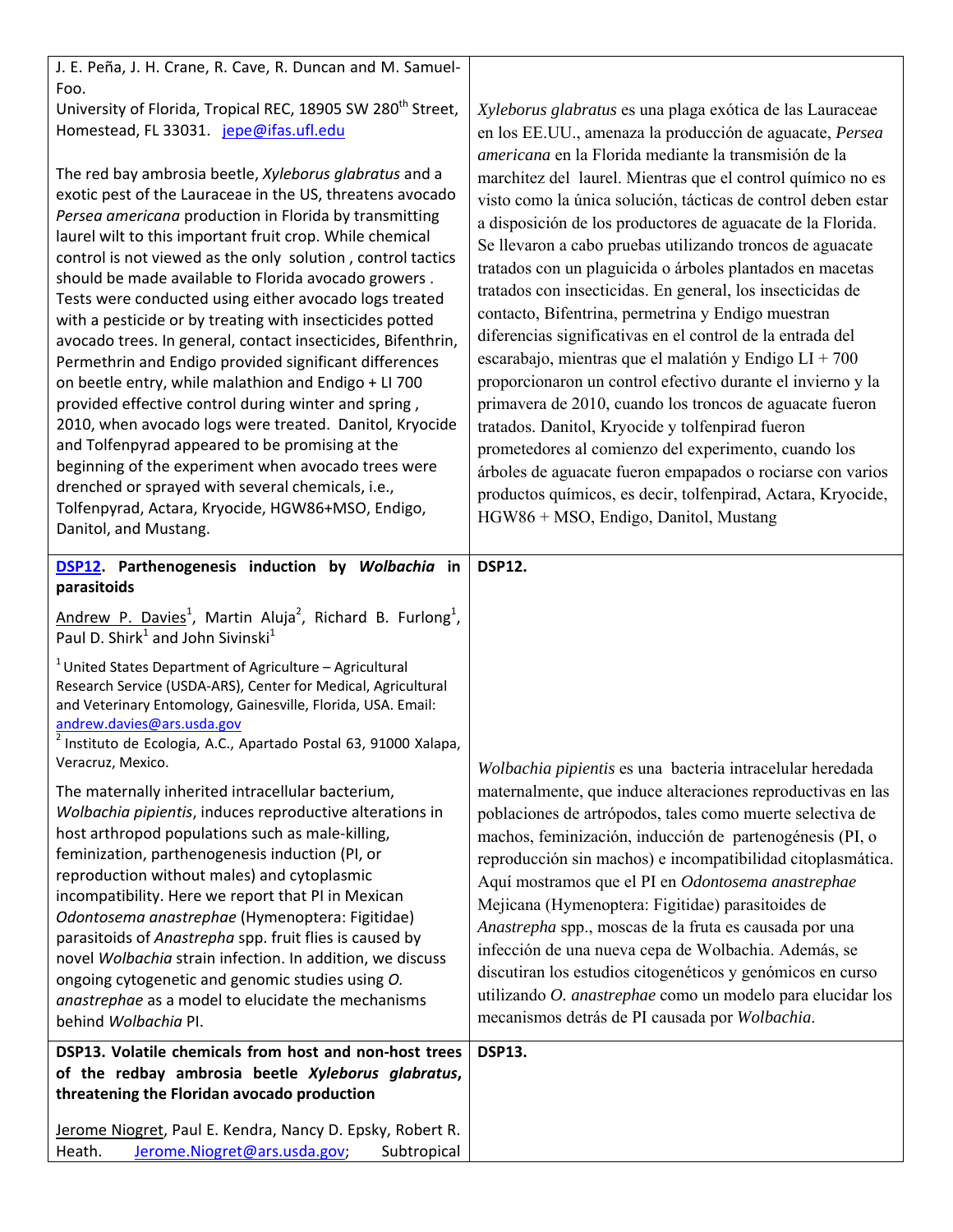J. E. Peña, J. H. Crane, R. Cave, R. Duncan and M. Samuel-Foo.
University of Florida, Tropical REC, 18905 SW 280th Street, Homestead, FL 33031. jepe@ifas.ufl.edu

The red bay ambrosia beetle, *Xyleborus glabratus* and a exotic pest of the Lauraceae in the US, threatens avocado *Persea americana* production in Florida by transmitting laurel wilt to this important fruit crop. While chemical control is not viewed as the only solution , control tactics should be made available to Florida avocado growers . Tests were conducted using either avocado logs treated with a pesticide or by treating with insecticides potted avocado trees. In general, contact insecticides, Bifenthrin, Permethrin and Endigo provided significant differences on beetle entry, while malathion and Endigo + LI 700 provided effective control during winter and spring , 2010, when avocado logs were treated. Danitol, Kryocide and Tolfenpyrad appeared to be promising at the beginning of the experiment when avocado trees were drenched or sprayed with several chemicals, i.e., Tolfenpyrad, Actara, Kryocide, HGW86+MSO, Endigo, Danitol, and Mustang.

*Xyleborus glabratus* es una plaga exótica de las Lauraceae en los EE.UU., amenaza la producción de aguacate, *Persea americana* en la Florida mediante la transmisión de la marchitez del laurel. Mientras que el control químico no es visto como la única solución, tácticas de control deben estar a disposición de los productores de aguacate de la Florida. Se llevaron a cabo pruebas utilizando troncos de aguacate tratados con un plaguicida o árboles plantados en macetas tratados con insecticidas. En general, los insecticidas de contacto, Bifentrina, permetrina y Endigo muestran diferencias significativas en el control de la entrada del escarabajo, mientras que el malatión y Endigo LI + 700 proporcionaron un control efectivo durante el invierno y la primavera de 2010, cuando los troncos de aguacate fueron tratados. Danitol, Kryocide y tolfenpirad fueron prometedores al comienzo del experimento, cuando los árboles de aguacate fueron empapados o rociarse con varios productos químicos, es decir, tolfenpirad, Actara, Kryocide, HGW86 + MSO, Endigo, Danitol, Mustang

## DSP12. Parthenogenesis induction by *Wolbachia* in parasitoids

Andrew P. Davies[1], Martin Aluja[2], Richard B. Furlong[1], Paul D. Shirk[1] and John Sivinski[1]

[1] United States Department of Agriculture – Agricultural Research Service (USDA-ARS), Center for Medical, Agricultural and Veterinary Entomology, Gainesville, Florida, USA. Email: andrew.davies@ars.usda.gov
[2] Instituto de Ecologia, A.C., Apartado Postal 63, 91000 Xalapa, Veracruz, Mexico.

The maternally inherited intracellular bacterium, *Wolbachia pipientis*, induces reproductive alterations in host arthropod populations such as male-killing, feminization, parthenogenesis induction (PI, or reproduction without males) and cytoplasmic incompatibility. Here we report that PI in Mexican *Odontosema anastrephae* (Hymenoptera: Figitidae) parasitoids of *Anastrepha* spp. fruit flies is caused by novel *Wolbachia* strain infection. In addition, we discuss ongoing cytogenetic and genomic studies using *O. anastrephae* as a model to elucidate the mechanisms behind *Wolbachia* PI.

**DSP12.**

*Wolbachia pipientis* es una bacteria intracelular heredada maternalmente, que induce alteraciones reproductivas en las poblaciones de artrópodos, tales como muerte selectiva de machos, feminización, inducción de partenogénesis (PI, o reproducción sin machos) e incompatibilidad citoplasmática. Aquí mostramos que el PI en *Odontosema anastrephae* Mejicana (Hymenoptera: Figitidae) parasitoides de *Anastrepha* spp., moscas de la fruta es causada por una infección de una nueva cepa de Wolbachia. Además, se discutiran los estudios citogenéticos y genómicos en curso utilizando *O. anastrephae* como un modelo para elucidar los mecanismos detrás de PI causada por *Wolbachia*.

## DSP13. Volatile chemicals from host and non-host trees of the redbay ambrosia beetle *Xyleborus glabratus*, threatening the Floridan avocado production

Jerome Niogret, Paul E. Kendra, Nancy D. Epsky, Robert R. Heath. Jerome.Niogret@ars.usda.gov; Subtropical

**DSP13.**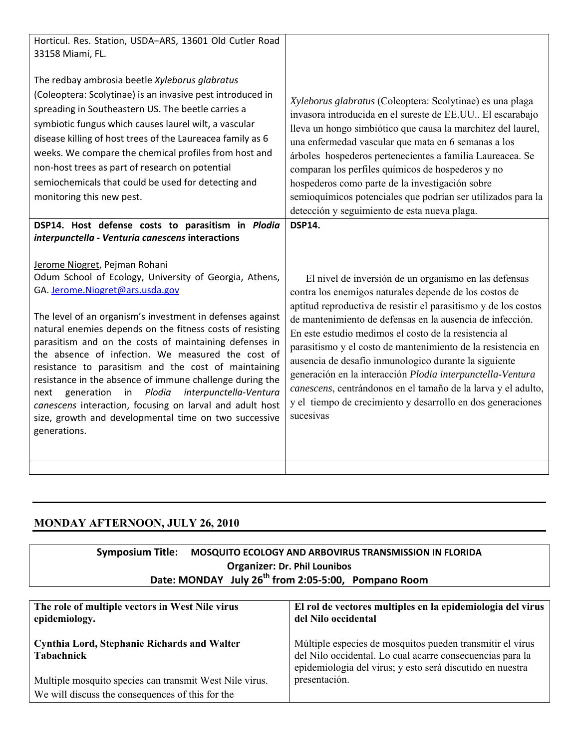| | |
|---|---|
| Horticul. Res. Station, USDA–ARS, 13601 Old Cutler Road 33158 Miami, FL.<br><br>The redbay ambrosia beetle *Xyleborus glabratus* (Coleoptera: Scolytinae) is an invasive pest introduced in spreading in Southeastern US. The beetle carries a symbiotic fungus which causes laurel wilt, a vascular disease killing of host trees of the Laureacea family as 6 weeks. We compare the chemical profiles from host and non-host trees as part of research on potential semiochemicals that could be used for detecting and monitoring this new pest. | *Xyleborus glabratus* (Coleoptera: Scolytinae) es una plaga invasora introducida en el sureste de EE.UU.. El escarabajo lleva un hongo simbiótico que causa la marchitez del laurel, una enfermedad vascular que mata en 6 semanas a los árboles hospederos pertenecientes a familia Laureacea. Se comparan los perfiles químicos de hospederos y no hospederos como parte de la investigación sobre semioquímicos potenciales que podrían ser utilizados para la detección y seguimiento de esta nueva plaga. |
| **DSP14. Host defense costs to parasitism in *Plodia interpunctella* - *Venturia canescens* interactions**<br><br><u>Jerome Niogret</u>, Pejman Rohani<br>Odum School of Ecology, University of Georgia, Athens, GA. Jerome.Niogret@ars.usda.gov<br><br>The level of an organism's investment in defenses against natural enemies depends on the fitness costs of resisting parasitism and on the costs of maintaining defenses in the absence of infection. We measured the cost of resistance to parasitism and the cost of maintaining resistance in the absence of immune challenge during the next generation in *Plodia interpunctella-Ventura canescens* interaction, focusing on larval and adult host size, growth and developmental time on two successive generations. | **DSP14.**<br><br>El nivel de inversión de un organismo en las defensas contra los enemigos naturales depende de los costos de aptitud reproductiva de resistir el parasitismo y de los costos de mantenimiento de defensas en la ausencia de infección. En este estudio medimos el costo de la resistencia al parasitismo y el costo de mantenimiento de la resistencia en ausencia de desafío inmunologico durante la siguiente generación en la interacción *Plodia interpunctella-Ventura canescens*, centrándonos en el tamaño de la larva y el adulto, y el tiempo de crecimiento y desarrollo en dos generaciones sucesivas |
| | |

## MONDAY AFTERNOON, JULY 26, 2010

**Symposium Title: MOSQUITO ECOLOGY AND ARBOVIRUS TRANSMISSION IN FLORIDA**
**Organizer: Dr. Phil Lounibos**
**Date: MONDAY July 26th from 2:05-5:00, Pompano Room**

| | |
|---|---|
| **The role of multiple vectors in West Nile virus epidemiology.**<br><br>**Cynthia Lord, Stephanie Richards and Walter Tabachnick**<br><br>Multiple mosquito species can transmit West Nile virus. We will discuss the consequences of this for the | **El rol de vectores multiples en la epidemiologia del virus del Nilo occidental**<br><br>Múltiple especies de mosquitos pueden transmitir el virus del Nilo occidental. Lo cual acarre consecuencias para la epidemiologia del virus; y esto será discutido en nuestra presentación. |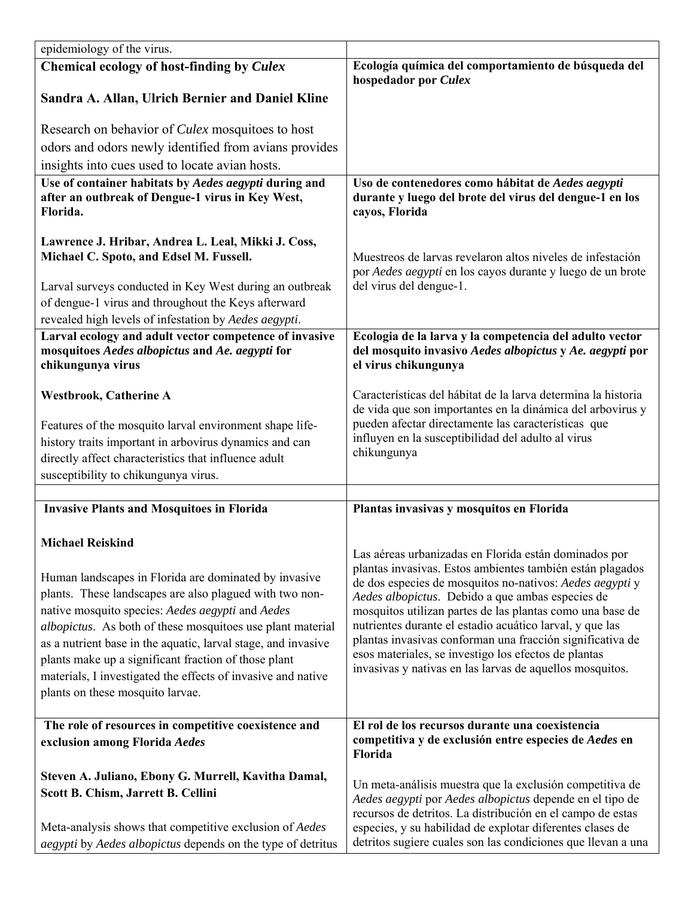| | |
|---|---|
| epidemiology of the virus. | |
| **Chemical ecology of host-finding by *Culex***<br><br>**Sandra A. Allan, Ulrich Bernier and Daniel Kline**<br><br>Research on behavior of *Culex* mosquitoes to host odors and odors newly identified from avians provides insights into cues used to locate avian hosts. | **Ecología química del comportamiento de búsqueda del hospedador por *Culex*** |
| **Use of container habitats by *Aedes aegypti* during and after an outbreak of Dengue-1 virus in Key West, Florida.**<br><br>**Lawrence J. Hribar, Andrea L. Leal, Mikki J. Coss, Michael C. Spoto, and Edsel M. Fussell.**<br><br>Larval surveys conducted in Key West during an outbreak of dengue-1 virus and throughout the Keys afterward revealed high levels of infestation by *Aedes aegypti*. | **Uso de contenedores como hábitat de *Aedes aegypti* durante y luego del brote del virus del dengue-1 en los cayos, Florida**<br><br>Muestreos de larvas revelaron altos niveles de infestación por *Aedes aegypti* en los cayos durante y luego de un brote del virus del dengue-1. |
| **Larval ecology and adult vector competence of invasive mosquitoes *Aedes albopictus* and *Ae. aegypti* for chikungunya virus**<br><br>**Westbrook, Catherine A**<br><br>Features of the mosquito larval environment shape life-history traits important in arbovirus dynamics and can directly affect characteristics that influence adult susceptibility to chikungunya virus. | **Ecologia de la larva y la competencia del adulto vector del mosquito invasivo *Aedes albopictus* y *Ae. aegypti* por el virus chikungunya**<br><br>Características del hábitat de la larva determina la historia de vida que son importantes en la dinámica del arbovirus y pueden afectar directamente las características que influyen en la susceptibilidad del adulto al virus chikungunya |
| | |
| **Invasive Plants and Mosquitoes in Florida**<br><br>**Michael Reiskind**<br><br>Human landscapes in Florida are dominated by invasive plants. These landscapes are also plagued with two non-native mosquito species: *Aedes aegypti* and *Aedes albopictus*. As both of these mosquitoes use plant material as a nutrient base in the aquatic, larval stage, and invasive plants make up a significant fraction of those plant materials, I investigated the effects of invasive and native plants on these mosquito larvae. | **Plantas invasivas y mosquitos en Florida**<br><br>Las aéreas urbanizadas en Florida están dominados por plantas invasivas. Estos ambientes también están plagados de dos especies de mosquitos no-nativos: *Aedes aegypti* y *Aedes albopictus*. Debido a que ambas especies de mosquitos utilizan partes de las plantas como una base de nutrientes durante el estadio acuático larval, y que las plantas invasivas conforman una fracción significativa de esos materiales, se investigo los efectos de plantas invasivas y nativas en las larvas de aquellos mosquitos. |
| **The role of resources in competitive coexistence and exclusion among Florida *Aedes***<br><br>**Steven A. Juliano, Ebony G. Murrell, Kavitha Damal, Scott B. Chism, Jarrett B. Cellini**<br><br>Meta-analysis shows that competitive exclusion of *Aedes aegypti* by *Aedes albopictus* depends on the type of detritus | **El rol de los recursos durante una coexistencia competitiva y de exclusión entre especies de *Aedes* en Florida**<br><br>Un meta-análisis muestra que la exclusión competitiva de *Aedes aegypti* por *Aedes albopictus* depende en el tipo de recursos de detritos. La distribución en el campo de estas especies, y su habilidad de explotar diferentes clases de detritos sugiere cuales son las condiciones que llevan a una |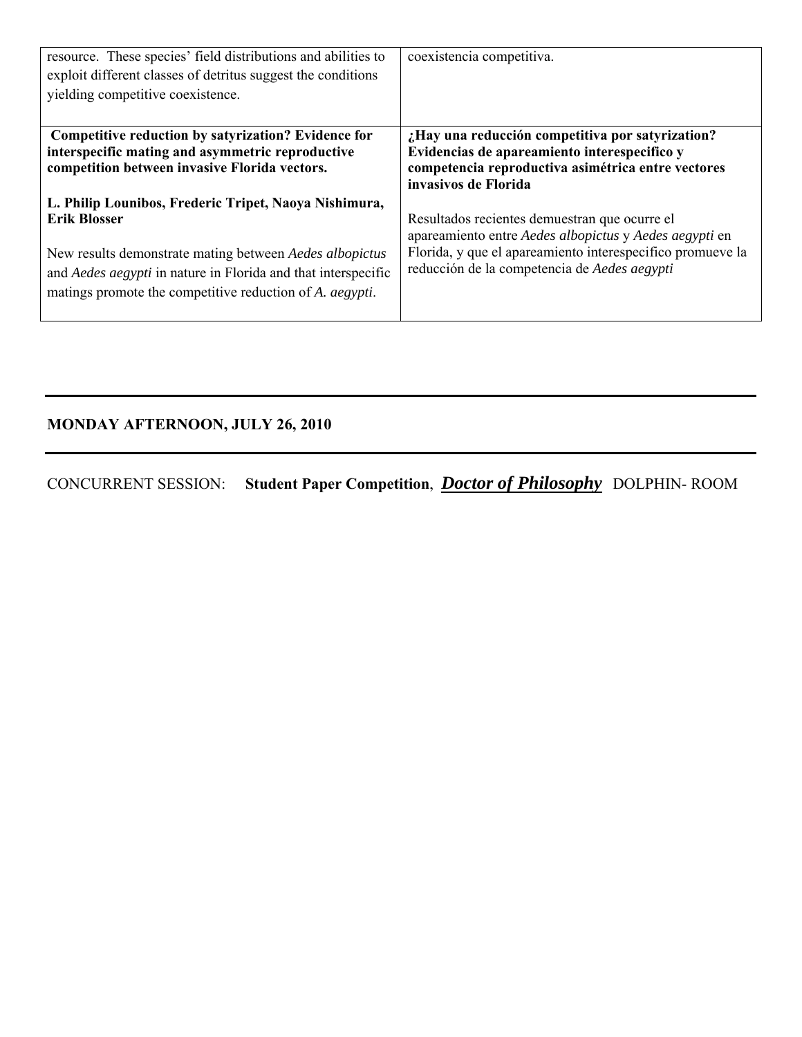| | |
|---|---|
| resource. These species' field distributions and abilities to exploit different classes of detritus suggest the conditions yielding competitive coexistence. | coexistencia competitiva. |
| **Competitive reduction by satyrization? Evidence for interspecific mating and asymmetric reproductive competition between invasive Florida vectors.**<br><br>**L. Philip Lounibos, Frederic Tripet, Naoya Nishimura, Erik Blosser**<br><br>New results demonstrate mating between *Aedes albopictus* and *Aedes aegypti* in nature in Florida and that interspecific matings promote the competitive reduction of *A. aegypti*. | **¿Hay una reducción competitiva por satyrization? Evidencias de apareamiento interespecifico y competencia reproductiva asimétrica entre vectores invasivos de Florida**<br><br>Resultados recientes demuestran que ocurre el apareamiento entre *Aedes albopictus* y *Aedes aegypti* en Florida, y que el apareamiento interespecifico promueve la reducción de la competencia de *Aedes aegypti* |

---

**MONDAY AFTERNOON, JULY 26, 2010**

---

CONCURRENT SESSION: **Student Paper Competition**, ***Doctor of Philosophy*** DOLPHIN- ROOM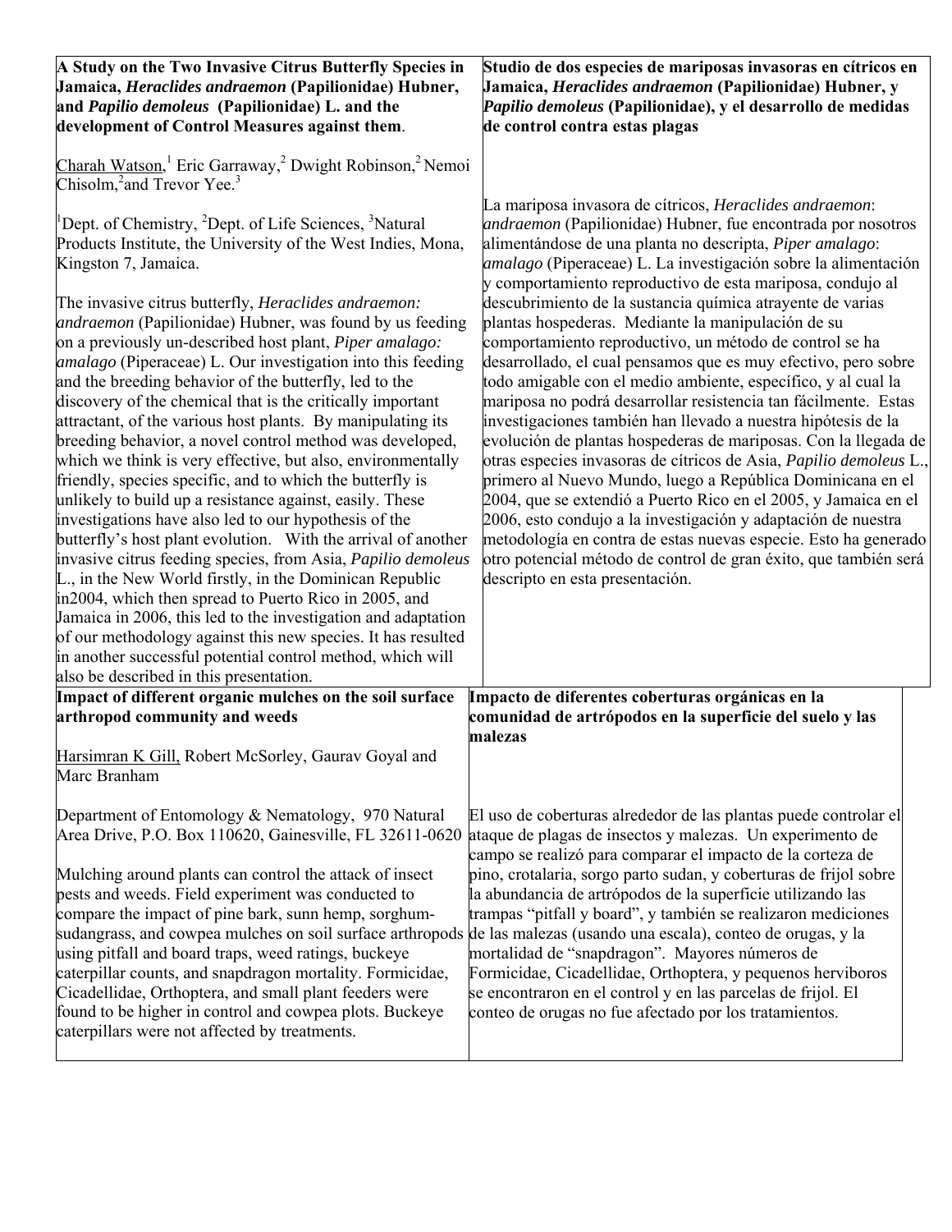**A Study on the Two Invasive Citrus Butterfly Species in Jamaica, *Heraclides andraemon* (Papilionidae) Hubner, and *Papilio demoleus* (Papilionidae) L. and the development of Control Measures against them**.

Charah Watson,[1] Eric Garraway,[2] Dwight Robinson,[2] Nemoi Chisolm,[2] and Trevor Yee.[3]

[1]Dept. of Chemistry, [2]Dept. of Life Sciences, [3]Natural Products Institute, the University of the West Indies, Mona, Kingston 7, Jamaica.

The invasive citrus butterfly, *Heraclides andraemon: andraemon* (Papilionidae) Hubner, was found by us feeding on a previously un-described host plant, *Piper amalago: amalago* (Piperaceae) L. Our investigation into this feeding and the breeding behavior of the butterfly, led to the discovery of the chemical that is the critically important attractant, of the various host plants. By manipulating its breeding behavior, a novel control method was developed, which we think is very effective, but also, environmentally friendly, species specific, and to which the butterfly is unlikely to build up a resistance against, easily. These investigations have also led to our hypothesis of the butterfly's host plant evolution. With the arrival of another invasive citrus feeding species, from Asia, *Papilio demoleus* L., in the New World firstly, in the Dominican Republic in2004, which then spread to Puerto Rico in 2005, and Jamaica in 2006, this led to the investigation and adaptation of our methodology against this new species. It has resulted in another successful potential control method, which will also be described in this presentation.

**Studio de dos especies de mariposas invasoras en cítricos en Jamaica, *Heraclides andraemon* (Papilionidae) Hubner, y *Papilio demoleus* (Papilionidae), y el desarrollo de medidas de control contra estas plagas**

La mariposa invasora de cítricos, *Heraclides andraemon*: *andraemon* (Papilionidae) Hubner, fue encontrada por nosotros alimentándose de una planta no descripta, *Piper amalago*: *amalago* (Piperaceae) L. La investigación sobre la alimentación y comportamiento reproductivo de esta mariposa, condujo al descubrimiento de la sustancia química atrayente de varias plantas hospederas. Mediante la manipulación de su comportamiento reproductivo, un método de control se ha desarrollado, el cual pensamos que es muy efectivo, pero sobre todo amigable con el medio ambiente, específico, y al cual la mariposa no podrá desarrollar resistencia tan fácilmente. Estas investigaciones también han llevado a nuestra hipótesis de la evolución de plantas hospederas de mariposas. Con la llegada de otras especies invasoras de cítricos de Asia, *Papilio demoleus* L., primero al Nuevo Mundo, luego a República Dominicana en el 2004, que se extendió a Puerto Rico en el 2005, y Jamaica en el 2006, esto condujo a la investigación y adaptación de nuestra metodología en contra de estas nuevas especie. Esto ha generado otro potencial método de control de gran éxito, que también será descripto en esta presentación.

**Impact of different organic mulches on the soil surface arthropod community and weeds**

Harsimran K Gill, Robert McSorley, Gaurav Goyal and Marc Branham

Department of Entomology & Nematology, 970 Natural Area Drive, P.O. Box 110620, Gainesville, FL 32611-0620

Mulching around plants can control the attack of insect pests and weeds. Field experiment was conducted to compare the impact of pine bark, sunn hemp, sorghum-sudangrass, and cowpea mulches on soil surface arthropods using pitfall and board traps, weed ratings, buckeye caterpillar counts, and snapdragon mortality. Formicidae, Cicadellidae, Orthoptera, and small plant feeders were found to be higher in control and cowpea plots. Buckeye caterpillars were not affected by treatments.

**Impacto de diferentes coberturas orgánicas en la comunidad de artrópodos en la superficie del suelo y las malezas**

El uso de coberturas alrededor de las plantas puede controlar el ataque de plagas de insectos y malezas. Un experimento de campo se realizó para comparar el impacto de la corteza de pino, crotalaria, sorgo parto sudan, y coberturas de frijol sobre la abundancia de artrópodos de la superficie utilizando las trampas "pitfall y board", y también se realizaron mediciones de las malezas (usando una escala), conteo de orugas, y la mortalidad de "snapdragon". Mayores números de Formicidae, Cicadellidae, Orthoptera, y pequenos herviboros se encontraron en el control y en las parcelas de frijol. El conteo de orugas no fue afectado por los tratamientos.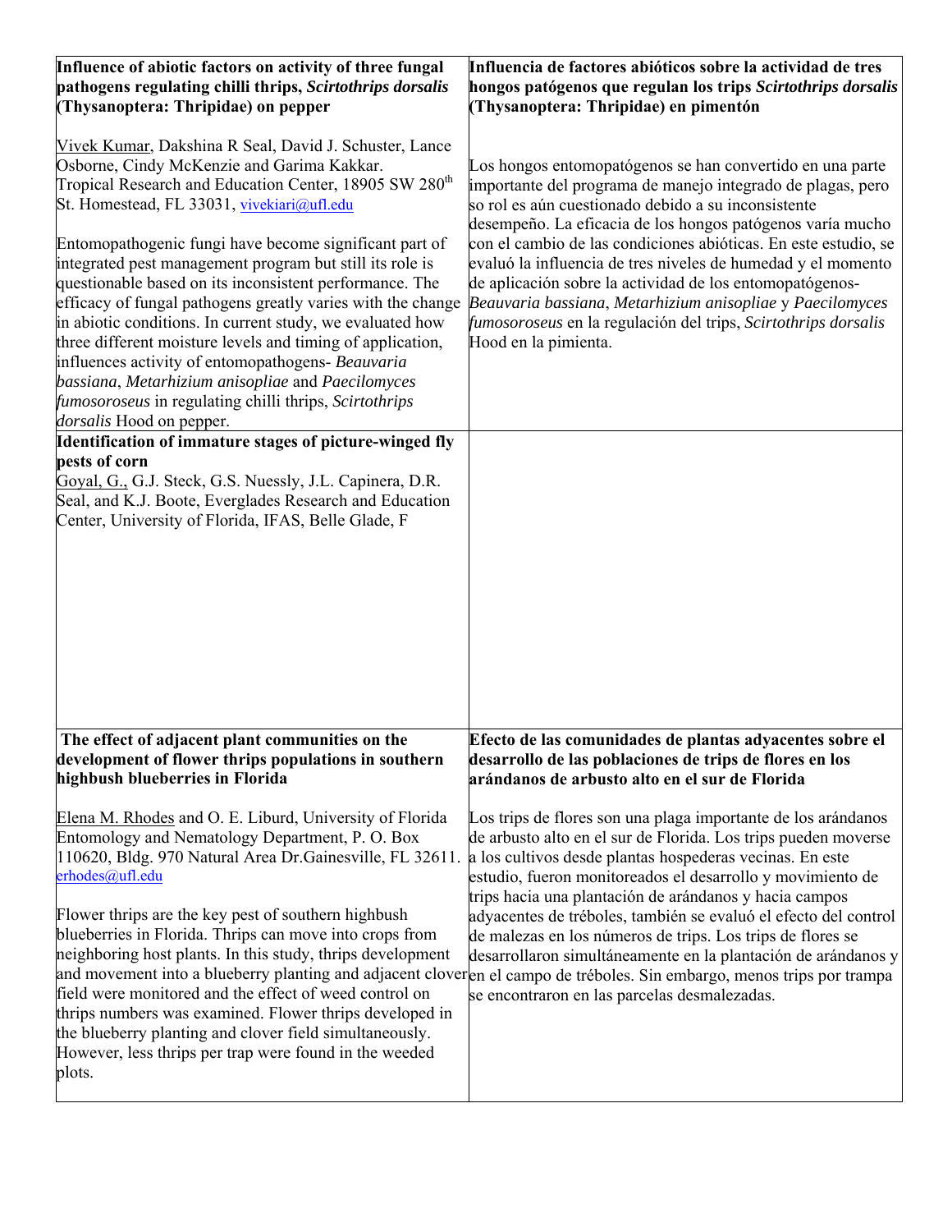| **Influence of abiotic factors on activity of three fungal pathogens regulating chilli thrips, *Scirtothrips dorsalis* (Thysanoptera: Thripidae) on pepper**<br><br>Vivek Kumar, Dakshina R Seal, David J. Schuster, Lance Osborne, Cindy McKenzie and Garima Kakkar. Tropical Research and Education Center, 18905 SW 280th St. Homestead, FL 33031, vivekiari@ufl.edu<br><br>Entomopathogenic fungi have become significant part of integrated pest management program but still its role is questionable based on its inconsistent performance. The efficacy of fungal pathogens greatly varies with the change in abiotic conditions. In current study, we evaluated how three different moisture levels and timing of application, influences activity of entomopathogens- *Beauvaria bassiana*, *Metarhizium anisopliae* and *Paecilomyces fumosoroseus* in regulating chilli thrips, *Scirtothrips dorsalis* Hood on pepper. | **Influencia de factores abióticos sobre la actividad de tres hongos patógenos que regulan los trips *Scirtothrips dorsalis* (Thysanoptera: Thripidae) en pimentón**<br><br>Los hongos entomopatógenos se han convertido en una parte importante del programa de manejo integrado de plagas, pero so rol es aún cuestionado debido a su inconsistente desempeño. La eficacia de los hongos patógenos varía mucho con el cambio de las condiciones abióticas. En este estudio, se evaluó la influencia de tres niveles de humedad y el momento de aplicación sobre la actividad de los entomopatógenos- *Beauvaria bassiana*, *Metarhizium anisopliae* y *Paecilomyces fumosoroseus* en la regulación del trips, *Scirtothrips dorsalis* Hood en la pimienta. |
|---|---|
| **Identification of immature stages of picture-winged fly pests of corn**<br>Goyal, G., G.J. Steck, G.S. Nuessly, J.L. Capinera, D.R. Seal, and K.J. Boote, Everglades Research and Education Center, University of Florida, IFAS, Belle Glade, F | |
| **The effect of adjacent plant communities on the development of flower thrips populations in southern highbush blueberries in Florida**<br><br>Elena M. Rhodes and O. E. Liburd, University of Florida Entomology and Nematology Department, P. O. Box 110620, Bldg. 970 Natural Area Dr.Gainesville, FL 32611. erhodes@ufl.edu<br><br>Flower thrips are the key pest of southern highbush blueberries in Florida. Thrips can move into crops from neighboring host plants. In this study, thrips development and movement into a blueberry planting and adjacent clover field were monitored and the effect of weed control on thrips numbers was examined. Flower thrips developed in the blueberry planting and clover field simultaneously. However, less thrips per trap were found in the weeded plots. | **Efecto de las comunidades de plantas adyacentes sobre el desarrollo de las poblaciones de trips de flores en los arándanos de arbusto alto en el sur de Florida**<br><br>Los trips de flores son una plaga importante de los arándanos de arbusto alto en el sur de Florida. Los trips pueden moverse a los cultivos desde plantas hospederas vecinas. En este estudio, fueron monitoreados el desarrollo y movimiento de trips hacia una plantación de arándanos y hacia campos adyacentes de tréboles, también se evaluó el efecto del control de malezas en los números de trips. Los trips de flores se desarrollaron simultáneamente en la plantación de arándanos y en el campo de tréboles. Sin embargo, menos trips por trampa se encontraron en las parcelas desmalezadas. |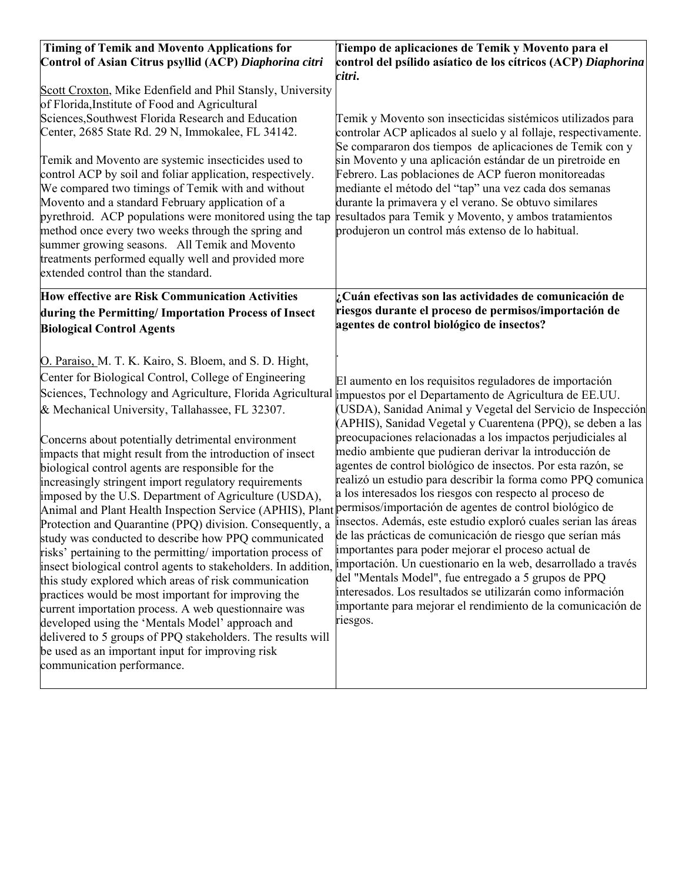### Timing of Temik and Movento Applications for Control of Asian Citrus psyllid (ACP) *Diaphorina citri*

Scott Croxton, Mike Edenfield and Phil Stansly, University of Florida,Institute of Food and Agricultural Sciences,Southwest Florida Research and Education Center, 2685 State Rd. 29 N, Immokalee, FL 34142.

Temik and Movento are systemic insecticides used to control ACP by soil and foliar application, respectively. We compared two timings of Temik with and without Movento and a standard February application of a pyrethroid. ACP populations were monitored using the tap method once every two weeks through the spring and summer growing seasons. All Temik and Movento treatments performed equally well and provided more extended control than the standard.

### Tiempo de aplicaciones de Temik y Movento para el control del psílido asiático de los cítricos (ACP) *Diaphorina citri*.

Temik y Movento son insecticidas sistémicos utilizados para controlar ACP aplicados al suelo y al follaje, respectivamente. Se compararon dos tiempos de aplicaciones de Temik con y sin Movento y una aplicación estándar de un piretroide en Febrero. Las poblaciones de ACP fueron monitoreadas mediante el método del "tap" una vez cada dos semanas durante la primavera y el verano. Se obtuvo similares resultados para Temik y Movento, y ambos tratamientos produjeron un control más extenso de lo habitual.

### How effective are Risk Communication Activities during the Permitting/ Importation Process of Insect Biological Control Agents

O. Paraiso, M. T. K. Kairo, S. Bloem, and S. D. Hight, Center for Biological Control, College of Engineering Sciences, Technology and Agriculture, Florida Agricultural & Mechanical University, Tallahassee, FL 32307.

Concerns about potentially detrimental environment impacts that might result from the introduction of insect biological control agents are responsible for the increasingly stringent import regulatory requirements imposed by the U.S. Department of Agriculture (USDA), Animal and Plant Health Inspection Service (APHIS), Plant Protection and Quarantine (PPQ) division. Consequently, a study was conducted to describe how PPQ communicated risks' pertaining to the permitting/ importation process of insect biological control agents to stakeholders. In addition, this study explored which areas of risk communication practices would be most important for improving the current importation process. A web questionnaire was developed using the 'Mentals Model' approach and delivered to 5 groups of PPQ stakeholders. The results will be used as an important input for improving risk communication performance.

### ¿Cuán efectivas son las actividades de comunicación de riesgos durante el proceso de permisos/importación de agentes de control biológico de insectos?

El aumento en los requisitos reguladores de importación impuestos por el Departamento de Agricultura de EE.UU. (USDA), Sanidad Animal y Vegetal del Servicio de Inspección (APHIS), Sanidad Vegetal y Cuarentena (PPQ), se deben a las preocupaciones relacionadas a los impactos perjudiciales al medio ambiente que pudieran derivar la introducción de agentes de control biológico de insectos. Por esta razón, se realizó un estudio para describir la forma como PPQ comunica a los interesados los riesgos con respecto al proceso de permisos/importación de agentes de control biológico de insectos. Además, este estudio exploró cuales serian las áreas de las prácticas de comunicación de riesgo que serían más importantes para poder mejorar el proceso actual de importación. Un cuestionario en la web, desarrollado a través del "Mentals Model", fue entregado a 5 grupos de PPQ interesados. Los resultados se utilizarán como información importante para mejorar el rendimiento de la comunicación de riesgos.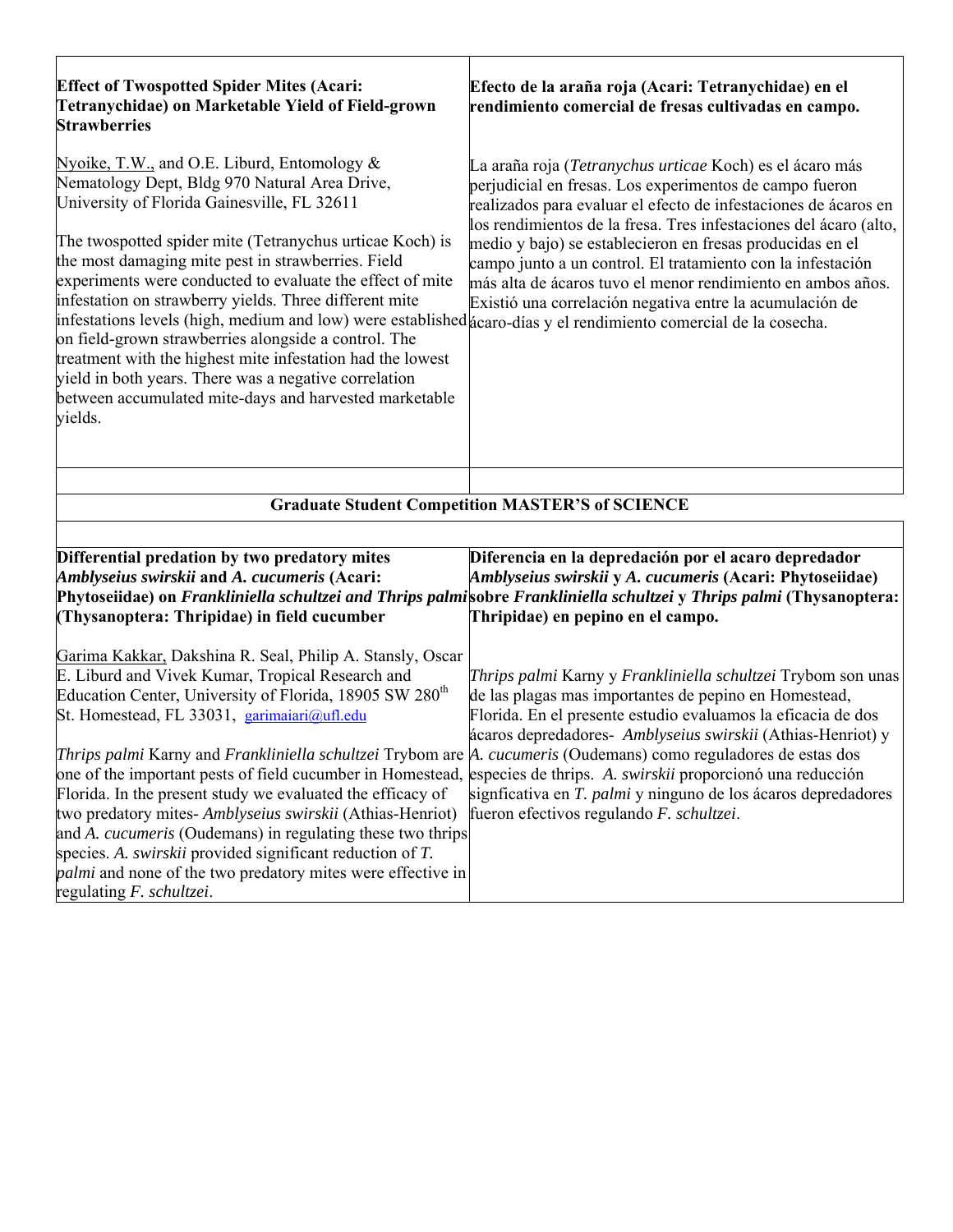**Effect of Twospotted Spider Mites (Acari: Tetranychidae) on Marketable Yield of Field-grown Strawberries**

Nyoike, T.W., and O.E. Liburd, Entomology & Nematology Dept, Bldg 970 Natural Area Drive, University of Florida Gainesville, FL 32611

The twospotted spider mite (Tetranychus urticae Koch) is the most damaging mite pest in strawberries. Field experiments were conducted to evaluate the effect of mite infestation on strawberry yields. Three different mite infestations levels (high, medium and low) were established on field-grown strawberries alongside a control. The treatment with the highest mite infestation had the lowest yield in both years. There was a negative correlation between accumulated mite-days and harvested marketable yields.

**Efecto de la araña roja (Acari: Tetranychidae) en el rendimiento comercial de fresas cultivadas en campo.**

La araña roja (*Tetranychus urticae* Koch) es el ácaro más perjudicial en fresas. Los experimentos de campo fueron realizados para evaluar el efecto de infestaciones de ácaros en los rendimientos de la fresa. Tres infestaciones del ácaro (alto, medio y bajo) se establecieron en fresas producidas en el campo junto a un control. El tratamiento con la infestación más alta de ácaros tuvo el menor rendimiento en ambos años. Existió una correlación negativa entre la acumulación de ácaro-días y el rendimiento comercial de la cosecha.

## Graduate Student Competition MASTER'S of SCIENCE

**Differential predation by two predatory mites *Amblyseius swirskii* and *A. cucumeris* (Acari: Phytoseiidae) on *Frankliniella schultzei and Thrips palmi* (Thysanoptera: Thripidae) in field cucumber**

Garima Kakkar, Dakshina R. Seal, Philip A. Stansly, Oscar E. Liburd and Vivek Kumar, Tropical Research and Education Center, University of Florida, 18905 SW 280th St. Homestead, FL 33031, garimaiari@ufl.edu

*Thrips palmi* Karny and *Frankliniella schultzei* Trybom are one of the important pests of field cucumber in Homestead, Florida. In the present study we evaluated the efficacy of two predatory mites- *Amblyseius swirskii* (Athias-Henriot) and *A. cucumeris* (Oudemans) in regulating these two thrips species. *A. swirskii* provided significant reduction of *T. palmi* and none of the two predatory mites were effective in regulating *F. schultzei*.

**Diferencia en la depredación por el acaro depredador *Amblyseius swirskii* y *A. cucumeris* (Acari: Phytoseiidae) sobre *Frankliniella schultzei* y *Thrips palmi* (Thysanoptera: Thripidae) en pepino en el campo.**

*Thrips palmi* Karny y *Frankliniella schultzei* Trybom son unas de las plagas mas importantes de pepino en Homestead, Florida. En el presente estudio evaluamos la eficacia de dos ácaros depredadores- *Amblyseius swirskii* (Athias-Henriot) y *A. cucumeris* (Oudemans) como reguladores de estas dos especies de thrips. *A. swirskii* proporcionó una reducción signficativa en *T. palmi* y ninguno de los ácaros depredadores fueron efectivos regulando *F. schultzei*.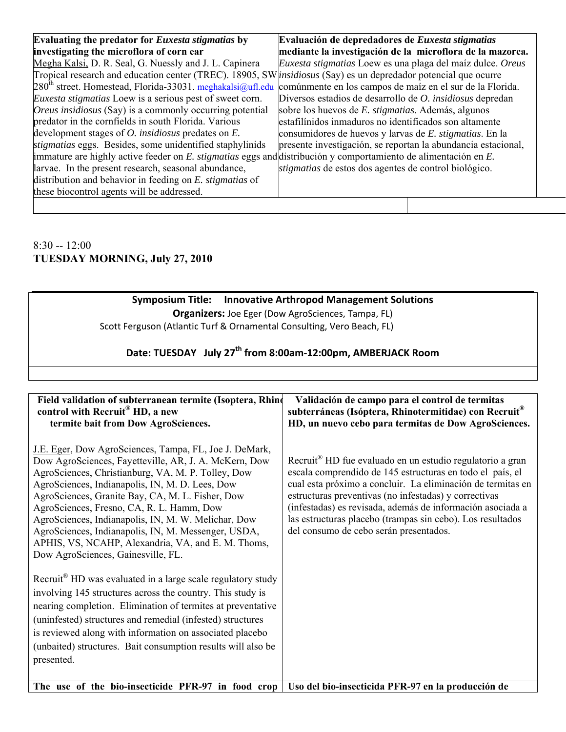**Evaluating the predator for *Euxesta stigmatias* by investigating the microflora of corn ear**

Megha Kalsi, D. R. Seal, G. Nuessly and J. L. Capinera Tropical research and education center (TREC). 18905, SW 280th street. Homestead, Florida-33031. meghakalsi@ufl.edu

*Euxesta stigmatias* Loew is a serious pest of sweet corn. *Oreus insidiosus* (Say) is a commonly occurring potential predator in the cornfields in south Florida. Various development stages of *O. insidiosus* predates on *E. stigmatias* eggs. Besides, some unidentified staphylinids immature are highly active feeder on *E. stigmatias* eggs and larvae. In the present research, seasonal abundance, distribution and behavior in feeding on *E. stigmatias* of these biocontrol agents will be addressed.

**Evaluación de depredadores de *Euxesta stigmatias* mediante la investigación de la microflora de la mazorca.**

*Euxesta stigmatias* Loew es una plaga del maíz dulce. *Oreus insidiosus* (Say) es un depredador potencial que ocurre comúnmente en los campos de maíz en el sur de la Florida. Diversos estadios de desarrollo de *O. insidiosus* depredan sobre los huevos de *E. stigmatias*. Además, algunos estafilínidos inmaduros no identificados son altamente consumidores de huevos y larvas de *E. stigmatias*. En la presente investigación, se reportan la abundancia seasonal, distribución y comportamiento de alimentación en *E. stigmatias* de estos dos agentes de control biológico.

8:30 -- 12:00
**TUESDAY MORNING, July 27, 2010**

**Symposium Title: Innovative Arthropod Management Solutions**

**Organizers:** Joe Eger (Dow AgroSciences, Tampa, FL)
Scott Ferguson (Atlantic Turf & Ornamental Consulting, Vero Beach, FL)

**Date: TUESDAY July 27th from 8:00am-12:00pm, AMBERJACK Room**

**Field validation of subterranean termite (Isoptera, Rhinotermitidae) control with Recruit® HD, a new termite bait from Dow AgroSciences.**

J.E. Eger, Dow AgroSciences, Tampa, FL, Joe J. DeMark, Dow AgroSciences, Fayetteville, AR, J. A. McKern, Dow AgroSciences, Christianburg, VA, M. P. Tolley, Dow AgroSciences, Indianapolis, IN, M. D. Lees, Dow AgroSciences, Granite Bay, CA, M. L. Fisher, Dow AgroSciences, Fresno, CA, R. L. Hamm, Dow AgroSciences, Indianapolis, IN, M. W. Melichar, Dow AgroSciences, Indianapolis, IN, M. Messenger, USDA, APHIS, VS, NCAHP, Alexandria, VA, and E. M. Thoms, Dow AgroSciences, Gainesville, FL.

Recruit® HD was evaluated in a large scale regulatory study involving 145 structures across the country. This study is nearing completion. Elimination of termites at preventative (uninfested) structures and remedial (infested) structures is reviewed along with information on associated placebo (unbaited) structures. Bait consumption results will also be presented.

**Validación de campo para el control de termitas subterráneas (Isóptera, Rhinotermitidae) con Recruit® HD, un nuevo cebo para termitas de Dow AgroSciences.**

Recruit® HD fue evaluado en un estudio regulatorio a gran escala comprendido de 145 estructuras en todo el país, el cual esta próximo a concluir. La eliminación de termitas en estructuras preventivas (no infestadas) y correctivas (infestadas) es revisada, además de información asociada a las estructuras placebo (trampas sin cebo). Los resultados del consumo de cebo serán presentados.

**The use of the bio-insecticide PFR-97 in food crop**

**Uso del bio-insecticida PFR-97 en la producción de**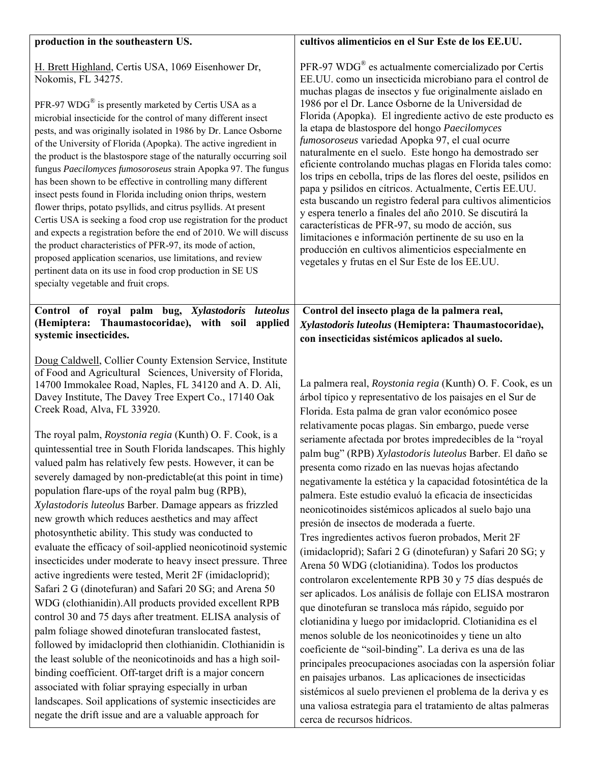**production in the southeastern US.**

H. Brett Highland, Certis USA, 1069 Eisenhower Dr, Nokomis, FL 34275.

PFR-97 WDG® is presently marketed by Certis USA as a microbial insecticide for the control of many different insect pests, and was originally isolated in 1986 by Dr. Lance Osborne of the University of Florida (Apopka). The active ingredient in the product is the blastospore stage of the naturally occurring soil fungus *Paecilomyces fumosoroseus* strain Apopka 97. The fungus has been shown to be effective in controlling many different insect pests found in Florida including onion thrips, western flower thrips, potato psyllids, and citrus psyllids. At present Certis USA is seeking a food crop use registration for the product and expects a registration before the end of 2010. We will discuss the product characteristics of PFR-97, its mode of action, proposed application scenarios, use limitations, and review pertinent data on its use in food crop production in SE US specialty vegetable and fruit crops.

**cultivos alimenticios en el Sur Este de los EE.UU.**

PFR-97 WDG® es actualmente comercializado por Certis EE.UU. como un insecticida microbiano para el control de muchas plagas de insectos y fue originalmente aislado en 1986 por el Dr. Lance Osborne de la Universidad de Florida (Apopka). El ingrediente activo de este producto es la etapa de blastospore del hongo *Paecilomyces fumosoroseus* variedad Apopka 97, el cual ocurre naturalmente en el suelo. Este hongo ha demostrado ser eficiente controlando muchas plagas en Florida tales como: los trips en cebolla, trips de las flores del oeste, psilidos en papa y psilidos en cítricos. Actualmente, Certis EE.UU. esta buscando un registro federal para cultivos alimenticios y espera tenerlo a finales del año 2010. Se discutirá la características de PFR-97, su modo de acción, sus limitaciones e información pertinente de su uso en la producción en cultivos alimenticios especialmente en vegetales y frutas en el Sur Este de los EE.UU.

**Control of royal palm bug, *Xylastodoris luteolus* (Hemiptera: Thaumastocoridae), with soil applied systemic insecticides.**

Doug Caldwell, Collier County Extension Service, Institute of Food and Agricultural Sciences, University of Florida, 14700 Immokalee Road, Naples, FL 34120 and A. D. Ali, Davey Institute, The Davey Tree Expert Co., 17140 Oak Creek Road, Alva, FL 33920.

The royal palm, *Roystonia regia* (Kunth) O. F. Cook, is a quintessential tree in South Florida landscapes. This highly valued palm has relatively few pests. However, it can be severely damaged by non-predictable(at this point in time) population flare-ups of the royal palm bug (RPB), *Xylastodoris luteolus* Barber. Damage appears as frizzled new growth which reduces aesthetics and may affect photosynthetic ability. This study was conducted to evaluate the efficacy of soil-applied neonicotinoid systemic insecticides under moderate to heavy insect pressure. Three active ingredients were tested, Merit 2F (imidacloprid); Safari 2 G (dinotefuran) and Safari 20 SG; and Arena 50 WDG (clothianidin).All products provided excellent RPB control 30 and 75 days after treatment. ELISA analysis of palm foliage showed dinotefuran translocated fastest, followed by imidacloprid then clothianidin. Clothianidin is the least soluble of the neonicotinoids and has a high soil-binding coefficient. Off-target drift is a major concern associated with foliar spraying especially in urban landscapes. Soil applications of systemic insecticides are negate the drift issue and are a valuable approach for

**Control del insecto plaga de la palmera real, *Xylastodoris luteolus* (Hemiptera: Thaumastocoridae), con insecticidas sistémicos aplicados al suelo.**

La palmera real, *Roystonia regia* (Kunth) O. F. Cook, es un árbol típico y representativo de los paisajes en el Sur de Florida. Esta palma de gran valor económico posee relativamente pocas plagas. Sin embargo, puede verse seriamente afectada por brotes impredecibles de la "royal palm bug" (RPB) *Xylastodoris luteolus* Barber. El daño se presenta como rizado en las nuevas hojas afectando negativamente la estética y la capacidad fotosintética de la palmera. Este estudio evaluó la eficacia de insecticidas neonicotinoides sistémicos aplicados al suelo bajo una presión de insectos de moderada a fuerte.
Tres ingredientes activos fueron probados, Merit 2F (imidacloprid); Safari 2 G (dinotefuran) y Safari 20 SG; y Arena 50 WDG (clotianidina). Todos los productos controlaron excelentemente RPB 30 y 75 días después de ser aplicados. Los análisis de follaje con ELISA mostraron que dinotefuran se transloca más rápido, seguido por clotianidina y luego por imidacloprid. Clotianidina es el menos soluble de los neonicotinoides y tiene un alto coeficiente de "soil-binding". La deriva es una de las principales preocupaciones asociadas con la aspersión foliar en paisajes urbanos. Las aplicaciones de insecticidas sistémicos al suelo previenen el problema de la deriva y es una valiosa estrategia para el tratamiento de altas palmeras cerca de recursos hídricos.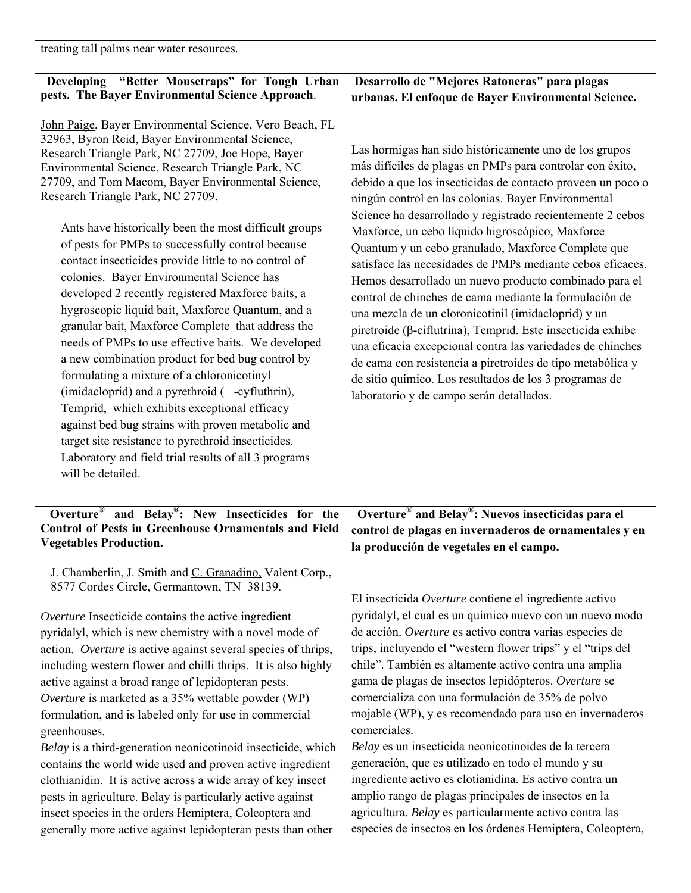treating tall palms near water resources.

**Developing "Better Mousetraps" for Tough Urban pests. The Bayer Environmental Science Approach.**

John Paige, Bayer Environmental Science, Vero Beach, FL 32963, Byron Reid, Bayer Environmental Science, Research Triangle Park, NC 27709, Joe Hope, Bayer Environmental Science, Research Triangle Park, NC 27709, and Tom Macom, Bayer Environmental Science, Research Triangle Park, NC 27709.

Ants have historically been the most difficult groups of pests for PMPs to successfully control because contact insecticides provide little to no control of colonies. Bayer Environmental Science has developed 2 recently registered Maxforce baits, a hygroscopic liquid bait, Maxforce Quantum, and a granular bait, Maxforce Complete that address the needs of PMPs to use effective baits. We developed a new combination product for bed bug control by formulating a mixture of a chloronicotinyl (imidacloprid) and a pyrethroid ( -cyfluthrin), Temprid, which exhibits exceptional efficacy against bed bug strains with proven metabolic and target site resistance to pyrethroid insecticides. Laboratory and field trial results of all 3 programs will be detailed.

**Desarrollo de "Mejores Ratoneras" para plagas urbanas. El enfoque de Bayer Environmental Science.**

Las hormigas han sido históricamente uno de los grupos más difíciles de plagas en PMPs para controlar con éxito, debido a que los insecticidas de contacto proveen un poco o ningún control en las colonias. Bayer Environmental Science ha desarrollado y registrado recientemente 2 cebos Maxforce, un cebo líquido higroscópico, Maxforce Quantum y un cebo granulado, Maxforce Complete que satisface las necesidades de PMPs mediante cebos eficaces. Hemos desarrollado un nuevo producto combinado para el control de chinches de cama mediante la formulación de una mezcla de un cloronicotinil (imidacloprid) y un piretroide (β-ciflutrina), Temprid. Este insecticida exhibe una eficacia excepcional contra las variedades de chinches de cama con resistencia a piretroides de tipo metabólica y de sitio químico. Los resultados de los 3 programas de laboratorio y de campo serán detallados.

**Overture® and Belay®: New Insecticides for the Control of Pests in Greenhouse Ornamentals and Field Vegetables Production.**

J. Chamberlin, J. Smith and C. Granadino, Valent Corp., 8577 Cordes Circle, Germantown, TN 38139.

*Overture* Insecticide contains the active ingredient pyridalyl, which is new chemistry with a novel mode of action. *Overture* is active against several species of thrips, including western flower and chilli thrips. It is also highly active against a broad range of lepidopteran pests. *Overture* is marketed as a 35% wettable powder (WP) formulation, and is labeled only for use in commercial greenhouses.
*Belay* is a third-generation neonicotinoid insecticide, which contains the world wide used and proven active ingredient clothianidin. It is active across a wide array of key insect pests in agriculture. Belay is particularly active against insect species in the orders Hemiptera, Coleoptera and generally more active against lepidopteran pests than other

**Overture® and Belay®: Nuevos insecticidas para el control de plagas en invernaderos de ornamentales y en la producción de vegetales en el campo.**

El insecticida *Overture* contiene el ingrediente activo pyridalyl, el cual es un químico nuevo con un nuevo modo de acción. *Overture* es activo contra varias especies de trips, incluyendo el "western flower trips" y el "trips del chile". También es altamente activo contra una amplia gama de plagas de insectos lepidópteros. *Overture* se comercializa con una formulación de 35% de polvo mojable (WP), y es recomendado para uso en invernaderos comerciales.
*Belay* es un insecticida neonicotinoides de la tercera generación, que es utilizado en todo el mundo y su ingrediente activo es clotianidina. Es activo contra un amplio rango de plagas principales de insectos en la agricultura. *Belay* es particularmente activo contra las especies de insectos en los órdenes Hemiptera, Coleoptera,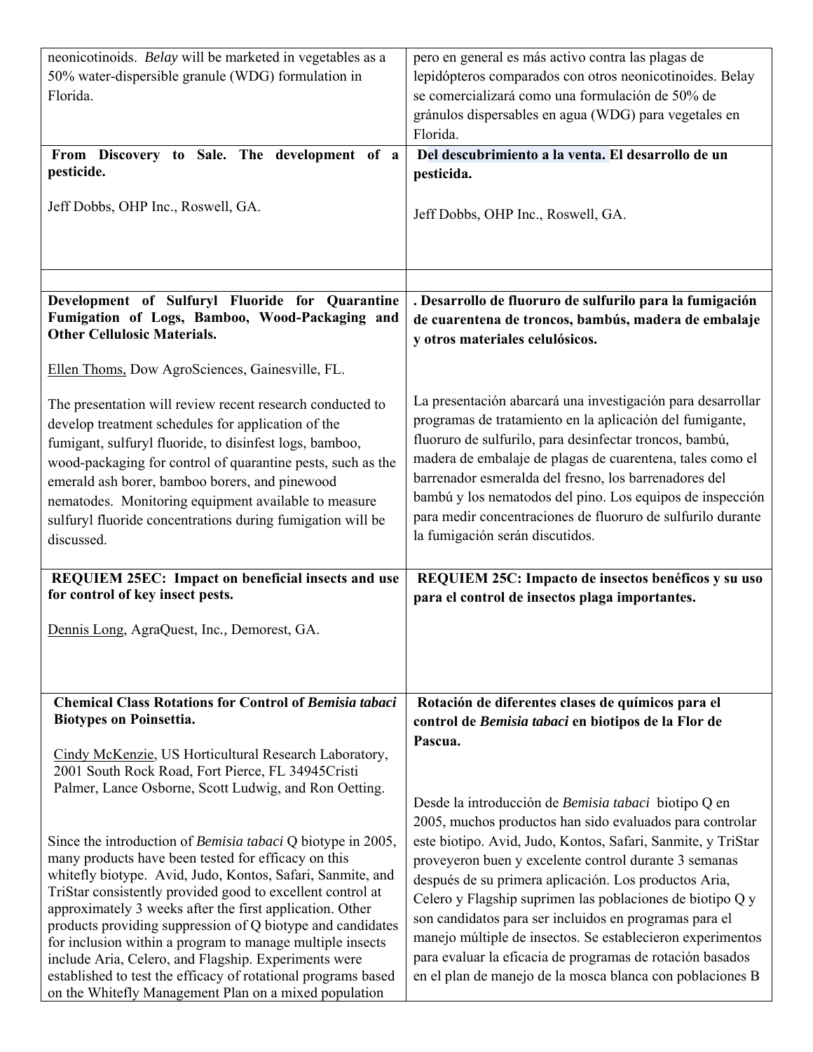| | |
|---|---|
| neonicotinoids. *Belay* will be marketed in vegetables as a 50% water-dispersible granule (WDG) formulation in Florida. | pero en general es más activo contra las plagas de lepidópteros comparados con otros neonicotinoides. Belay se comercializará como una formulación de 50% de gránulos dispersables en agua (WDG) para vegetales en Florida. |
| **From Discovery to Sale. The development of a pesticide.**<br><br>Jeff Dobbs, OHP Inc., Roswell, GA. | **Del descubrimiento a la venta. El desarrollo de un pesticida.**<br><br>Jeff Dobbs, OHP Inc., Roswell, GA. |
| | |
| **Development of Sulfuryl Fluoride for Quarantine Fumigation of Logs, Bamboo, Wood-Packaging and Other Cellulosic Materials.**<br><br>Ellen Thoms, Dow AgroSciences, Gainesville, FL.<br><br>The presentation will review recent research conducted to develop treatment schedules for application of the fumigant, sulfuryl fluoride, to disinfest logs, bamboo, wood-packaging for control of quarantine pests, such as the emerald ash borer, bamboo borers, and pinewood nematodes. Monitoring equipment available to measure sulfuryl fluoride concentrations during fumigation will be discussed. | **. Desarrollo de fluoruro de sulfurilo para la fumigación de cuarentena de troncos, bambús, madera de embalaje y otros materiales celulósicos.**<br><br>La presentación abarcará una investigación para desarrollar programas de tratamiento en la aplicación del fumigante, fluoruro de sulfurilo, para desinfectar troncos, bambú, madera de embalaje de plagas de cuarentena, tales como el barrenador esmeralda del fresno, los barrenadores del bambú y los nematodos del pino. Los equipos de inspección para medir concentraciones de fluoruro de sulfurilo durante la fumigación serán discutidos. |
| **REQUIEM 25EC: Impact on beneficial insects and use for control of key insect pests.**<br><br>Dennis Long, AgraQuest, Inc., Demorest, GA. | **REQUIEM 25C: Impacto de insectos benéficos y su uso para el control de insectos plaga importantes.** |
| **Chemical Class Rotations for Control of *Bemisia tabaci* Biotypes on Poinsettia.**<br><br>Cindy McKenzie, US Horticultural Research Laboratory, 2001 South Rock Road, Fort Pierce, FL 34945Cristi Palmer, Lance Osborne, Scott Ludwig, and Ron Oetting.<br><br>Since the introduction of *Bemisia tabaci* Q biotype in 2005, many products have been tested for efficacy on this whitefly biotype. Avid, Judo, Kontos, Safari, Sanmite, and TriStar consistently provided good to excellent control at approximately 3 weeks after the first application. Other products providing suppression of Q biotype and candidates for inclusion within a program to manage multiple insects include Aria, Celero, and Flagship. Experiments were established to test the efficacy of rotational programs based on the Whitefly Management Plan on a mixed population | **Rotación de diferentes clases de químicos para el control de *Bemisia tabaci* en biotipos de la Flor de Pascua.**<br><br>Desde la introducción de *Bemisia tabaci* biotipo Q en 2005, muchos productos han sido evaluados para controlar este biotipo. Avid, Judo, Kontos, Safari, Sanmite, y TriStar proveyeron buen y excelente control durante 3 semanas después de su primera aplicación. Los productos Aria, Celero y Flagship suprimen las poblaciones de biotipo Q y son candidatos para ser incluidos en programas para el manejo múltiple de insectos. Se establecieron experimentos para evaluar la eficacia de programas de rotación basados en el plan de manejo de la mosca blanca con poblaciones B |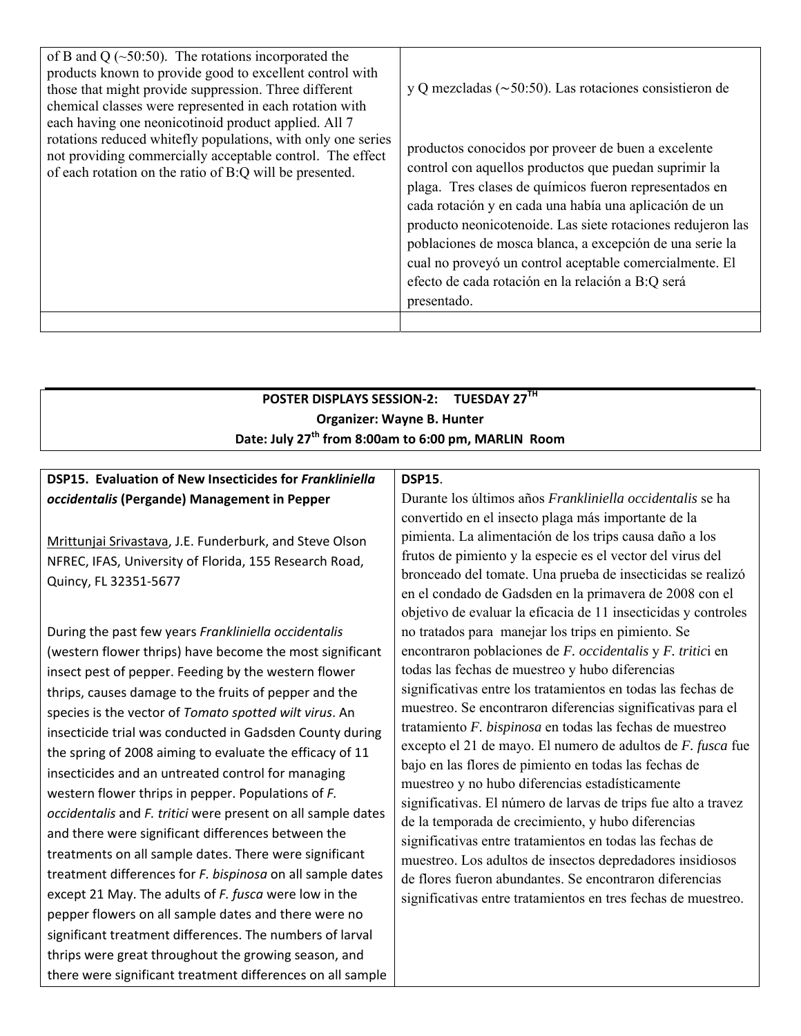| of B and Q (~50:50). The rotations incorporated the products known to provide good to excellent control with those that might provide suppression. Three different chemical classes were represented in each rotation with each having one neonicotinoid product applied. All 7 rotations reduced whitefly populations, with only one series not providing commercially acceptable control. The effect of each rotation on the ratio of B:Q will be presented. | y Q mezcladas (~50:50). Las rotaciones consistieron de productos conocidos por proveer de buen a excelente control con aquellos productos que puedan suprimir la plaga. Tres clases de químicos fueron representados en cada rotación y en cada una había una aplicación de un producto neonicotenoide. Las siete rotaciones redujeron las poblaciones de mosca blanca, a excepción de una serie la cual no proveyó un control aceptable comercialmente. El efecto de cada rotación en la relación a B:Q será presentado. |
|---|---|
| | |

**POSTER DISPLAYS SESSION-2: TUESDAY 27TH**
**Organizer: Wayne B. Hunter**
**Date: July 27th from 8:00am to 6:00 pm, MARLIN Room**

| **DSP15. Evaluation of New Insecticides for *Frankliniella occidentalis* (Pergande) Management in Pepper**<br><br>Mrittunjai Srivastava, J.E. Funderburk, and Steve Olson<br>NFREC, IFAS, University of Florida, 155 Research Road, Quincy, FL 32351-5677<br><br>During the past few years *Frankliniella occidentalis* (western flower thrips) have become the most significant insect pest of pepper. Feeding by the western flower thrips, causes damage to the fruits of pepper and the species is the vector of *Tomato spotted wilt virus*. An insecticide trial was conducted in Gadsden County during the spring of 2008 aiming to evaluate the efficacy of 11 insecticides and an untreated control for managing western flower thrips in pepper. Populations of *F. occidentalis* and *F. tritici* were present on all sample dates and there were significant differences between the treatments on all sample dates. There were significant treatment differences for *F. bispinosa* on all sample dates except 21 May. The adults of *F. fusca* were low in the pepper flowers on all sample dates and there were no significant treatment differences. The numbers of larval thrips were great throughout the growing season, and there were significant treatment differences on all sample | **DSP15**.<br>Durante los últimos años *Frankliniella occidentalis* se ha convertido en el insecto plaga más importante de la pimienta. La alimentación de los trips causa daño a los frutos de pimiento y la especie es el vector del virus del bronceado del tomate. Una prueba de insecticidas se realizó en el condado de Gadsden en la primavera de 2008 con el objetivo de evaluar la eficacia de 11 insecticidas y controles no tratados para manejar los trips en pimiento. Se encontraron poblaciones de *F. occidentalis* y *F. tritici* en todas las fechas de muestreo y hubo diferencias significativas entre los tratamientos en todas las fechas de muestreo. Se encontraron diferencias significativas para el tratamiento *F. bispinosa* en todas las fechas de muestreo excepto el 21 de mayo. El numero de adultos de *F. fusca* fue bajo en las flores de pimiento en todas las fechas de muestreo y no hubo diferencias estadísticamente significativas. El número de larvas de trips fue alto a travez de la temporada de crecimiento, y hubo diferencias significativas entre tratamientos en todas las fechas de muestreo. Los adultos de insectos depredadores insidiosos de flores fueron abundantes. Se encontraron diferencias significativas entre tratamientos en tres fechas de muestreo. |
|---|---|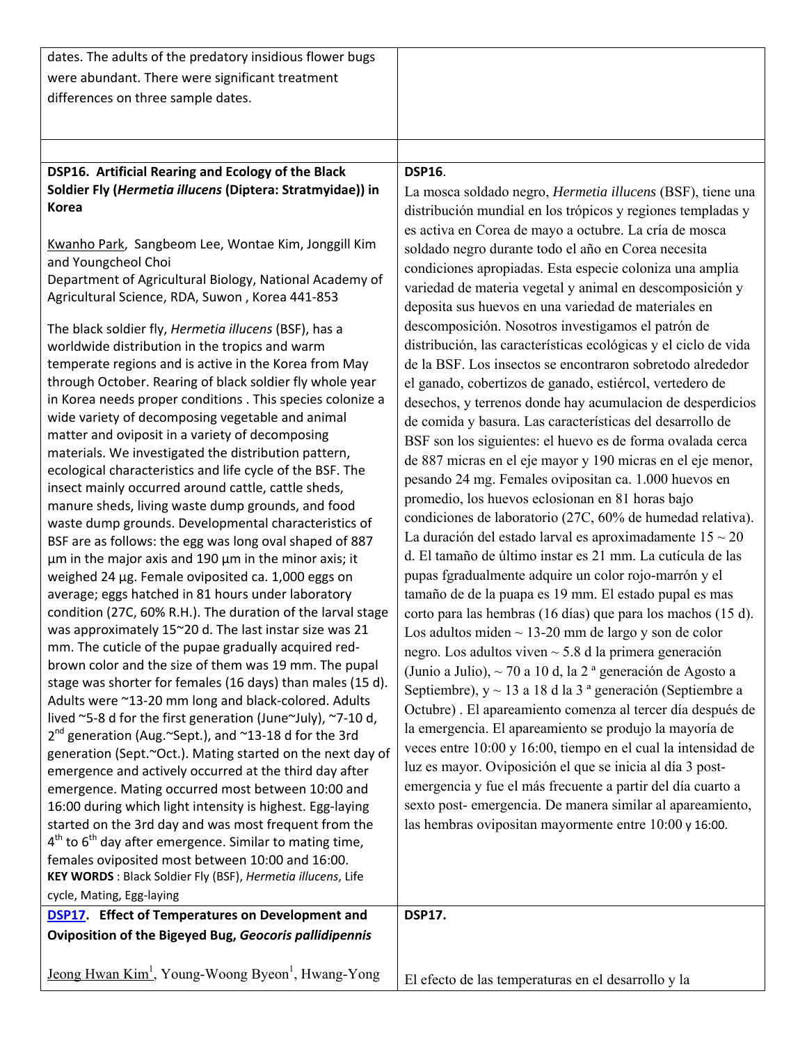dates. The adults of the predatory insidious flower bugs were abundant. There were significant treatment differences on three sample dates.

**DSP16. Artificial Rearing and Ecology of the Black Soldier Fly (*Hermetia illucens* (Diptera: Stratmyidae)) in Korea**

Kwanho Park, Sangbeom Lee, Wontae Kim, Jonggill Kim and Youngcheol Choi
Department of Agricultural Biology, National Academy of Agricultural Science, RDA, Suwon , Korea 441-853

The black soldier fly, *Hermetia illucens* (BSF), has a worldwide distribution in the tropics and warm temperate regions and is active in the Korea from May through October. Rearing of black soldier fly whole year in Korea needs proper conditions . This species colonize a wide variety of decomposing vegetable and animal matter and oviposit in a variety of decomposing materials. We investigated the distribution pattern, ecological characteristics and life cycle of the BSF. The insect mainly occurred around cattle, cattle sheds, manure sheds, living waste dump grounds, and food waste dump grounds. Developmental characteristics of BSF are as follows: the egg was long oval shaped of 887 µm in the major axis and 190 µm in the minor axis; it weighed 24 µg. Female oviposited ca. 1,000 eggs on average; eggs hatched in 81 hours under laboratory condition (27C, 60% R.H.). The duration of the larval stage was approximately 15~20 d. The last instar size was 21 mm. The cuticle of the pupae gradually acquired red-brown color and the size of them was 19 mm. The pupal stage was shorter for females (16 days) than males (15 d). Adults were ~13-20 mm long and black-colored. Adults lived ~5-8 d for the first generation (June~July), ~7-10 d, 2nd generation (Aug.~Sept.), and ~13-18 d for the 3rd generation (Sept.~Oct.). Mating started on the next day of emergence and actively occurred at the third day after emergence. Mating occurred most between 10:00 and 16:00 during which light intensity is highest. Egg-laying started on the 3rd day and was most frequent from the 4th to 6th day after emergence. Similar to mating time, females oviposited most between 10:00 and 16:00.

**KEY WORDS** : Black Soldier Fly (BSF), *Hermetia illucens*, Life cycle, Mating, Egg-laying

**DSP16**.

La mosca soldado negro, *Hermetia illucens* (BSF), tiene una distribución mundial en los trópicos y regiones templadas y es activa en Corea de mayo a octubre. La cría de mosca soldado negro durante todo el año en Corea necesita condiciones apropiadas. Esta especie coloniza una amplia variedad de materia vegetal y animal en descomposición y deposita sus huevos en una variedad de materiales en descomposición. Nosotros investigamos el patrón de distribución, las características ecológicas y el ciclo de vida de la BSF. Los insectos se encontraron sobretodo alrededor el ganado, cobertizos de ganado, estiércol, vertedero de desechos, y terrenos donde hay acumulacion de desperdicios de comida y basura. Las características del desarrollo de BSF son los siguientes: el huevo es de forma ovalada cerca de 887 micras en el eje mayor y 190 micras en el eje menor, pesando 24 mg. Females ovipositan ca. 1.000 huevos en promedio, los huevos eclosionan en 81 horas bajo condiciones de laboratorio (27C, 60% de humedad relativa). La duración del estado larval es aproximadamente 15 ~ 20 d. El tamaño de último instar es 21 mm. La cutícula de las pupas fgradualmente adquire un color rojo-marrón y el tamaño de de la puapa es 19 mm. El estado pupal es mas corto para las hembras (16 días) que para los machos (15 d). Los adultos miden ~ 13-20 mm de largo y son de color negro. Los adultos viven ~ 5.8 d la primera generación (Junio a Julio), ~ 70 a 10 d, la 2 ª generación de Agosto a Septiembre), y ~ 13 a 18 d la 3 ª generación (Septiembre a Octubre) . El apareamiento comenza al tercer día después de la emergencia. El apareamiento se produjo la mayoría de veces entre 10:00 y 16:00, tiempo en el cual la intensidad de luz es mayor. Oviposición el que se inicia al día 3 post-emergencia y fue el más frecuente a partir del día cuarto a sexto post- emergencia. De manera similar al apareamiento, las hembras ovipositan mayormente entre 10:00 y 16:00.

**DSP17. Effect of Temperatures on Development and Oviposition of the Bigeyed Bug, *Geocoris pallidipennis***

Jeong Hwan Kim[1], Young-Woong Byeon[1], Hwang-Yong

**DSP17.**

El efecto de las temperaturas en el desarrollo y la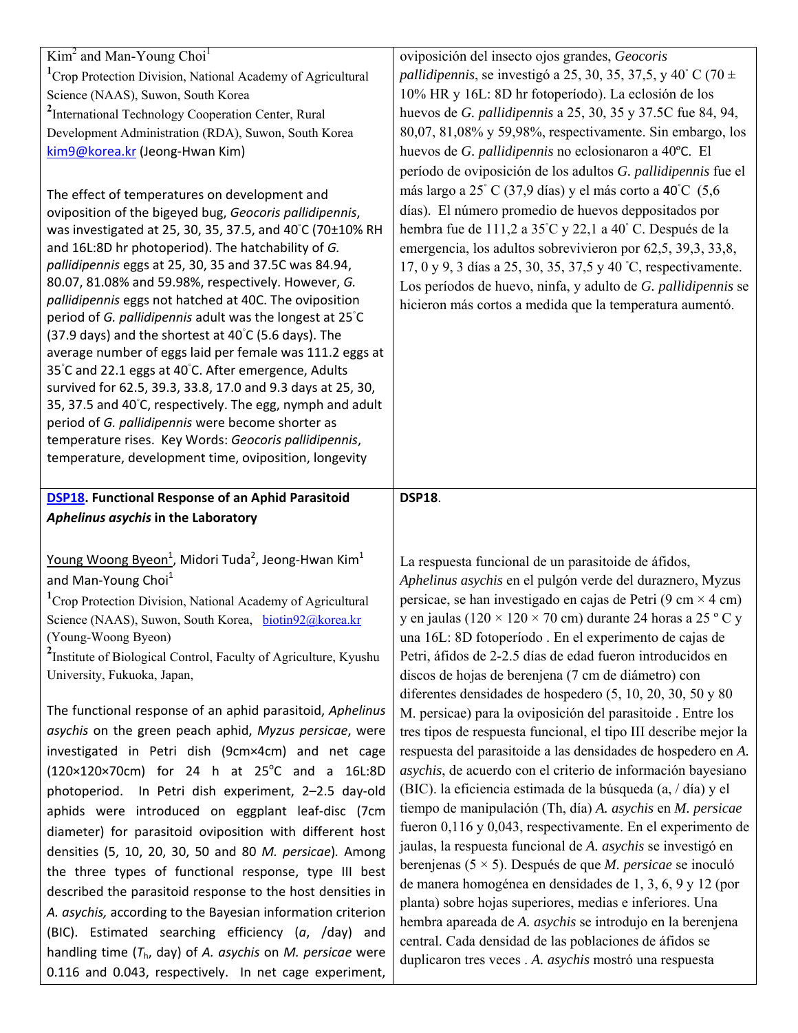Kim[2] and Man-Young Choi[1]

[1]Crop Protection Division, National Academy of Agricultural Science (NAAS), Suwon, South Korea

[2]International Technology Cooperation Center, Rural Development Administration (RDA), Suwon, South Korea

kim9@korea.kr (Jeong-Hwan Kim)

The effect of temperatures on development and oviposition of the bigeyed bug, *Geocoris pallidipennis*, was investigated at 25, 30, 35, 37.5, and 40°C (70±10% RH and 16L:8D hr photoperiod). The hatchability of *G. pallidipennis* eggs at 25, 30, 35 and 37.5C was 84.94, 80.07, 81.08% and 59.98%, respectively. However, *G. pallidipennis* eggs not hatched at 40C. The oviposition period of *G. pallidipennis* adult was the longest at 25°C (37.9 days) and the shortest at 40°C (5.6 days). The average number of eggs laid per female was 111.2 eggs at 35°C and 22.1 eggs at 40°C. After emergence, Adults survived for 62.5, 39.3, 33.8, 17.0 and 9.3 days at 25, 30, 35, 37.5 and 40°C, respectively. The egg, nymph and adult period of *G. pallidipennis* were become shorter as temperature rises. Key Words: *Geocoris pallidipennis*, temperature, development time, oviposition, longevity

oviposición del insecto ojos grandes, *Geocoris pallidipennis*, se investigó a 25, 30, 35, 37,5, y 40° C (70 ± 10% HR y 16L: 8D hr fotoperíodo). La eclosión de los huevos de *G. pallidipennis* a 25, 30, 35 y 37.5C fue 84, 94, 80,07, 81,08% y 59,98%, respectivamente. Sin embargo, los huevos de *G. pallidipennis* no eclosionaron a 40ºC. El período de oviposición de los adultos *G. pallidipennis* fue el más largo a 25° C (37,9 días) y el más corto a 40°C (5,6 días). El número promedio de huevos deppositados por hembra fue de 111,2 a 35°C y 22,1 a 40° C. Después de la emergencia, los adultos sobrevivieron por 62,5, 39,3, 33,8, 17, 0 y 9, 3 días a 25, 30, 35, 37,5 y 40 °C, respectivamente. Los períodos de huevo, ninfa, y adulto de *G. pallidipennis* se hicieron más cortos a medida que la temperatura aumentó.

## DSP18. Functional Response of an Aphid Parasitoid *Aphelinus asychis* in the Laboratory

Young Woong Byeon[1], Midori Tuda[2], Jeong-Hwan Kim[1] and Man-Young Choi[1]

[1]Crop Protection Division, National Academy of Agricultural Science (NAAS), Suwon, South Korea, biotin92@korea.kr (Young-Woong Byeon)

[2]Institute of Biological Control, Faculty of Agriculture, Kyushu University, Fukuoka, Japan,

The functional response of an aphid parasitoid, *Aphelinus asychis* on the green peach aphid, *Myzus persicae*, were investigated in Petri dish (9cm×4cm) and net cage (120×120×70cm) for 24 h at 25°C and a 16L:8D photoperiod. In Petri dish experiment, 2–2.5 day-old aphids were introduced on eggplant leaf-disc (7cm diameter) for parasitoid oviposition with different host densities (5, 10, 20, 30, 50 and 80 *M. persicae*). Among the three types of functional response, type III best described the parasitoid response to the host densities in *A. asychis,* according to the Bayesian information criterion (BIC). Estimated searching efficiency ($a$, /day) and handling time ($T_h$, day) of *A. asychis* on *M. persicae* were 0.116 and 0.043, respectively. In net cage experiment,

**DSP18**.

La respuesta funcional de un parasitoide de áfidos, *Aphelinus asychis* en el pulgón verde del duraznero, Myzus persicae, se han investigado en cajas de Petri (9 cm × 4 cm) y en jaulas (120 × 120 × 70 cm) durante 24 horas a 25 º C y una 16L: 8D fotoperíodo . En el experimento de cajas de Petri, áfidos de 2-2.5 días de edad fueron introducidos en discos de hojas de berenjena (7 cm de diámetro) con diferentes densidades de hospedero (5, 10, 20, 30, 50 y 80 M. persicae) para la oviposición del parasitoide . Entre los tres tipos de respuesta funcional, el tipo III describe mejor la respuesta del parasitoide a las densidades de hospedero en *A. asychis*, de acuerdo con el criterio de información bayesiano (BIC). la eficiencia estimada de la búsqueda (a, / día) y el tiempo de manipulación (Th, día) *A. asychis* en *M. persicae* fueron 0,116 y 0,043, respectivamente. En el experimento de jaulas, la respuesta funcional de *A. asychis* se investigó en berenjenas (5 × 5). Después de que *M. persicae* se inoculó de manera homogénea en densidades de 1, 3, 6, 9 y 12 (por planta) sobre hojas superiores, medias e inferiores. Una hembra apareada de *A. asychis* se introdujo en la berenjena central. Cada densidad de las poblaciones de áfidos se duplicaron tres veces . *A. asychis* mostró una respuesta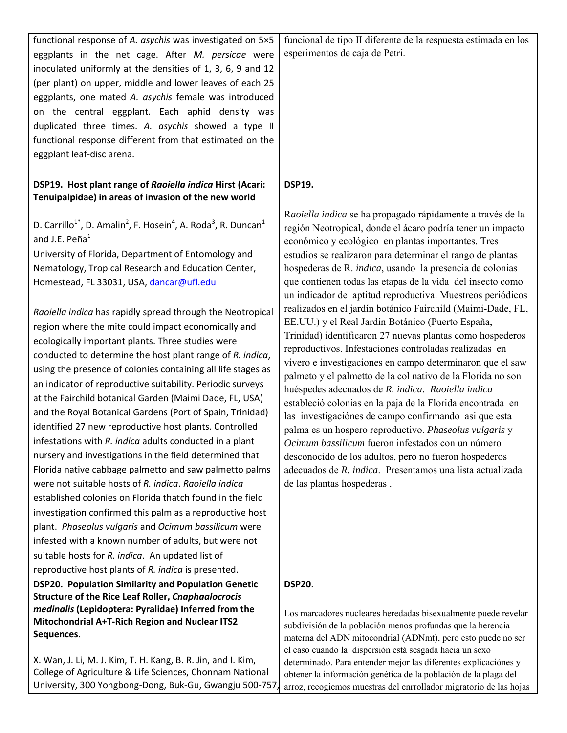functional response of *A. asychis* was investigated on 5×5 eggplants in the net cage. After *M. persicae* were inoculated uniformly at the densities of 1, 3, 6, 9 and 12 (per plant) on upper, middle and lower leaves of each 25 eggplants, one mated *A. asychis* female was introduced on the central eggplant. Each aphid density was duplicated three times. *A. asychis* showed a type II functional response different from that estimated on the eggplant leaf-disc arena.

funcional de tipo II diferente de la respuesta estimada en los esperimentos de caja de Petri.

**DSP19. Host plant range of *Raoiella indica* Hirst (Acari: Tenuipalpidae) in areas of invasion of the new world**

D. Carrillo[1*], D. Amalin[2], F. Hosein[4], A. Roda[3], R. Duncan[1] and J.E. Peña[1]
University of Florida, Department of Entomology and Nematology, Tropical Research and Education Center, Homestead, FL 33031, USA, dancar@ufl.edu

*Raoiella indica* has rapidly spread through the Neotropical region where the mite could impact economically and ecologically important plants. Three studies were conducted to determine the host plant range of *R. indica*, using the presence of colonies containing all life stages as an indicator of reproductive suitability. Periodic surveys at the Fairchild botanical Garden (Maimi Dade, FL, USA) and the Royal Botanical Gardens (Port of Spain, Trinidad) identified 27 new reproductive host plants. Controlled infestations with *R. indica* adults conducted in a plant nursery and investigations in the field determined that Florida native cabbage palmetto and saw palmetto palms were not suitable hosts of *R. indica*. *Raoiella indica* established colonies on Florida thatch found in the field investigation confirmed this palm as a reproductive host plant. *Phaseolus vulgaris* and *Ocimum bassilicum* were infested with a known number of adults, but were not suitable hosts for *R. indica*. An updated list of reproductive host plants of *R. indica* is presented.

**DSP19.**

R*aoiella indica* se ha propagado rápidamente a través de la región Neotropical, donde el ácaro podría tener un impacto económico y ecológico en plantas importantes. Tres estudios se realizaron para determinar el rango de plantas hospederas de R. *indica*, usando la presencia de colonias que contienen todas las etapas de la vida del insecto como un indicador de aptitud reproductiva. Muestreos periódicos realizados en el jardín botánico Fairchild (Maimi-Dade, FL, EE.UU.) y el Real Jardín Botánico (Puerto España, Trinidad) identificaron 27 nuevas plantas como hospederos reproductivos. Infestaciones controladas realizadas en vivero e investigaciones en campo determinaron que el saw palmeto y el palmetto de la col nativo de la Florida no son huéspedes adecuados de *R. indica*. *Raoiella indica* estableció colonias en la paja de la Florida encontrada en las investigaciónes de campo confirmando asi que esta palma es un hospero reproductivo. *Phaseolus vulgaris* y *Ocimum bassilicum* fueron infestados con un número desconocido de los adultos, pero no fueron hospederos adecuados de *R. indica*. Presentamos una lista actualizada de las plantas hospederas .

**DSP20. Population Similarity and Population Genetic Structure of the Rice Leaf Roller, *Cnaphaalocrocis medinalis* (Lepidoptera: Pyralidae) Inferred from the Mitochondrial A+T-Rich Region and Nuclear ITS2 Sequences.**

X. Wan, J. Li, M. J. Kim, T. H. Kang, B. R. Jin, and I. Kim, College of Agriculture & Life Sciences, Chonnam National University, 300 Yongbong-Dong, Buk-Gu, Gwangju 500-757,

**DSP20**.

Los marcadores nucleares heredadas bisexualmente puede revelar subdivisión de la población menos profundas que la herencia materna del ADN mitocondrial (ADNmt), pero esto puede no ser el caso cuando la dispersión está sesgada hacia un sexo determinado. Para entender mejor las diferentes explicaciónes y obtener la información genética de la población de la plaga del arroz, recogiemos muestras del enrrollador migratorio de las hojas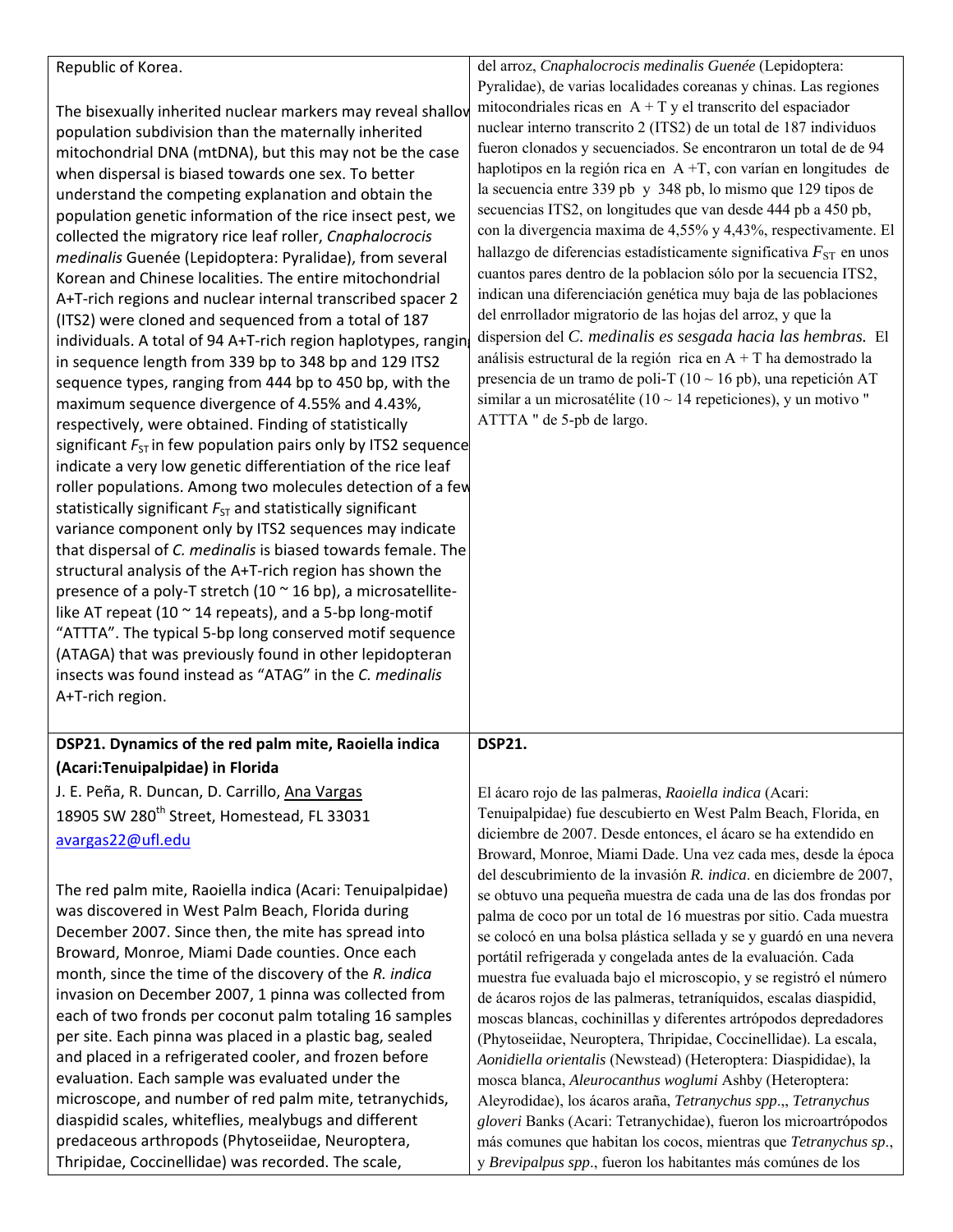Republic of Korea.

The bisexually inherited nuclear markers may reveal shallow population subdivision than the maternally inherited mitochondrial DNA (mtDNA), but this may not be the case when dispersal is biased towards one sex. To better understand the competing explanation and obtain the population genetic information of the rice insect pest, we collected the migratory rice leaf roller, *Cnaphalocrocis medinalis* Guenée (Lepidoptera: Pyralidae), from several Korean and Chinese localities. The entire mitochondrial A+T-rich regions and nuclear internal transcribed spacer 2 (ITS2) were cloned and sequenced from a total of 187 individuals. A total of 94 A+T-rich region haplotypes, ranging in sequence length from 339 bp to 348 bp and 129 ITS2 sequence types, ranging from 444 bp to 450 bp, with the maximum sequence divergence of 4.55% and 4.43%, respectively, were obtained. Finding of statistically significant $F_{ST}$ in few population pairs only by ITS2 sequence indicate a very low genetic differentiation of the rice leaf roller populations. Among two molecules detection of a few statistically significant $F_{ST}$ and statistically significant variance component only by ITS2 sequences may indicate that dispersal of *C. medinalis* is biased towards female. The structural analysis of the A+T-rich region has shown the presence of a poly-T stretch (10 ~ 16 bp), a microsatellite-like AT repeat (10 ~ 14 repeats), and a 5-bp long-motif "ATTTA". The typical 5-bp long conserved motif sequence (ATAGA) that was previously found in other lepidopteran insects was found instead as "ATAG" in the *C. medinalis* A+T-rich region.

del arroz, *Cnaphalocrocis medinalis Guenée* (Lepidoptera: Pyralidae), de varias localidades coreanas y chinas. Las regiones mitocondriales ricas en A + T y el transcrito del espaciador nuclear interno transcrito 2 (ITS2) de un total de 187 individuos fueron clonados y secuenciados. Se encontraron un total de de 94 haplotipos en la región rica en A +T, con varían en longitudes de la secuencia entre 339 pb y 348 pb, lo mismo que 129 tipos de secuencias ITS2, on longitudes que van desde 444 pb a 450 pb, con la divergencia maxima de 4,55% y 4,43%, respectivamente. El hallazgo de diferencias estadísticamente significativa $F_{ST}$ en unos cuantos pares dentro de la poblacion sólo por la secuencia ITS2, indican una diferenciación genética muy baja de las poblaciones del enrrollador migratorio de las hojas del arroz, y que la dispersion del *C. medinalis es sesgada hacia las hembras.* El análisis estructural de la región rica en A + T ha demostrado la presencia de un tramo de poli-T (10 ~ 16 pb), una repetición AT similar a un microsatélite (10 ~ 14 repeticiones), y un motivo " ATTTA " de 5-pb de largo.

### DSP21. Dynamics of the red palm mite, Raoiella indica (Acari:Tenuipalpidae) in Florida

J. E. Peña, R. Duncan, D. Carrillo, Ana Vargas
18905 SW 280th Street, Homestead, FL 33031
avargas22@ufl.edu

The red palm mite, Raoiella indica (Acari: Tenuipalpidae) was discovered in West Palm Beach, Florida during December 2007. Since then, the mite has spread into Broward, Monroe, Miami Dade counties. Once each month, since the time of the discovery of the *R. indica* invasion on December 2007, 1 pinna was collected from each of two fronds per coconut palm totaling 16 samples per site. Each pinna was placed in a plastic bag, sealed and placed in a refrigerated cooler, and frozen before evaluation. Each sample was evaluated under the microscope, and number of red palm mite, tetranychids, diaspidid scales, whiteflies, mealybugs and different predaceous arthropods (Phytoseiidae, Neuroptera, Thripidae, Coccinellidae) was recorded. The scale,

### DSP21.

El ácaro rojo de las palmeras, *Raoiella indica* (Acari: Tenuipalpidae) fue descubierto en West Palm Beach, Florida, en diciembre de 2007. Desde entonces, el ácaro se ha extendido en Broward, Monroe, Miami Dade. Una vez cada mes, desde la época del descubrimiento de la invasión *R. indica*. en diciembre de 2007, se obtuvo una pequeña muestra de cada una de las dos frondas por palma de coco por un total de 16 muestras por sitio. Cada muestra se colocó en una bolsa plástica sellada y se y guardó en una nevera portátil refrigerada y congelada antes de la evaluación. Cada muestra fue evaluada bajo el microscopio, y se registró el número de ácaros rojos de las palmeras, tetraníquidos, escalas diaspidid, moscas blancas, cochinillas y diferentes artrópodos depredadores (Phytoseiidae, Neuroptera, Thripidae, Coccinellidae). La escala, *Aonidiella orientalis* (Newstead) (Heteroptera: Diaspididae), la mosca blanca, *Aleurocanthus woglumi* Ashby (Heteroptera: Aleyrodidae), los ácaros araña, *Tetranychus spp*.,, *Tetranychus gloveri* Banks (Acari: Tetranychidae), fueron los microartrópodos más comunes que habitan los cocos, mientras que *Tetranychus sp*., y *Brevipalpus spp*., fueron los habitantes más comúnes de los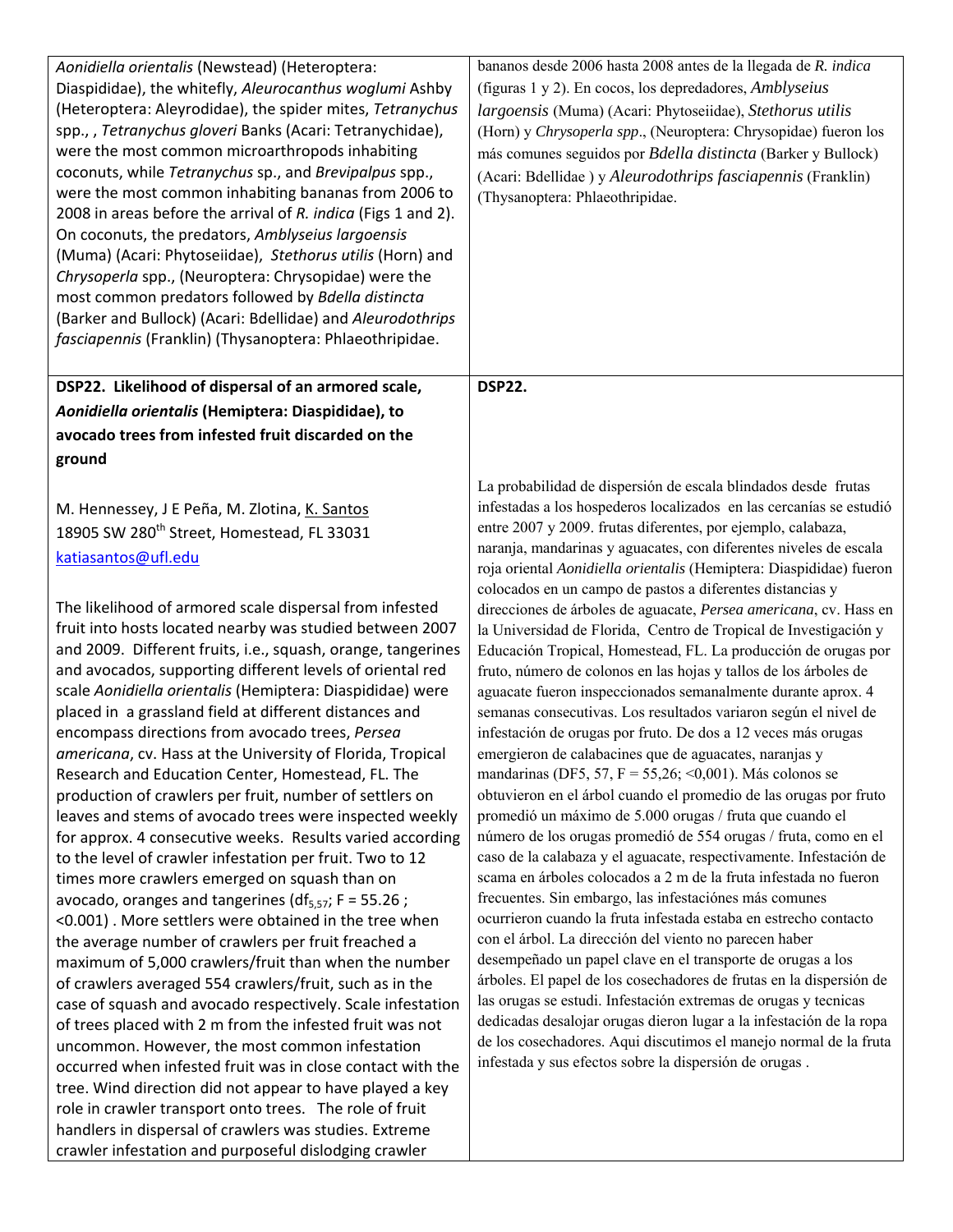*Aonidiella orientalis* (Newstead) (Heteroptera: Diaspididae), the whitefly, *Aleurocanthus woglumi* Ashby (Heteroptera: Aleyrodidae), the spider mites, *Tetranychus* spp., , *Tetranychus gloveri* Banks (Acari: Tetranychidae), were the most common microarthropods inhabiting coconuts, while *Tetranychus* sp., and *Brevipalpus* spp., were the most common inhabiting bananas from 2006 to 2008 in areas before the arrival of *R. indica* (Figs 1 and 2). On coconuts, the predators, *Amblyseius largoensis* (Muma) (Acari: Phytoseiidae), *Stethorus utilis* (Horn) and *Chrysoperla* spp., (Neuroptera: Chrysopidae) were the most common predators followed by *Bdella distincta* (Barker and Bullock) (Acari: Bdellidae) and *Aleurodothrips fasciapennis* (Franklin) (Thysanoptera: Phlaeothripidae.

bananos desde 2006 hasta 2008 antes de la llegada de *R. indica* (figuras 1 y 2). En cocos, los depredadores, *Amblyseius largoensis* (Muma) (Acari: Phytoseiidae), *Stethorus utilis* (Horn) y *Chrysoperla spp*., (Neuroptera: Chrysopidae) fueron los más comunes seguidos por *Bdella distincta* (Barker y Bullock) (Acari: Bdellidae ) y *Aleurodothrips fasciapennis* (Franklin) (Thysanoptera: Phlaeothripidae.

## DSP22. Likelihood of dispersal of an armored scale, *Aonidiella orientalis* (Hemiptera: Diaspididae), to avocado trees from infested fruit discarded on the ground

M. Hennessey, J E Peña, M. Zlotina, K. Santos
18905 SW 280th Street, Homestead, FL 33031
katiasantos@ufl.edu

The likelihood of armored scale dispersal from infested fruit into hosts located nearby was studied between 2007 and 2009. Different fruits, i.e., squash, orange, tangerines and avocados, supporting different levels of oriental red scale *Aonidiella orientalis* (Hemiptera: Diaspididae) were placed in a grassland field at different distances and encompass directions from avocado trees, *Persea americana*, cv. Hass at the University of Florida, Tropical Research and Education Center, Homestead, FL. The production of crawlers per fruit, number of settlers on leaves and stems of avocado trees were inspected weekly for approx. 4 consecutive weeks. Results varied according to the level of crawler infestation per fruit. Two to 12 times more crawlers emerged on squash than on avocado, oranges and tangerines ($df_{5,57}$; F = 55.26 ; <0.001) . More settlers were obtained in the tree when the average number of crawlers per fruit freached a maximum of 5,000 crawlers/fruit than when the number of crawlers averaged 554 crawlers/fruit, such as in the case of squash and avocado respectively. Scale infestation of trees placed with 2 m from the infested fruit was not uncommon. However, the most common infestation occurred when infested fruit was in close contact with the tree. Wind direction did not appear to have played a key role in crawler transport onto trees. The role of fruit handlers in dispersal of crawlers was studies. Extreme crawler infestation and purposeful dislodging crawler

## DSP22.

La probabilidad de dispersión de escala blindados desde frutas infestadas a los hospederos localizados en las cercanías se estudió entre 2007 y 2009. frutas diferentes, por ejemplo, calabaza, naranja, mandarinas y aguacates, con diferentes niveles de escala roja oriental *Aonidiella orientalis* (Hemiptera: Diaspididae) fueron colocados en un campo de pastos a diferentes distancias y direcciones de árboles de aguacate, *Persea americana*, cv. Hass en la Universidad de Florida, Centro de Tropical de Investigación y Educación Tropical, Homestead, FL. La producción de orugas por fruto, número de colonos en las hojas y tallos de los árboles de aguacate fueron inspeccionados semanalmente durante aprox. 4 semanas consecutivas. Los resultados variaron según el nivel de infestación de orugas por fruto. De dos a 12 veces más orugas emergieron de calabacines que de aguacates, naranjas y mandarinas (DF5, 57, F = 55,26; <0,001). Más colonos se obtuvieron en el árbol cuando el promedio de las orugas por fruto promedió un máximo de 5.000 orugas / fruta que cuando el número de los orugas promedió de 554 orugas / fruta, como en el caso de la calabaza y el aguacate, respectivamente. Infestación de scama en árboles colocados a 2 m de la fruta infestada no fueron frecuentes. Sin embargo, las infestaciónes más comunes ocurrieron cuando la fruta infestada estaba en estrecho contacto con el árbol. La dirección del viento no parecen haber desempeñado un papel clave en el transporte de orugas a los árboles. El papel de los cosechadores de frutas en la dispersión de las orugas se estudi. Infestación extremas de orugas y tecnicas dedicadas desalojar orugas dieron lugar a la infestación de la ropa de los cosechadores. Aqui discutimos el manejo normal de la fruta infestada y sus efectos sobre la dispersión de orugas .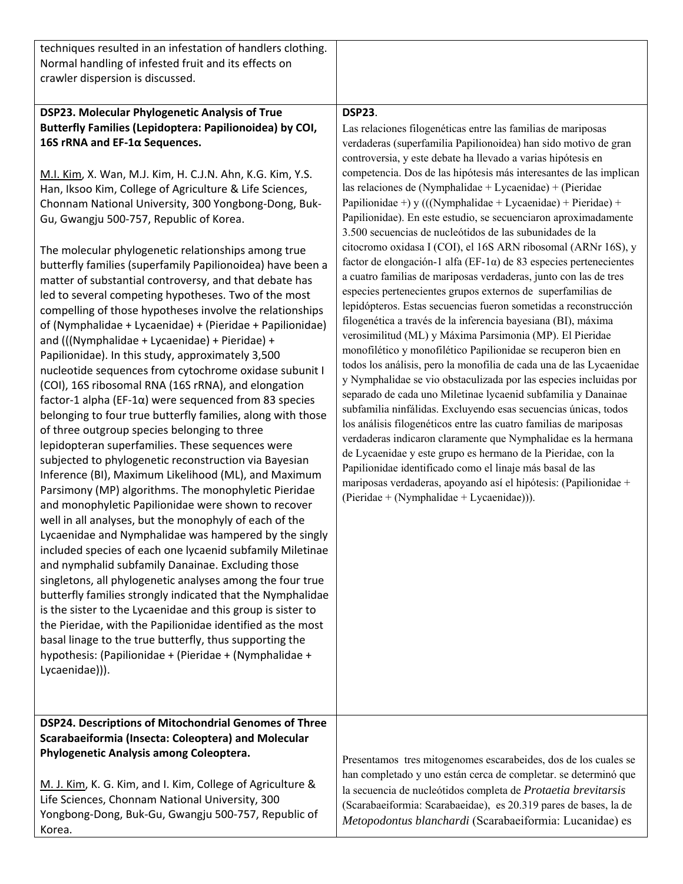techniques resulted in an infestation of handlers clothing. Normal handling of infested fruit and its effects on crawler dispersion is discussed.

**DSP23. Molecular Phylogenetic Analysis of True Butterfly Families (Lepidoptera: Papilionoidea) by COI, 16S rRNA and EF-1α Sequences.**

M.I. Kim, X. Wan, M.J. Kim, H. C.J.N. Ahn, K.G. Kim, Y.S. Han, Iksoo Kim, College of Agriculture & Life Sciences, Chonnam National University, 300 Yongbong-Dong, Buk-Gu, Gwangju 500-757, Republic of Korea.

The molecular phylogenetic relationships among true butterfly families (superfamily Papilionoidea) have been a matter of substantial controversy, and that debate has led to several competing hypotheses. Two of the most compelling of those hypotheses involve the relationships of (Nymphalidae + Lycaenidae) + (Pieridae + Papilionidae) and (((Nymphalidae + Lycaenidae) + Pieridae) + Papilionidae). In this study, approximately 3,500 nucleotide sequences from cytochrome oxidase subunit I (COI), 16S ribosomal RNA (16S rRNA), and elongation factor-1 alpha (EF-1α) were sequenced from 83 species belonging to four true butterfly families, along with those of three outgroup species belonging to three lepidopteran superfamilies. These sequences were subjected to phylogenetic reconstruction via Bayesian Inference (BI), Maximum Likelihood (ML), and Maximum Parsimony (MP) algorithms. The monophyletic Pieridae and monophyletic Papilionidae were shown to recover well in all analyses, but the monophyly of each of the Lycaenidae and Nymphalidae was hampered by the singly included species of each one lycaenid subfamily Miletinae and nymphalid subfamily Danainae. Excluding those singletons, all phylogenetic analyses among the four true butterfly families strongly indicated that the Nymphalidae is the sister to the Lycaenidae and this group is sister to the Pieridae, with the Papilionidae identified as the most basal linage to the true butterfly, thus supporting the hypothesis: (Papilionidae + (Pieridae + (Nymphalidae + Lycaenidae))).

**DSP23**.

Las relaciones filogenéticas entre las familias de mariposas verdaderas (superfamilia Papilionoidea) han sido motivo de gran controversia, y este debate ha llevado a varias hipótesis en competencia. Dos de las hipótesis más interesantes de las implican las relaciones de (Nymphalidae + Lycaenidae) + (Pieridae Papilionidae +) y (((Nymphalidae + Lycaenidae) + Pieridae) + Papilionidae). En este estudio, se secuenciaron aproximadamente 3.500 secuencias de nucleótidos de las subunidades de la citocromo oxidasa I (COI), el 16S ARN ribosomal (ARNr 16S), y factor de elongación-1 alfa (EF-1α) de 83 especies pertenecientes a cuatro familias de mariposas verdaderas, junto con las de tres especies pertenecientes grupos externos de superfamilias de lepidópteros. Estas secuencias fueron sometidas a reconstrucción filogenética a través de la inferencia bayesiana (BI), máxima verosimilitud (ML) y Máxima Parsimonia (MP). El Pieridae monofilético y monofilético Papilionidae se recuperon bien en todos los análisis, pero la monofilia de cada una de las Lycaenidae y Nymphalidae se vio obstaculizada por las especies incluidas por separado de cada uno Miletinae lycaenid subfamilia y Danainae subfamilia ninfálidas. Excluyendo esas secuencias únicas, todos los análisis filogenéticos entre las cuatro familias de mariposas verdaderas indicaron claramente que Nymphalidae es la hermana de Lycaenidae y este grupo es hermano de la Pieridae, con la Papilionidae identificado como el linaje más basal de las mariposas verdaderas, apoyando así el hipótesis: (Papilionidae + (Pieridae + (Nymphalidae + Lycaenidae))).

**DSP24. Descriptions of Mitochondrial Genomes of Three Scarabaeiformia (Insecta: Coleoptera) and Molecular Phylogenetic Analysis among Coleoptera.**

M. J. Kim, K. G. Kim, and I. Kim, College of Agriculture & Life Sciences, Chonnam National University, 300 Yongbong-Dong, Buk-Gu, Gwangju 500-757, Republic of Korea.

Presentamos tres mitogenomes escarabeides, dos de los cuales se han completado y uno están cerca de completar. se determinó que la secuencia de nucleótidos completa de *Protaetia brevitarsis* (Scarabaeiformia: Scarabaeidae), es 20.319 pares de bases, la de *Metopodontus blanchardi* (Scarabaeiformia: Lucanidae) es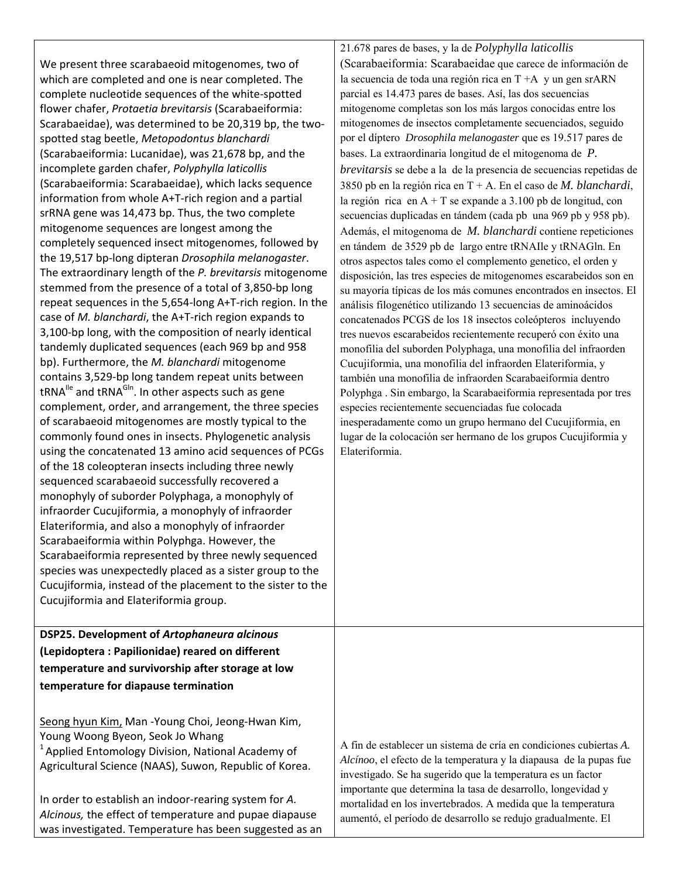We present three scarabaeoid mitogenomes, two of which are completed and one is near completed. The complete nucleotide sequences of the white-spotted flower chafer, *Protaetia brevitarsis* (Scarabaeiformia: Scarabaeidae), was determined to be 20,319 bp, the two-spotted stag beetle, *Metopodontus blanchardi* (Scarabaeiformia: Lucanidae), was 21,678 bp, and the incomplete garden chafer, *Polyphylla laticollis* (Scarabaeiformia: Scarabaeidae), which lacks sequence information from whole A+T-rich region and a partial srRNA gene was 14,473 bp. Thus, the two complete mitogenome sequences are longest among the completely sequenced insect mitogenomes, followed by the 19,517 bp-long dipteran *Drosophila melanogaster*. The extraordinary length of the *P. brevitarsis* mitogenome stemmed from the presence of a total of 3,850-bp long repeat sequences in the 5,654-long A+T-rich region. In the case of *M. blanchardi*, the A+T-rich region expands to 3,100-bp long, with the composition of nearly identical tandemly duplicated sequences (each 969 bp and 958 bp). Furthermore, the *M. blanchardi* mitogenome contains 3,529-bp long tandem repeat units between $tRNA^{Ile}$ and $tRNA^{Gln}$. In other aspects such as gene complement, order, and arrangement, the three species of scarabaeoid mitogenomes are mostly typical to the commonly found ones in insects. Phylogenetic analysis using the concatenated 13 amino acid sequences of PCGs of the 18 coleopteran insects including three newly sequenced scarabaeoid successfully recovered a monophyly of suborder Polyphaga, a monophyly of infraorder Cucujiformia, a monophyly of infraorder Elateriformia, and also a monophyly of infraorder Scarabaeiformia within Polyphga. However, the Scarabaeiformia represented by three newly sequenced species was unexpectedly placed as a sister group to the Cucujiformia, instead of the placement to the sister to the Cucujiformia and Elateriformia group.

21.678 pares de bases, y la de *Polyphylla laticollis* (Scarabaeiformia: Scarabaeidae que carece de información de la secuencia de toda una región rica en T +A y un gen srARN parcial es 14.473 pares de bases. Así, las dos secuencias mitogenome completas son los más largos conocidas entre los mitogenomes de insectos completamente secuenciados, seguido por el díptero *Drosophila melanogaster* que es 19.517 pares de bases. La extraordinaria longitud de el mitogenoma de *P. brevitarsis* se debe a la de la presencia de secuencias repetidas de 3850 pb en la región rica en T + A. En el caso de *M. blanchardi*, la región rica en A + T se expande a 3.100 pb de longitud, con secuencias duplicadas en tándem (cada pb una 969 pb y 958 pb). Además, el mitogenoma de *M. blanchardi* contiene repeticiones en tándem de 3529 pb de largo entre tRNAIle y tRNAGln. En otros aspectos tales como el complemento genetico, el orden y disposición, las tres especies de mitogenomes escarabeidos son en su mayoría típicas de los más comunes encontrados en insectos. El análisis filogenético utilizando 13 secuencias de aminoácidos concatenados PCGS de los 18 insectos coleópteros incluyendo tres nuevos escarabeidos recientemente recuperó con éxito una monofilia del suborden Polyphaga, una monofilia del infraorden Cucujiformia, una monofilia del infraorden Elateriformia, y también una monofilia de infraorden Scarabaeiformia dentro Polyphga . Sin embargo, la Scarabaeiformia representada por tres especies recientemente secuenciadas fue colocada inesperadamente como un grupo hermano del Cucujiformia, en lugar de la colocación ser hermano de los grupos Cucujiformia y Elateriformia.

**DSP25. Development of *Artophaneura alcinous* (Lepidoptera : Papilionidae) reared on different temperature and survivorship after storage at low temperature for diapause termination**

Seong hyun Kim, Man -Young Choi, Jeong-Hwan Kim, Young Woong Byeon, Seok Jo Whang
[1] Applied Entomology Division, National Academy of Agricultural Science (NAAS), Suwon, Republic of Korea.

In order to establish an indoor-rearing system for *A. Alcinous,* the effect of temperature and pupae diapause was investigated. Temperature has been suggested as an

A fin de establecer un sistema de cría en condiciones cubiertas *A. Alcínoo*, el efecto de la temperatura y la diapausa de la pupas fue investigado. Se ha sugerido que la temperatura es un factor importante que determina la tasa de desarrollo, longevidad y mortalidad en los invertebrados. A medida que la temperatura aumentó, el período de desarrollo se redujo gradualmente. El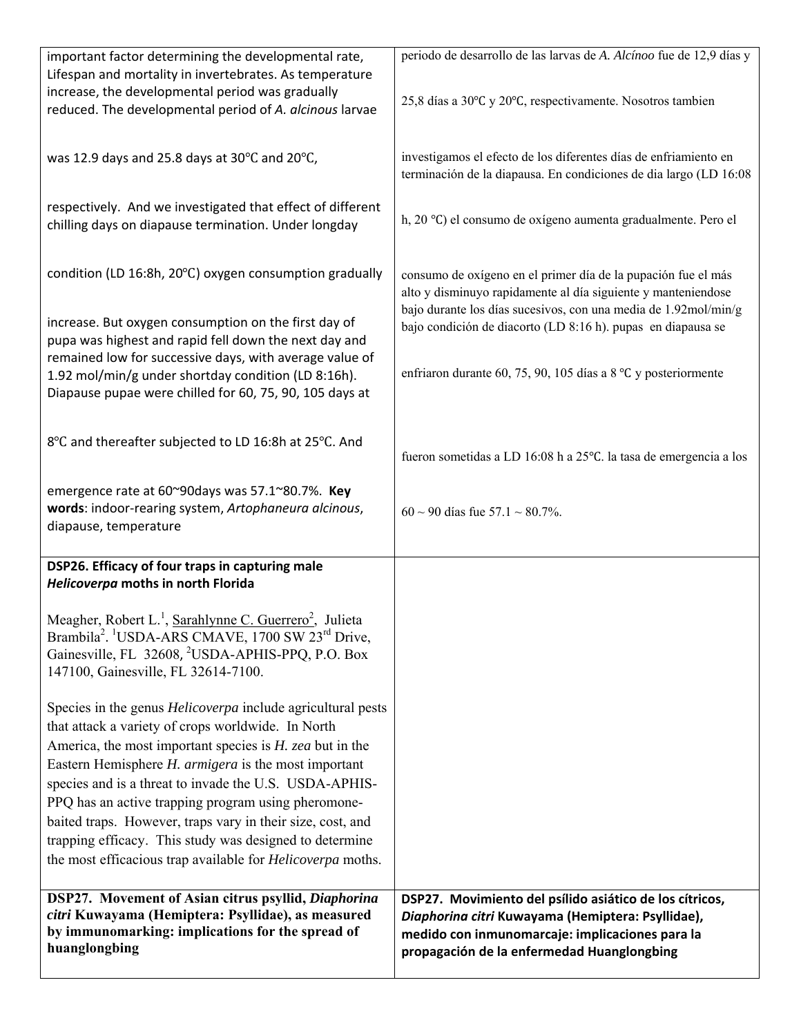| | |
|---|---|
| important factor determining the developmental rate, Lifespan and mortality in invertebrates. As temperature increase, the developmental period was gradually reduced. The developmental period of *A. alcinous* larvae was 12.9 days and 25.8 days at 30℃ and 20℃, respectively. And we investigated that effect of different chilling days on diapause termination. Under longday condition (LD 16:8h, 20℃) oxygen consumption gradually increase. But oxygen consumption on the first day of pupa was highest and rapid fell down the next day and remained low for successive days, with average value of 1.92 mol/min/g under shortday condition (LD 8:16h). Diapause pupae were chilled for 60, 75, 90, 105 days at 8℃ and thereafter subjected to LD 16:8h at 25℃. And emergence rate at 60~90days was 57.1~80.7%. **Key words**: indoor-rearing system, *Artophaneura alcinous*, diapause, temperature | periodo de desarrollo de las larvas de *A. Alcínoo* fue de 12,9 días y 25,8 días a 30℃ y 20℃, respectivamente. Nosotros tambien investigamos el efecto de los diferentes días de enfriamiento en terminación de la diapausa. En condiciones de dia largo (LD 16:08 h, 20 ℃) el consumo de oxígeno aumenta gradualmente. Pero el consumo de oxígeno en el primer día de la pupación fue el más alto y disminuyo rapidamente al día siguiente y manteniendose bajo durante los días sucesivos, con una media de 1.92mol/min/g bajo condición de diacorto (LD 8:16 h). pupas en diapausa se enfriaron durante 60, 75, 90, 105 días a 8 ℃ y posteriormente fueron sometidas a LD 16:08 h a 25℃. la tasa de emergencia a los 60 ~ 90 días fue 57.1 ~ 80.7%. |
| **DSP26. Efficacy of four traps in capturing male *Helicoverpa* moths in north Florida**<br><br>Meagher, Robert L.[1], Sarahlynne C. Guerrero[2], Julieta Brambila[2]. [1]USDA-ARS CMAVE, 1700 SW 23rd Drive, Gainesville, FL 32608, [2]USDA-APHIS-PPQ, P.O. Box 147100, Gainesville, FL 32614-7100.<br><br>Species in the genus *Helicoverpa* include agricultural pests that attack a variety of crops worldwide. In North America, the most important species is *H. zea* but in the Eastern Hemisphere *H. armigera* is the most important species and is a threat to invade the U.S. USDA-APHIS-PPQ has an active trapping program using pheromone-baited traps. However, traps vary in their size, cost, and trapping efficacy. This study was designed to determine the most efficacious trap available for *Helicoverpa* moths. | |
| **DSP27. Movement of Asian citrus psyllid, *Diaphorina citri* Kuwayama (Hemiptera: Psyllidae), as measured by immunomarking: implications for the spread of huanglongbing** | **DSP27. Movimiento del psílido asiático de los cítricos, *Diaphorina citri* Kuwayama (Hemiptera: Psyllidae), medido con inmunomarcaje: implicaciones para la propagación de la enfermedad Huanglongbing** |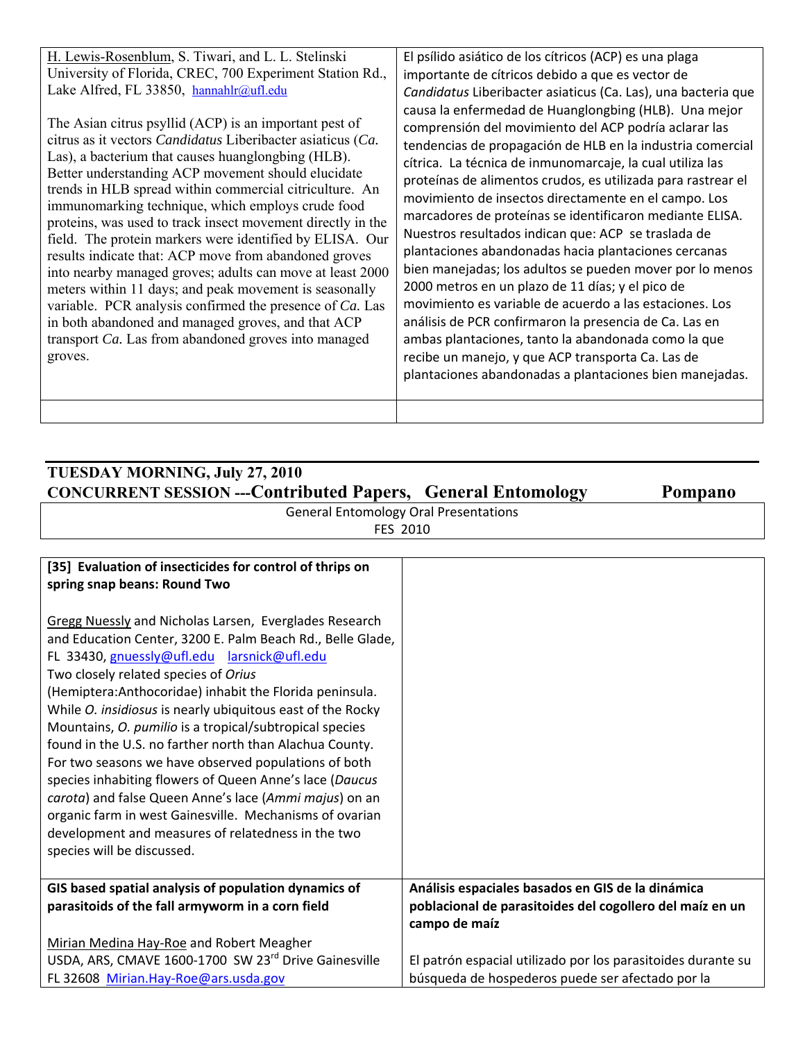H. Lewis-Rosenblum, S. Tiwari, and L. L. Stelinski
University of Florida, CREC, 700 Experiment Station Rd., Lake Alfred, FL 33850, hannahlr@ufl.edu

The Asian citrus psyllid (ACP) is an important pest of citrus as it vectors *Candidatus* Liberibacter asiaticus (*Ca.* Las), a bacterium that causes huanglongbing (HLB). Better understanding ACP movement should elucidate trends in HLB spread within commercial citriculture. An immunomarking technique, which employs crude food proteins, was used to track insect movement directly in the field. The protein markers were identified by ELISA. Our results indicate that: ACP move from abandoned groves into nearby managed groves; adults can move at least 2000 meters within 11 days; and peak movement is seasonally variable. PCR analysis confirmed the presence of *Ca.* Las in both abandoned and managed groves, and that ACP transport *Ca.* Las from abandoned groves into managed groves.

El psílido asiático de los cítricos (ACP) es una plaga importante de cítricos debido a que es vector de *Candidatus* Liberibacter asiaticus (Ca. Las), una bacteria que causa la enfermedad de Huanglongbing (HLB). Una mejor comprensión del movimiento del ACP podría aclarar las tendencias de propagación de HLB en la industria comercial cítrica. La técnica de inmunomarcaje, la cual utiliza las proteínas de alimentos crudos, es utilizada para rastrear el movimiento de insectos directamente en el campo. Los marcadores de proteínas se identificaron mediante ELISA. Nuestros resultados indican que: ACP se traslada de plantaciones abandonadas hacia plantaciones cercanas bien manejadas; los adultos se pueden mover por lo menos 2000 metros en un plazo de 11 días; y el pico de movimiento es variable de acuerdo a las estaciones. Los análisis de PCR confirmaron la presencia de Ca. Las en ambas plantaciones, tanto la abandonada como la que recibe un manejo, y que ACP transporta Ca. Las de plantaciones abandonadas a plantaciones bien manejadas.

## TUESDAY MORNING, July 27, 2010
## CONCURRENT SESSION ---Contributed Papers, General Entomology — Pompano

General Entomology Oral Presentations
FES 2010

**[35] Evaluation of insecticides for control of thrips on spring snap beans: Round Two**

Gregg Nuessly and Nicholas Larsen, Everglades Research and Education Center, 3200 E. Palm Beach Rd., Belle Glade, FL 33430, gnuessly@ufl.edu larsnick@ufl.edu

Two closely related species of *Orius* (Hemiptera:Anthocoridae) inhabit the Florida peninsula. While *O. insidiosus* is nearly ubiquitous east of the Rocky Mountains, *O. pumilio* is a tropical/subtropical species found in the U.S. no farther north than Alachua County. For two seasons we have observed populations of both species inhabiting flowers of Queen Anne's lace (*Daucus carota*) and false Queen Anne's lace (*Ammi majus*) on an organic farm in west Gainesville. Mechanisms of ovarian development and measures of relatedness in the two species will be discussed.

**GIS based spatial analysis of population dynamics of parasitoids of the fall armyworm in a corn field**

Mirian Medina Hay-Roe and Robert Meagher
USDA, ARS, CMAVE 1600-1700 SW 23rd Drive Gainesville FL 32608 Mirian.Hay-Roe@ars.usda.gov

**Análisis espaciales basados en GIS de la dinámica poblacional de parasitoides del cogollero del maíz en un campo de maíz**

El patrón espacial utilizado por los parasitoides durante su búsqueda de hospederos puede ser afectado por la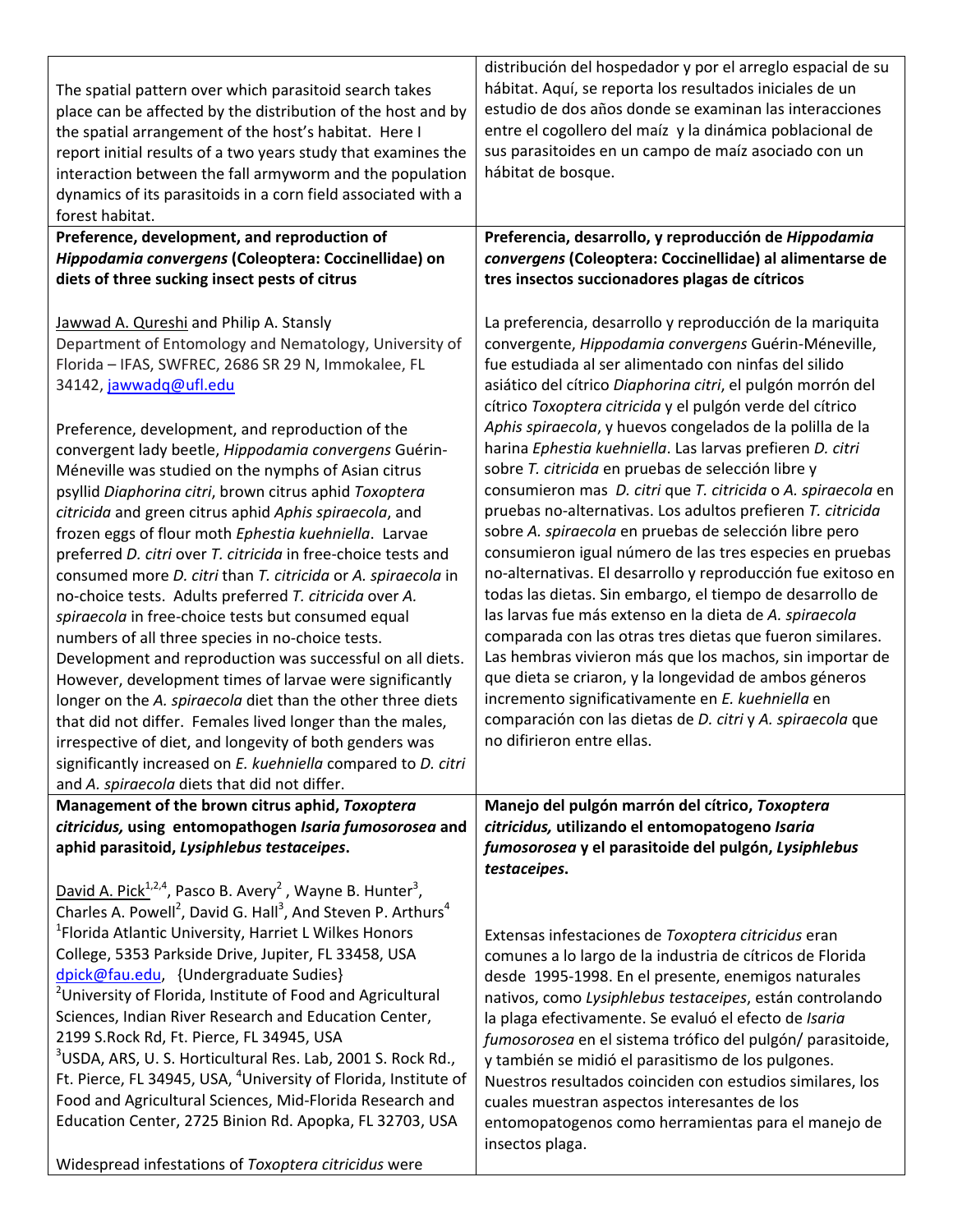The spatial pattern over which parasitoid search takes place can be affected by the distribution of the host and by the spatial arrangement of the host's habitat. Here I report initial results of a two years study that examines the interaction between the fall armyworm and the population dynamics of its parasitoids in a corn field associated with a forest habitat.

distribución del hospedador y por el arreglo espacial de su hábitat. Aquí, se reporta los resultados iniciales de un estudio de dos años donde se examinan las interacciones entre el cogollero del maíz y la dinámica poblacional de sus parasitoides en un campo de maíz asociado con un hábitat de bosque.

**Preference, development, and reproduction of *Hippodamia convergens* (Coleoptera: Coccinellidae) on diets of three sucking insect pests of citrus**

**Preferencia, desarrollo, y reproducción de *Hippodamia convergens* (Coleoptera: Coccinellidae) al alimentarse de tres insectos succionadores plagas de cítricos**

Jawwad A. Qureshi and Philip A. Stansly
Department of Entomology and Nematology, University of Florida – IFAS, SWFREC, 2686 SR 29 N, Immokalee, FL 34142, jawwadq@ufl.edu

Preference, development, and reproduction of the convergent lady beetle, *Hippodamia convergens* Guérin-Méneville was studied on the nymphs of Asian citrus psyllid *Diaphorina citri*, brown citrus aphid *Toxoptera citricida* and green citrus aphid *Aphis spiraecola*, and frozen eggs of flour moth *Ephestia kuehniella*. Larvae preferred *D. citri* over *T. citricida* in free-choice tests and consumed more *D. citri* than *T. citricida* or *A. spiraecola* in no-choice tests. Adults preferred *T. citricida* over *A. spiraecola* in free-choice tests but consumed equal numbers of all three species in no-choice tests. Development and reproduction was successful on all diets. However, development times of larvae were significantly longer on the *A. spiraecola* diet than the other three diets that did not differ. Females lived longer than the males, irrespective of diet, and longevity of both genders was significantly increased on *E. kuehniella* compared to *D. citri* and *A. spiraecola* diets that did not differ.

La preferencia, desarrollo y reproducción de la mariquita convergente, *Hippodamia convergens* Guérin-Méneville, fue estudiada al ser alimentado con ninfas del silido asiático del cítrico *Diaphorina citri*, el pulgón morrón del cítrico *Toxoptera citricida* y el pulgón verde del cítrico *Aphis spiraecola*, y huevos congelados de la polilla de la harina *Ephestia kuehniella*. Las larvas prefieren *D. citri* sobre *T. citricida* en pruebas de selección libre y consumieron mas *D. citri* que *T. citricida* o *A. spiraecola* en pruebas no-alternativas. Los adultos prefieren *T. citricida* sobre *A. spiraecola* en pruebas de selección libre pero consumieron igual número de las tres especies en pruebas no-alternativas. El desarrollo y reproducción fue exitoso en todas las dietas. Sin embargo, el tiempo de desarrollo de las larvas fue más extenso en la dieta de *A. spiraecola* comparada con las otras tres dietas que fueron similares. Las hembras vivieron más que los machos, sin importar de que dieta se criaron, y la longevidad de ambos géneros incremento significativamente en *E. kuehniella* en comparación con las dietas de *D. citri* y *A. spiraecola* que no difirieron entre ellas.

**Management of the brown citrus aphid, *Toxoptera citricidus,* using entomopathogen *Isaria fumosorosea* and aphid parasitoid, *Lysiphlebus testaceipes*.**

**Manejo del pulgón marrón del cítrico, *Toxoptera citricidus,* utilizando el entomopatogeno *Isaria fumosorosea* y el parasitoide del pulgón, *Lysiphlebus testaceipes*.**

David A. Pick[1,2,4], Pasco B. Avery[2], Wayne B. Hunter[3], Charles A. Powell[2], David G. Hall[3], And Steven P. Arthurs[4]
[1]Florida Atlantic University, Harriet L Wilkes Honors College, 5353 Parkside Drive, Jupiter, FL 33458, USA dpick@fau.edu, {Undergraduate Sudies}
[2]University of Florida, Institute of Food and Agricultural Sciences, Indian River Research and Education Center, 2199 S.Rock Rd, Ft. Pierce, FL 34945, USA
[3]USDA, ARS, U. S. Horticultural Res. Lab, 2001 S. Rock Rd., Ft. Pierce, FL 34945, USA, [4]University of Florida, Institute of Food and Agricultural Sciences, Mid-Florida Research and Education Center, 2725 Binion Rd. Apopka, FL 32703, USA

Widespread infestations of *Toxoptera citricidus* were

Extensas infestaciones de *Toxoptera citricidus* eran comunes a lo largo de la industria de cítricos de Florida desde 1995-1998. En el presente, enemigos naturales nativos, como *Lysiphlebus testaceipes*, están controlando la plaga efectivamente. Se evaluó el efecto de *Isaria fumosorosea* en el sistema trófico del pulgón/ parasitoide, y también se midió el parasitismo de los pulgones. Nuestros resultados coinciden con estudios similares, los cuales muestran aspectos interesantes de los entomopatogenos como herramientas para el manejo de insectos plaga.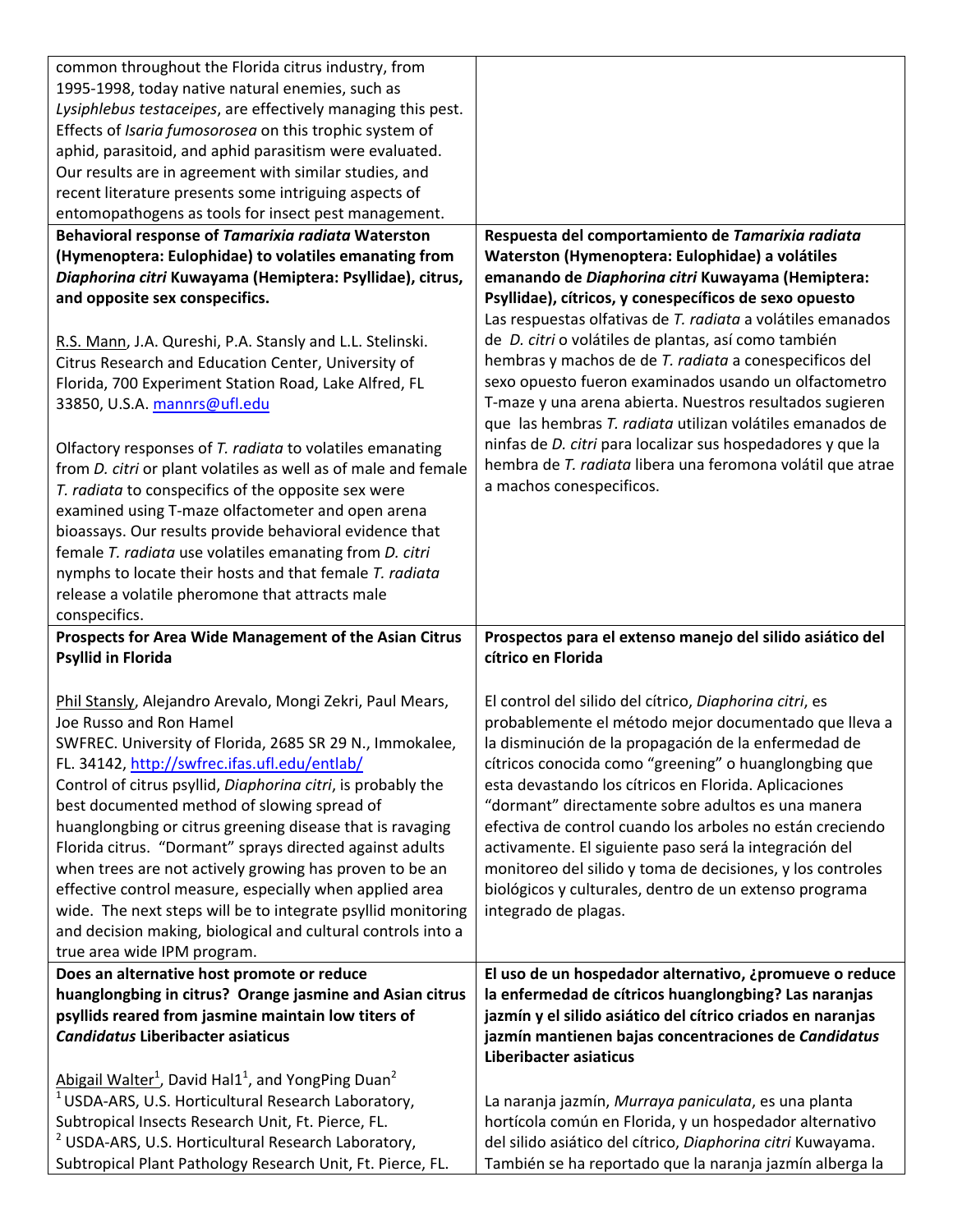common throughout the Florida citrus industry, from 1995-1998, today native natural enemies, such as *Lysiphlebus testaceipes*, are effectively managing this pest. Effects of *Isaria fumosorosea* on this trophic system of aphid, parasitoid, and aphid parasitism were evaluated. Our results are in agreement with similar studies, and recent literature presents some intriguing aspects of entomopathogens as tools for insect pest management.

**Behavioral response of *Tamarixia radiata* Waterston (Hymenoptera: Eulophidae) to volatiles emanating from *Diaphorina citri* Kuwayama (Hemiptera: Psyllidae), citrus, and opposite sex conspecifics.**

R.S. Mann, J.A. Qureshi, P.A. Stansly and L.L. Stelinski. Citrus Research and Education Center, University of Florida, 700 Experiment Station Road, Lake Alfred, FL 33850, U.S.A. mannrs@ufl.edu

Olfactory responses of *T. radiata* to volatiles emanating from *D. citri* or plant volatiles as well as of male and female *T. radiata* to conspecifics of the opposite sex were examined using T-maze olfactometer and open arena bioassays. Our results provide behavioral evidence that female *T. radiata* use volatiles emanating from *D. citri* nymphs to locate their hosts and that female *T. radiata* release a volatile pheromone that attracts male conspecifics.

**Respuesta del comportamiento de *Tamarixia radiata* Waterston (Hymenoptera: Eulophidae) a volátiles emanando de *Diaphorina citri* Kuwayama (Hemiptera: Psyllidae), cítricos, y conespecíficos de sexo opuesto**

Las respuestas olfativas de *T. radiata* a volátiles emanados de *D. citri* o volátiles de plantas, así como también hembras y machos de de *T. radiata* a conespecificos del sexo opuesto fueron examinados usando un olfactometro T-maze y una arena abierta. Nuestros resultados sugieren que las hembras *T. radiata* utilizan volátiles emanados de ninfas de *D. citri* para localizar sus hospedadores y que la hembra de *T. radiata* libera una feromona volátil que atrae a machos conespecificos.

**Prospects for Area Wide Management of the Asian Citrus Psyllid in Florida**

Phil Stansly, Alejandro Arevalo, Mongi Zekri, Paul Mears, Joe Russo and Ron Hamel
SWFREC. University of Florida, 2685 SR 29 N., Immokalee, FL. 34142, http://swfrec.ifas.ufl.edu/entlab/

Control of citrus psyllid, *Diaphorina citri*, is probably the best documented method of slowing spread of huanglongbing or citrus greening disease that is ravaging Florida citrus. "Dormant" sprays directed against adults when trees are not actively growing has proven to be an effective control measure, especially when applied area wide. The next steps will be to integrate psyllid monitoring and decision making, biological and cultural controls into a true area wide IPM program.

**Prospectos para el extenso manejo del silido asiático del cítrico en Florida**

El control del silido del cítrico, *Diaphorina citri*, es probablemente el método mejor documentado que lleva a la disminución de la propagación de la enfermedad de cítricos conocida como "greening" o huanglongbing que esta devastando los cítricos en Florida. Aplicaciones "dormant" directamente sobre adultos es una manera efectiva de control cuando los arboles no están creciendo activamente. El siguiente paso será la integración del monitoreo del silido y toma de decisiones, y los controles biológicos y culturales, dentro de un extenso programa integrado de plagas.

**Does an alternative host promote or reduce huanglongbing in citrus? Orange jasmine and Asian citrus psyllids reared from jasmine maintain low titers of *Candidatus* Liberibacter asiaticus**

Abigail Walter[1], David Hal1[1], and YongPing Duan[2]
[1] USDA-ARS, U.S. Horticultural Research Laboratory, Subtropical Insects Research Unit, Ft. Pierce, FL.
[2] USDA-ARS, U.S. Horticultural Research Laboratory, Subtropical Plant Pathology Research Unit, Ft. Pierce, FL.

**El uso de un hospedador alternativo, ¿promueve o reduce la enfermedad de cítricos huanglongbing? Las naranjas jazmín y el silido asiático del cítrico criados en naranjas jazmín mantienen bajas concentraciones de *Candidatus* Liberibacter asiaticus**

La naranja jazmín, *Murraya paniculata*, es una planta hortícola común en Florida, y un hospedador alternativo del silido asiático del cítrico, *Diaphorina citri* Kuwayama. También se ha reportado que la naranja jazmín alberga la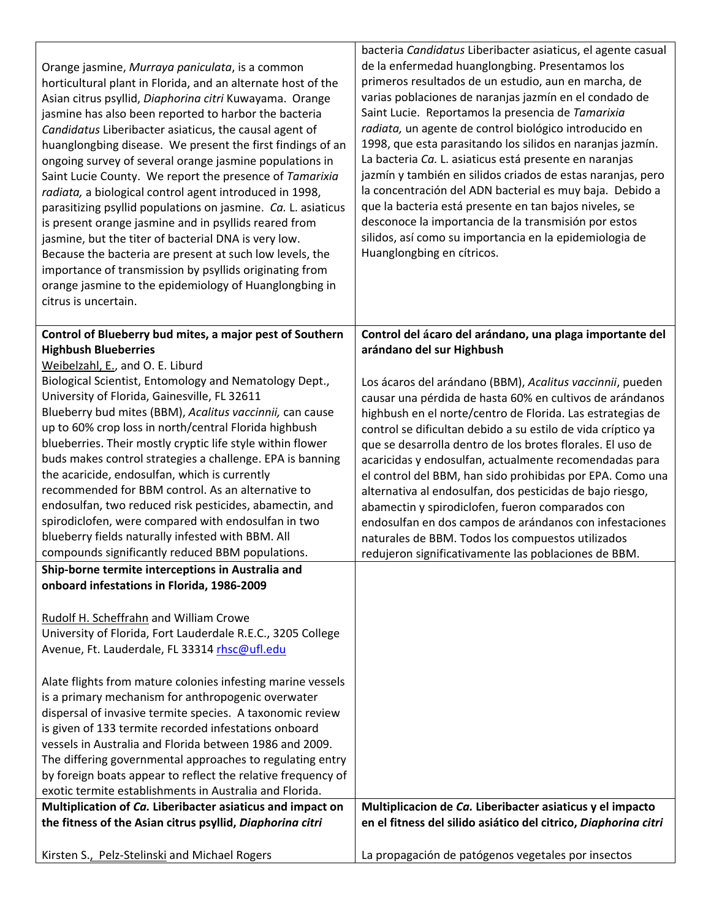Orange jasmine, *Murraya paniculata*, is a common horticultural plant in Florida, and an alternate host of the Asian citrus psyllid, *Diaphorina citri* Kuwayama. Orange jasmine has also been reported to harbor the bacteria *Candidatus* Liberibacter asiaticus, the causal agent of huanglongbing disease. We present the first findings of an ongoing survey of several orange jasmine populations in Saint Lucie County. We report the presence of *Tamarixia radiata,* a biological control agent introduced in 1998, parasitizing psyllid populations on jasmine. *Ca.* L. asiaticus is present orange jasmine and in psyllids reared from jasmine, but the titer of bacterial DNA is very low. Because the bacteria are present at such low levels, the importance of transmission by psyllids originating from orange jasmine to the epidemiology of Huanglongbing in citrus is uncertain.

bacteria *Candidatus* Liberibacter asiaticus, el agente casual de la enfermedad huanglongbing. Presentamos los primeros resultados de un estudio, aun en marcha, de varias poblaciones de naranjas jazmín en el condado de Saint Lucie. Reportamos la presencia de *Tamarixia radiata,* un agente de control biológico introducido en 1998, que esta parasitando los silidos en naranjas jazmín. La bacteria *Ca.* L. asiaticus está presente en naranjas jazmín y también en silidos criados de estas naranjas, pero la concentración del ADN bacterial es muy baja. Debido a que la bacteria está presente en tan bajos niveles, se desconoce la importancia de la transmisión por estos silidos, así como su importancia en la epidemiologia de Huanglongbing en cítricos.

**Control of Blueberry bud mites, a major pest of Southern Highbush Blueberries**

Weibelzahl, E., and O. E. Liburd

Biological Scientist, Entomology and Nematology Dept., University of Florida, Gainesville, FL 32611

Blueberry bud mites (BBM), *Acalitus vaccinnii,* can cause up to 60% crop loss in north/central Florida highbush blueberries. Their mostly cryptic life style within flower buds makes control strategies a challenge. EPA is banning the acaricide, endosulfan, which is currently recommended for BBM control. As an alternative to endosulfan, two reduced risk pesticides, abamectin, and spirodiclofen, were compared with endosulfan in two blueberry fields naturally infested with BBM. All compounds significantly reduced BBM populations.

**Control del ácaro del arándano, una plaga importante del arándano del sur Highbush**

Los ácaros del arándano (BBM), *Acalitus vaccinnii*, pueden causar una pérdida de hasta 60% en cultivos de arándanos highbush en el norte/centro de Florida. Las estrategias de control se dificultan debido a su estilo de vida críptico ya que se desarrolla dentro de los brotes florales. El uso de acaricidas y endosulfan, actualmente recomendadas para el control del BBM, han sido prohibidas por EPA. Como una alternativa al endosulfan, dos pesticidas de bajo riesgo, abamectin y spirodiclofen, fueron comparados con endosulfan en dos campos de arándanos con infestaciones naturales de BBM. Todos los compuestos utilizados redujeron significativamente las poblaciones de BBM.

**Ship-borne termite interceptions in Australia and onboard infestations in Florida, 1986-2009**

Rudolf H. Scheffrahn and William Crowe

University of Florida, Fort Lauderdale R.E.C., 3205 College Avenue, Ft. Lauderdale, FL 33314 rhsc@ufl.edu

Alate flights from mature colonies infesting marine vessels is a primary mechanism for anthropogenic overwater dispersal of invasive termite species. A taxonomic review is given of 133 termite recorded infestations onboard vessels in Australia and Florida between 1986 and 2009. The differing governmental approaches to regulating entry by foreign boats appear to reflect the relative frequency of exotic termite establishments in Australia and Florida.

**Multiplication of *Ca.* Liberibacter asiaticus and impact on the fitness of the Asian citrus psyllid, *Diaphorina citri***

Kirsten S., Pelz-Stelinski and Michael Rogers

**Multiplicacion de *Ca.* Liberibacter asiaticus y el impacto en el fitness del silido asiático del citrico, *Diaphorina citri***

La propagación de patógenos vegetales por insectos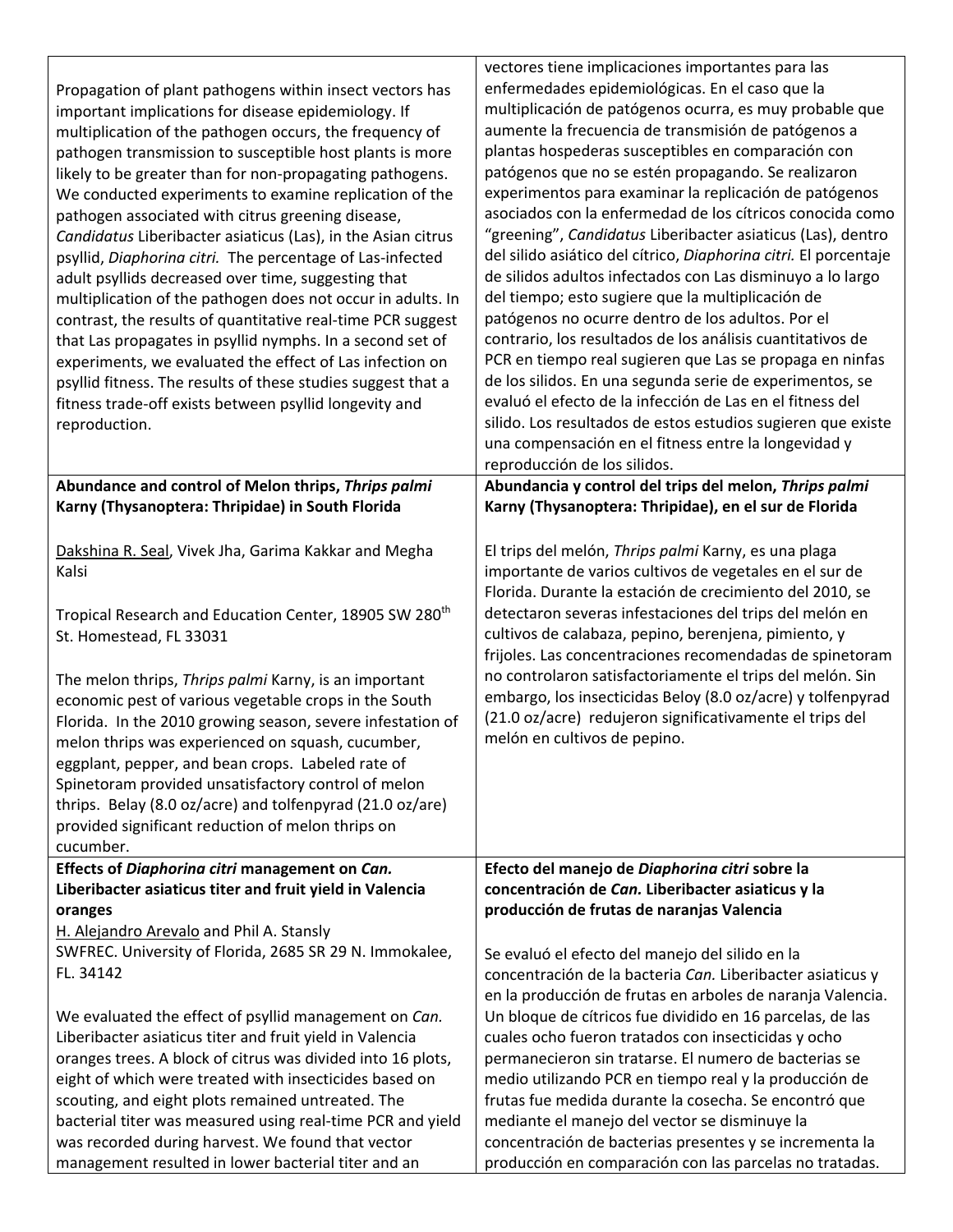Propagation of plant pathogens within insect vectors has important implications for disease epidemiology. If multiplication of the pathogen occurs, the frequency of pathogen transmission to susceptible host plants is more likely to be greater than for non-propagating pathogens. We conducted experiments to examine replication of the pathogen associated with citrus greening disease, *Candidatus* Liberibacter asiaticus (Las), in the Asian citrus psyllid, *Diaphorina citri.* The percentage of Las-infected adult psyllids decreased over time, suggesting that multiplication of the pathogen does not occur in adults. In contrast, the results of quantitative real-time PCR suggest that Las propagates in psyllid nymphs. In a second set of experiments, we evaluated the effect of Las infection on psyllid fitness. The results of these studies suggest that a fitness trade-off exists between psyllid longevity and reproduction.

vectores tiene implicaciones importantes para las enfermedades epidemiológicas. En el caso que la multiplicación de patógenos ocurra, es muy probable que aumente la frecuencia de transmisión de patógenos a plantas hospederas susceptibles en comparación con patógenos que no se estén propagando. Se realizaron experimentos para examinar la replicación de patógenos asociados con la enfermedad de los cítricos conocida como "greening", *Candidatus* Liberibacter asiaticus (Las), dentro del silido asiático del cítrico, *Diaphorina citri.* El porcentaje de silidos adultos infectados con Las disminuyo a lo largo del tiempo; esto sugiere que la multiplicación de patógenos no ocurre dentro de los adultos. Por el contrario, los resultados de los análisis cuantitativos de PCR en tiempo real sugieren que Las se propaga en ninfas de los silidos. En una segunda serie de experimentos, se evaluó el efecto de la infección de Las en el fitness del silido. Los resultados de estos estudios sugieren que existe una compensación en el fitness entre la longevidad y reproducción de los silidos.

**Abundance and control of Melon thrips, *Thrips palmi* Karny (Thysanoptera: Thripidae) in South Florida**

Dakshina R. Seal, Vivek Jha, Garima Kakkar and Megha Kalsi

Tropical Research and Education Center, 18905 SW 280th St. Homestead, FL 33031

The melon thrips, *Thrips palmi* Karny, is an important economic pest of various vegetable crops in the South Florida. In the 2010 growing season, severe infestation of melon thrips was experienced on squash, cucumber, eggplant, pepper, and bean crops. Labeled rate of Spinetoram provided unsatisfactory control of melon thrips. Belay (8.0 oz/acre) and tolfenpyrad (21.0 oz/are) provided significant reduction of melon thrips on cucumber.

**Abundancia y control del trips del melon, *Thrips palmi* Karny (Thysanoptera: Thripidae), en el sur de Florida**

El trips del melón, *Thrips palmi* Karny, es una plaga importante de varios cultivos de vegetales en el sur de Florida. Durante la estación de crecimiento del 2010, se detectaron severas infestaciones del trips del melón en cultivos de calabaza, pepino, berenjena, pimiento, y frijoles. Las concentraciones recomendadas de spinetoram no controlaron satisfactoriamente el trips del melón. Sin embargo, los insecticidas Beloy (8.0 oz/acre) y tolfenpyrad (21.0 oz/acre) redujeron significativamente el trips del melón en cultivos de pepino.

**Effects of *Diaphorina citri* management on *Can.* Liberibacter asiaticus titer and fruit yield in Valencia oranges**

H. Alejandro Arevalo and Phil A. Stansly
SWFREC. University of Florida, 2685 SR 29 N. Immokalee, FL. 34142

We evaluated the effect of psyllid management on *Can.* Liberibacter asiaticus titer and fruit yield in Valencia oranges trees. A block of citrus was divided into 16 plots, eight of which were treated with insecticides based on scouting, and eight plots remained untreated. The bacterial titer was measured using real-time PCR and yield was recorded during harvest. We found that vector management resulted in lower bacterial titer and an

**Efecto del manejo de *Diaphorina citri* sobre la concentración de *Can.* Liberibacter asiaticus y la producción de frutas de naranjas Valencia**

Se evaluó el efecto del manejo del silido en la concentración de la bacteria *Can.* Liberibacter asiaticus y en la producción de frutas en arboles de naranja Valencia. Un bloque de cítricos fue dividido en 16 parcelas, de las cuales ocho fueron tratados con insecticidas y ocho permanecieron sin tratarse. El numero de bacterias se medio utilizando PCR en tiempo real y la producción de frutas fue medida durante la cosecha. Se encontró que mediante el manejo del vector se disminuye la concentración de bacterias presentes y se incrementa la producción en comparación con las parcelas no tratadas.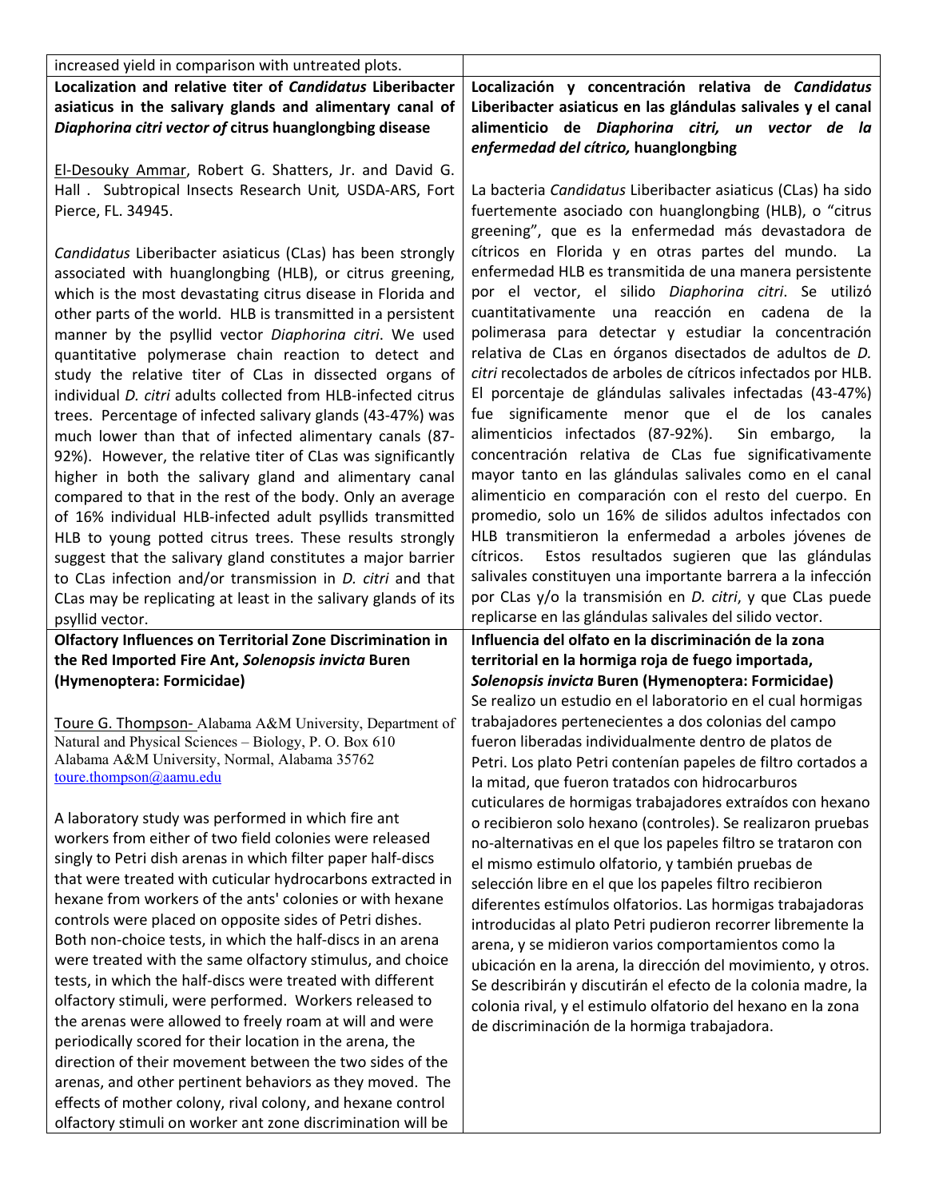increased yield in comparison with untreated plots.

**Localization and relative titer of *Candidatus* Liberibacter asiaticus in the salivary glands and alimentary canal of *Diaphorina citri vector of* citrus huanglongbing disease**

El-Desouky Ammar, Robert G. Shatters, Jr. and David G. Hall . Subtropical Insects Research Unit*,* USDA-ARS, Fort Pierce, FL. 34945.

*Candidatus* Liberibacter asiaticus (CLas) has been strongly associated with huanglongbing (HLB), or citrus greening, which is the most devastating citrus disease in Florida and other parts of the world. HLB is transmitted in a persistent manner by the psyllid vector *Diaphorina citri*. We used quantitative polymerase chain reaction to detect and study the relative titer of CLas in dissected organs of individual *D. citri* adults collected from HLB-infected citrus trees. Percentage of infected salivary glands (43-47%) was much lower than that of infected alimentary canals (87-92%). However, the relative titer of CLas was significantly higher in both the salivary gland and alimentary canal compared to that in the rest of the body. Only an average of 16% individual HLB-infected adult psyllids transmitted HLB to young potted citrus trees. These results strongly suggest that the salivary gland constitutes a major barrier to CLas infection and/or transmission in *D. citri* and that CLas may be replicating at least in the salivary glands of its psyllid vector.

**Localización y concentración relativa de *Candidatus* Liberibacter asiaticus en las glándulas salivales y el canal alimenticio de *Diaphorina citri, un vector de la enfermedad del cítrico,* huanglongbing**

La bacteria *Candidatus* Liberibacter asiaticus (CLas) ha sido fuertemente asociado con huanglongbing (HLB), o "citrus greening", que es la enfermedad más devastadora de cítricos en Florida y en otras partes del mundo. La enfermedad HLB es transmitida de una manera persistente por el vector, el silido *Diaphorina citri*. Se utilizó cuantitativamente una reacción en cadena de la polimerasa para detectar y estudiar la concentración relativa de CLas en órganos disectados de adultos de *D. citri* recolectados de arboles de cítricos infectados por HLB. El porcentaje de glándulas salivales infectadas (43-47%) fue significamente menor que el de los canales alimenticios infectados (87-92%). Sin embargo, la concentración relativa de CLas fue significativamente mayor tanto en las glándulas salivales como en el canal alimenticio en comparación con el resto del cuerpo. En promedio, solo un 16% de silidos adultos infectados con HLB transmitieron la enfermedad a arboles jóvenes de cítricos. Estos resultados sugieren que las glándulas salivales constituyen una importante barrera a la infección por CLas y/o la transmisión en *D. citri*, y que CLas puede replicarse en las glándulas salivales del silido vector.

**Olfactory Influences on Territorial Zone Discrimination in the Red Imported Fire Ant, *Solenopsis invicta* Buren (Hymenoptera: Formicidae)**

Toure G. Thompson- Alabama A&M University, Department of Natural and Physical Sciences – Biology, P. O. Box 610 Alabama A&M University, Normal, Alabama 35762 toure.thompson@aamu.edu

A laboratory study was performed in which fire ant workers from either of two field colonies were released singly to Petri dish arenas in which filter paper half-discs that were treated with cuticular hydrocarbons extracted in hexane from workers of the ants' colonies or with hexane controls were placed on opposite sides of Petri dishes. Both non-choice tests, in which the half-discs in an arena were treated with the same olfactory stimulus, and choice tests, in which the half-discs were treated with different olfactory stimuli, were performed. Workers released to the arenas were allowed to freely roam at will and were periodically scored for their location in the arena, the direction of their movement between the two sides of the arenas, and other pertinent behaviors as they moved. The effects of mother colony, rival colony, and hexane control olfactory stimuli on worker ant zone discrimination will be

**Influencia del olfato en la discriminación de la zona territorial en la hormiga roja de fuego importada, *Solenopsis invicta* Buren (Hymenoptera: Formicidae)**

Se realizo un estudio en el laboratorio en el cual hormigas trabajadores pertenecientes a dos colonias del campo fueron liberadas individualmente dentro de platos de Petri. Los plato Petri contenían papeles de filtro cortados a la mitad, que fueron tratados con hidrocarburos cuticulares de hormigas trabajadores extraídos con hexano o recibieron solo hexano (controles). Se realizaron pruebas no-alternativas en el que los papeles filtro se trataron con el mismo estimulo olfatorio, y también pruebas de selección libre en el que los papeles filtro recibieron diferentes estímulos olfatorios. Las hormigas trabajadoras introducidas al plato Petri pudieron recorrer libremente la arena, y se midieron varios comportamientos como la ubicación en la arena, la dirección del movimiento, y otros. Se describirán y discutirán el efecto de la colonia madre, la colonia rival, y el estimulo olfatorio del hexano en la zona de discriminación de la hormiga trabajadora.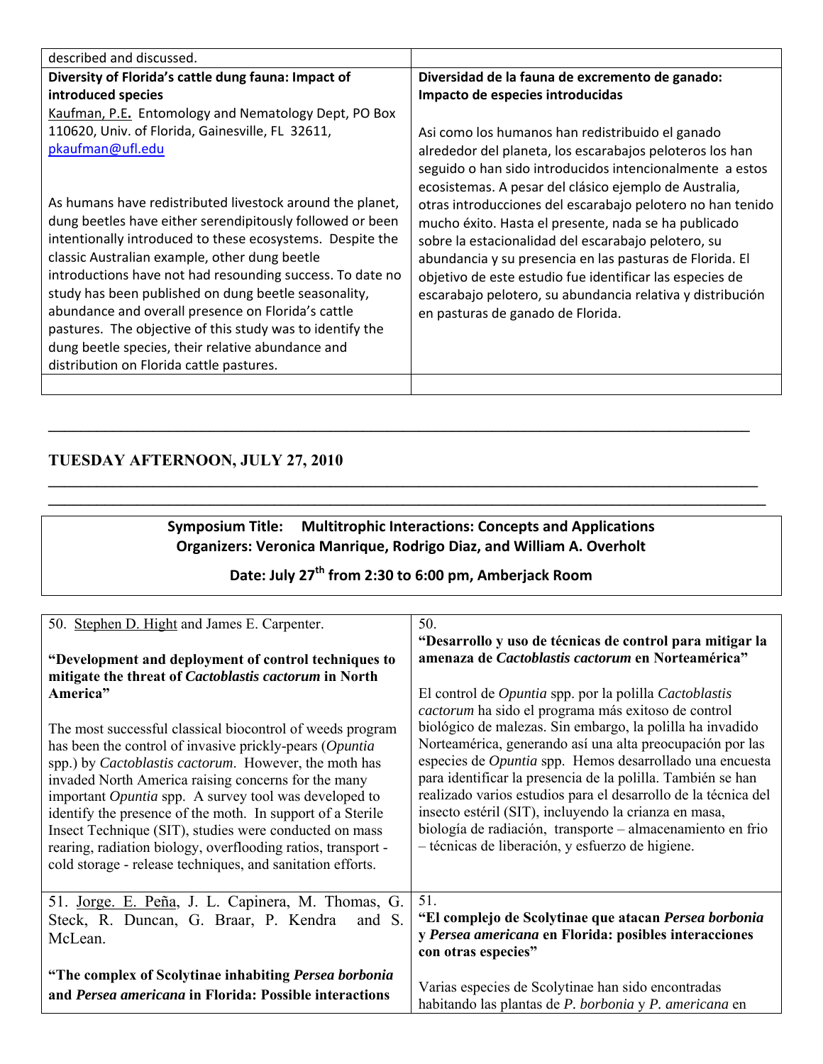| described and discussed. | |
|---|---|
| **Diversity of Florida's cattle dung fauna: Impact of introduced species**<br>Kaufman, P.E. Entomology and Nematology Dept, PO Box 110620, Univ. of Florida, Gainesville, FL 32611, pkaufman@ufl.edu<br><br>As humans have redistributed livestock around the planet, dung beetles have either serendipitously followed or been intentionally introduced to these ecosystems. Despite the classic Australian example, other dung beetle introductions have not had resounding success. To date no study has been published on dung beetle seasonality, abundance and overall presence on Florida's cattle pastures. The objective of this study was to identify the dung beetle species, their relative abundance and distribution on Florida cattle pastures. | **Diversidad de la fauna de excremento de ganado: Impacto de especies introducidas**<br><br>Asi como los humanos han redistribuido el ganado alrededor del planeta, los escarabajos peloteros los han seguido o han sido introducidos intencionalmente a estos ecosistemas. A pesar del clásico ejemplo de Australia, otras introducciones del escarabajo pelotero no han tenido mucho éxito. Hasta el presente, nada se ha publicado sobre la estacionalidad del escarabajo pelotero, su abundancia y su presencia en las pasturas de Florida. El objetivo de este estudio fue identificar las especies de escarabajo pelotero, su abundancia relativa y distribución en pasturas de ganado de Florida. |
| | |

---

## TUESDAY AFTERNOON, JULY 27, 2010

---

**Symposium Title: Multitrophic Interactions: Concepts and Applications**
**Organizers: Veronica Manrique, Rodrigo Diaz, and William A. Overholt**

**Date: July 27th from 2:30 to 6:00 pm, Amberjack Room**

| 50. Stephen D. Hight and James E. Carpenter.<br><br>**"Development and deployment of control techniques to mitigate the threat of *Cactoblastis cactorum* in North America"**<br><br>The most successful classical biocontrol of weeds program has been the control of invasive prickly-pears (*Opuntia* spp.) by *Cactoblastis cactorum*. However, the moth has invaded North America raising concerns for the many important *Opuntia* spp. A survey tool was developed to identify the presence of the moth. In support of a Sterile Insect Technique (SIT), studies were conducted on mass rearing, radiation biology, overflooding ratios, transport - cold storage - release techniques, and sanitation efforts. | 50.<br>**"Desarrollo y uso de técnicas de control para mitigar la amenaza de *Cactoblastis cactorum* en Norteamérica"**<br><br>El control de *Opuntia* spp. por la polilla *Cactoblastis cactorum* ha sido el programa más exitoso de control biológico de malezas. Sin embargo, la polilla ha invadido Norteamérica, generando así una alta preocupación por las especies de *Opuntia* spp. Hemos desarrollado una encuesta para identificar la presencia de la polilla. También se han realizado varios estudios para el desarrollo de la técnica del insecto estéril (SIT), incluyendo la crianza en masa, biología de radiación, transporte – almacenamiento en frio – técnicas de liberación, y esfuerzo de higiene. |
|---|---|
| 51. Jorge. E. Peña, J. L. Capinera, M. Thomas, G. Steck, R. Duncan, G. Braar, P. Kendra and S. McLean.<br><br>**"The complex of Scolytinae inhabiting *Persea borbonia* and *Persea americana* in Florida: Possible interactions** | 51.<br>**"El complejo de Scolytinae que atacan *Persea borbonia* y *Persea americana* en Florida: posibles interacciones con otras especies"**<br><br>Varias especies de Scolytinae han sido encontradas habitando las plantas de *P. borbonia* y *P. americana* en |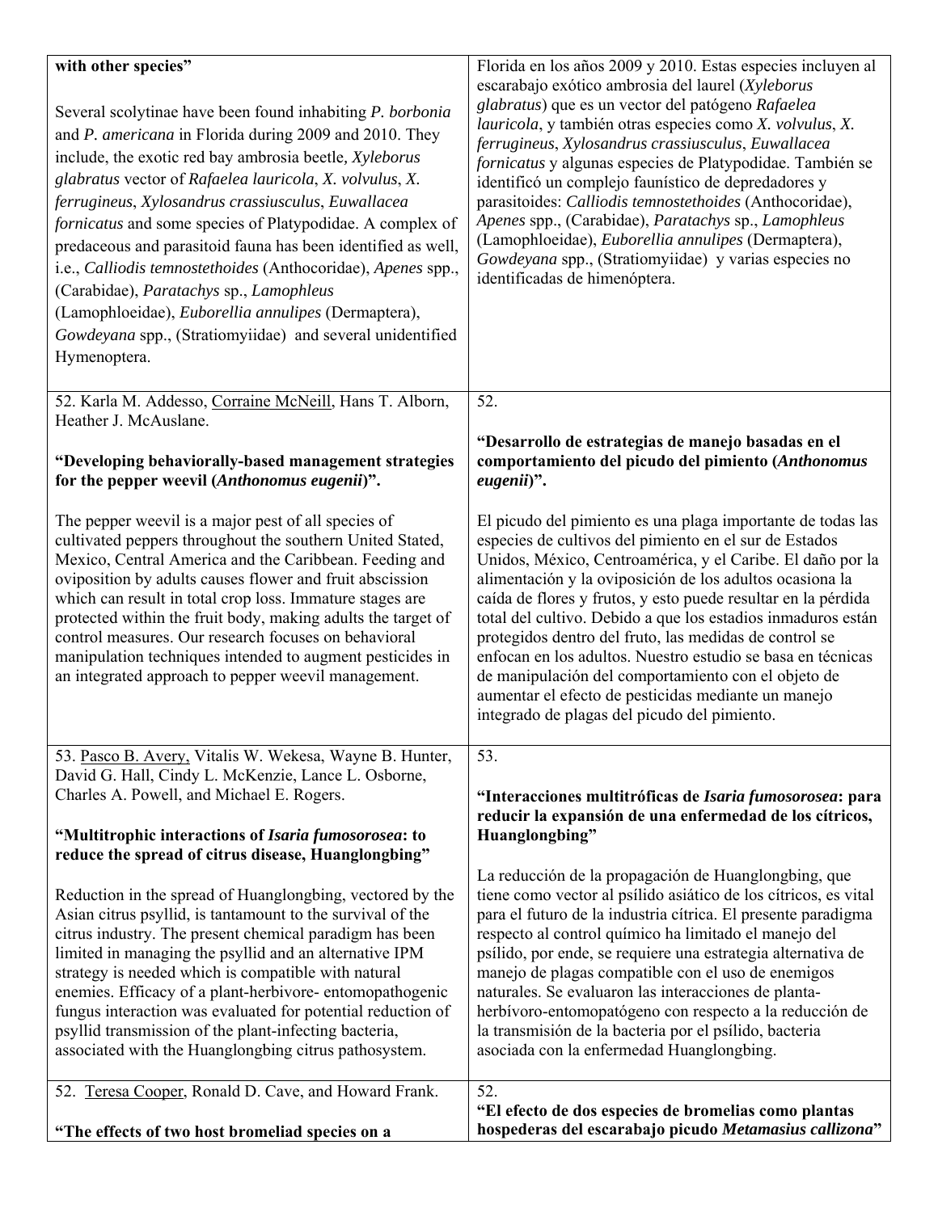| | |
|---|---|
| **with other species"**<br><br>Several scolytinae have been found inhabiting *P. borbonia* and *P. americana* in Florida during 2009 and 2010. They include, the exotic red bay ambrosia beetle, *Xyleborus glabratus* vector of *Rafaelea lauricola*, *X. volvulus*, *X. ferrugineus*, *Xylosandrus crassiusculus*, *Euwallacea fornicatus* and some species of Platypodidae. A complex of predaceous and parasitoid fauna has been identified as well, i.e., *Calliodis temnostethoides* (Anthocoridae), *Apenes* spp., (Carabidae), *Paratachys* sp., *Lamophleus* (Lamophloeidae), *Euborellia annulipes* (Dermaptera), *Gowdeyana* spp., (Stratiomyiidae) and several unidentified Hymenoptera. | Florida en los años 2009 y 2010. Estas especies incluyen al escarabajo exótico ambrosia del laurel (*Xyleborus glabratus*) que es un vector del patógeno *Rafaelea lauricola*, y también otras especies como *X. volvulus*, *X. ferrugineus*, *Xylosandrus crassiusculus*, *Euwallacea fornicatus* y algunas especies de Platypodidae. También se identificó un complejo faunístico de depredadores y parasitoides: *Calliodis temnostethoides* (Anthocoridae), *Apenes* spp., (Carabidae), *Paratachys* sp., *Lamophleus* (Lamophloeidae), *Euborellia annulipes* (Dermaptera), *Gowdeyana* spp., (Stratiomyiidae) y varias especies no identificadas de himenóptera. |
| 52. Karla M. Addesso, <u>Corraine McNeill</u>, Hans T. Alborn, Heather J. McAuslane.<br><br>**"Developing behaviorally-based management strategies for the pepper weevil (*Anthonomus eugenii*)".**<br><br>The pepper weevil is a major pest of all species of cultivated peppers throughout the southern United Stated, Mexico, Central America and the Caribbean. Feeding and oviposition by adults causes flower and fruit abscission which can result in total crop loss. Immature stages are protected within the fruit body, making adults the target of control measures. Our research focuses on behavioral manipulation techniques intended to augment pesticides in an integrated approach to pepper weevil management. | 52.<br><br>**"Desarrollo de estrategias de manejo basadas en el comportamiento del picudo del pimiento (*Anthonomus eugenii*)".**<br><br>El picudo del pimiento es una plaga importante de todas las especies de cultivos del pimiento en el sur de Estados Unidos, México, Centroamérica, y el Caribe. El daño por la alimentación y la oviposición de los adultos ocasiona la caída de flores y frutos, y esto puede resultar en la pérdida total del cultivo. Debido a que los estadios inmaduros están protegidos dentro del fruto, las medidas de control se enfocan en los adultos. Nuestro estudio se basa en técnicas de manipulación del comportamiento con el objeto de aumentar el efecto de pesticidas mediante un manejo integrado de plagas del picudo del pimiento. |
| 53. <u>Pasco B. Avery,</u> Vitalis W. Wekesa, Wayne B. Hunter, David G. Hall, Cindy L. McKenzie, Lance L. Osborne, Charles A. Powell, and Michael E. Rogers.<br><br>**"Multitrophic interactions of *Isaria fumosorosea*: to reduce the spread of citrus disease, Huanglongbing"**<br><br>Reduction in the spread of Huanglongbing, vectored by the Asian citrus psyllid, is tantamount to the survival of the citrus industry. The present chemical paradigm has been limited in managing the psyllid and an alternative IPM strategy is needed which is compatible with natural enemies. Efficacy of a plant-herbivore- entomopathogenic fungus interaction was evaluated for potential reduction of psyllid transmission of the plant-infecting bacteria, associated with the Huanglongbing citrus pathosystem. | 53.<br><br>**"Interacciones multitróficas de *Isaria fumosorosea*: para reducir la expansión de una enfermedad de los cítricos, Huanglongbing"**<br><br>La reducción de la propagación de Huanglongbing, que tiene como vector al psílido asiático de los cítricos, es vital para el futuro de la industria cítrica. El presente paradigma respecto al control químico ha limitado el manejo del psílido, por ende, se requiere una estrategia alternativa de manejo de plagas compatible con el uso de enemigos naturales. Se evaluaron las interacciones de planta-herbívoro-entomopatógeno con respecto a la reducción de la transmisión de la bacteria por el psílido, bacteria asociada con la enfermedad Huanglongbing. |
| 52. <u>Teresa Cooper</u>, Ronald D. Cave, and Howard Frank.<br><br>**"The effects of two host bromeliad species on a** | 52.<br>**"El efecto de dos especies de bromelias como plantas hospederas del escarabajo picudo *Metamasius callizona*"** |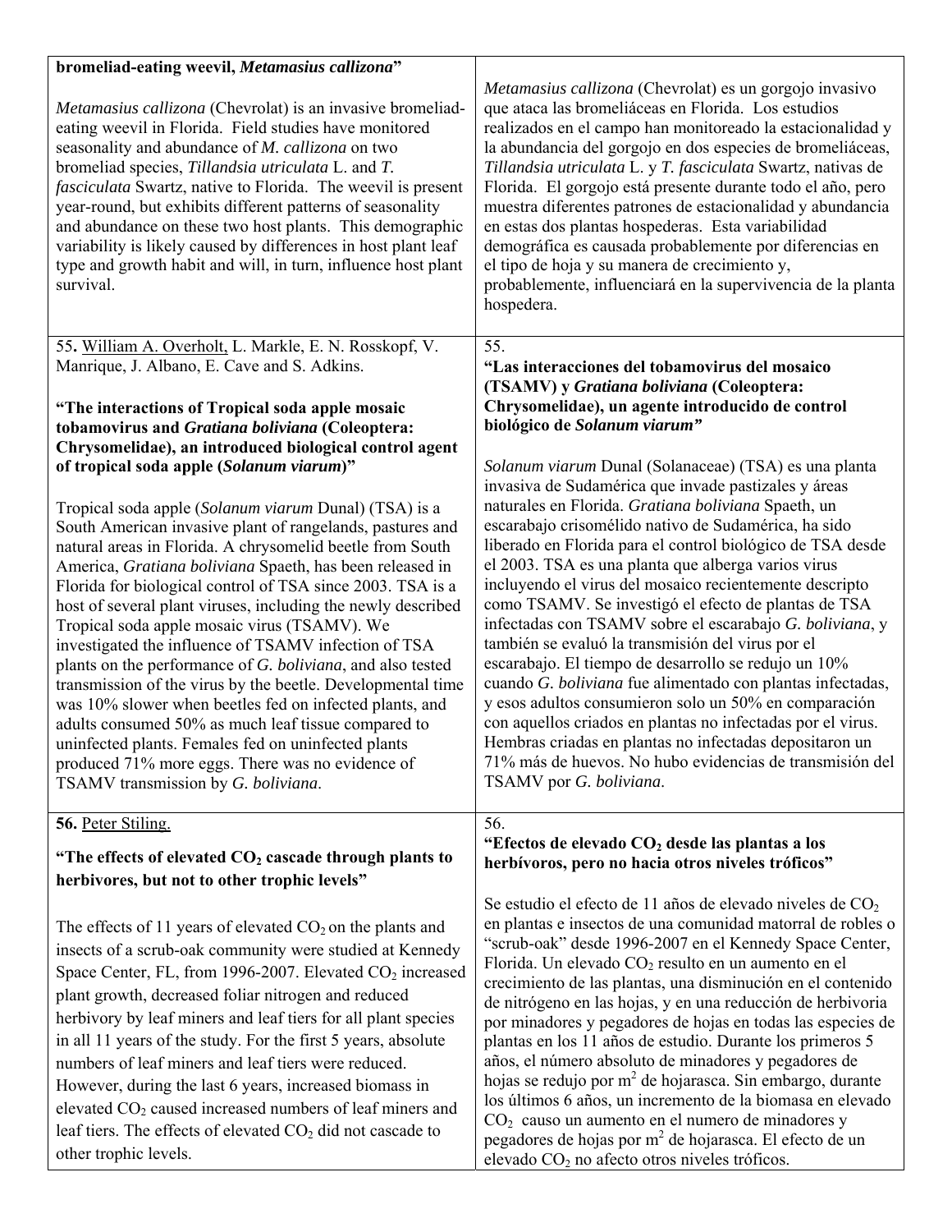| | |
|---|---|
| **bromeliad-eating weevil, *Metamasius callizona*"**<br><br>*Metamasius callizona* (Chevrolat) is an invasive bromeliad-eating weevil in Florida. Field studies have monitored seasonality and abundance of *M. callizona* on two bromeliad species, *Tillandsia utriculata* L. and *T. fasciculata* Swartz, native to Florida. The weevil is present year-round, but exhibits different patterns of seasonality and abundance on these two host plants. This demographic variability is likely caused by differences in host plant leaf type and growth habit and will, in turn, influence host plant survival. | *Metamasius callizona* (Chevrolat) es un gorgojo invasivo que ataca las bromeliáceas en Florida. Los estudios realizados en el campo han monitoreado la estacionalidad y la abundancia del gorgojo en dos especies de bromeliáceas, *Tillandsia utriculata* L. y *T. fasciculata* Swartz, nativas de Florida. El gorgojo está presente durante todo el año, pero muestra diferentes patrones de estacionalidad y abundancia en estas dos plantas hospederas. Esta variabilidad demográfica es causada probablemente por diferencias en el tipo de hoja y su manera de crecimiento y, probablemente, influenciará en la supervivencia de la planta hospedera. |
| **55.** William A. Overholt, L. Markle, E. N. Rosskopf, V. Manrique, J. Albano, E. Cave and S. Adkins.<br><br>**"The interactions of Tropical soda apple mosaic tobamovirus and *Gratiana boliviana* (Coleoptera: Chrysomelidae), an introduced biological control agent of tropical soda apple (*Solanum viarum*)"**<br><br>Tropical soda apple (*Solanum viarum* Dunal) (TSA) is a South American invasive plant of rangelands, pastures and natural areas in Florida. A chrysomelid beetle from South America, *Gratiana boliviana* Spaeth, has been released in Florida for biological control of TSA since 2003. TSA is a host of several plant viruses, including the newly described Tropical soda apple mosaic virus (TSAMV). We investigated the influence of TSAMV infection of TSA plants on the performance of *G. boliviana*, and also tested transmission of the virus by the beetle. Developmental time was 10% slower when beetles fed on infected plants, and adults consumed 50% as much leaf tissue compared to uninfected plants. Females fed on uninfected plants produced 71% more eggs. There was no evidence of TSAMV transmission by *G. boliviana*. | 55.<br>**"Las interacciones del tobamovirus del mosaico (TSAMV) y *Gratiana boliviana* (Coleoptera: Chrysomelidae), un agente introducido de control biológico de *Solanum viarum*"**<br><br>*Solanum viarum* Dunal (Solanaceae) (TSA) es una planta invasiva de Sudamérica que invade pastizales y áreas naturales en Florida. *Gratiana boliviana* Spaeth, un escarabajo crisomélido nativo de Sudamérica, ha sido liberado en Florida para el control biológico de TSA desde el 2003. TSA es una planta que alberga varios virus incluyendo el virus del mosaico recientemente descripto como TSAMV. Se investigó el efecto de plantas de TSA infectadas con TSAMV sobre el escarabajo *G. boliviana*, y también se evaluó la transmisión del virus por el escarabajo. El tiempo de desarrollo se redujo un 10% cuando *G. boliviana* fue alimentado con plantas infectadas, y esos adultos consumieron solo un 50% en comparación con aquellos criados en plantas no infectadas por el virus. Hembras criadas en plantas no infectadas depositaron un 71% más de huevos. No hubo evidencias de transmisión del TSAMV por *G. boliviana*. |
| **56.** Peter Stiling.<br><br>**"The effects of elevated $CO_2$ cascade through plants to herbivores, but not to other trophic levels"**<br><br>The effects of 11 years of elevated $CO_2$ on the plants and insects of a scrub-oak community were studied at Kennedy Space Center, FL, from 1996-2007. Elevated $CO_2$ increased plant growth, decreased foliar nitrogen and reduced herbivory by leaf miners and leaf tiers for all plant species in all 11 years of the study. For the first 5 years, absolute numbers of leaf miners and leaf tiers were reduced. However, during the last 6 years, increased biomass in elevated $CO_2$ caused increased numbers of leaf miners and leaf tiers. The effects of elevated $CO_2$ did not cascade to other trophic levels. | 56.<br>**"Efectos de elevado $CO_2$ desde las plantas a los herbívoros, pero no hacia otros niveles tróficos"**<br><br>Se estudio el efecto de 11 años de elevado niveles de $CO_2$ en plantas e insectos de una comunidad matorral de robles o "scrub-oak" desde 1996-2007 en el Kennedy Space Center, Florida. Un elevado $CO_2$ resulto en un aumento en el crecimiento de las plantas, una disminución en el contenido de nitrógeno en las hojas, y en una reducción de herbivoria por minadores y pegadores de hojas en todas las especies de plantas en los 11 años de estudio. Durante los primeros 5 años, el número absoluto de minadores y pegadores de hojas se redujo por $m^2$ de hojarasca. Sin embargo, durante los últimos 6 años, un incremento de la biomasa en elevado $CO_2$ causo un aumento en el numero de minadores y pegadores de hojas por $m^2$ de hojarasca. El efecto de un elevado $CO_2$ no afecto otros niveles tróficos. |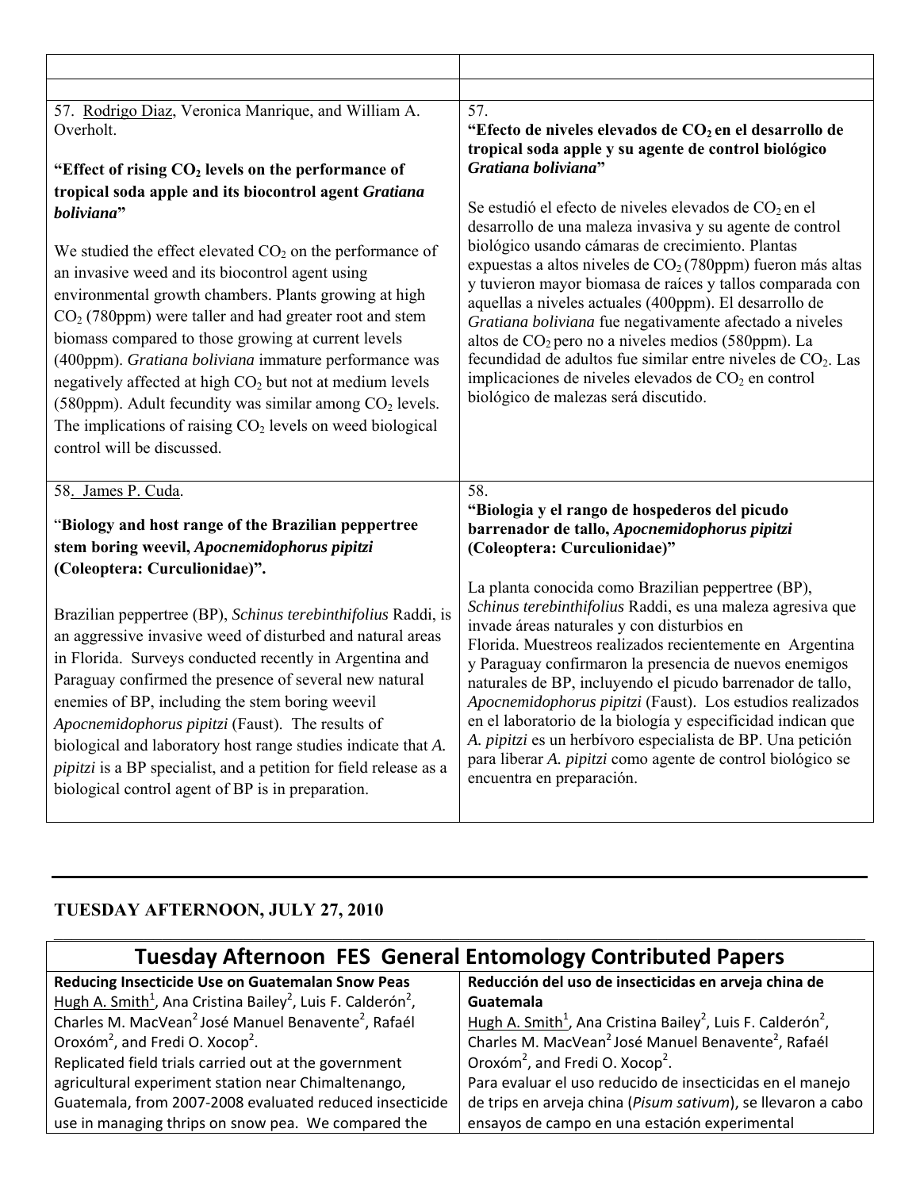| | |
|---|---|
| | |
| 57. Rodrigo Diaz, Veronica Manrique, and William A. Overholt.<br><br>**"Effect of rising $CO_2$ levels on the performance of tropical soda apple and its biocontrol agent *Gratiana boliviana*"**<br><br>We studied the effect elevated $CO_2$ on the performance of an invasive weed and its biocontrol agent using environmental growth chambers. Plants growing at high $CO_2$ (780ppm) were taller and had greater root and stem biomass compared to those growing at current levels (400ppm). *Gratiana boliviana* immature performance was negatively affected at high $CO_2$ but not at medium levels (580ppm). Adult fecundity was similar among $CO_2$ levels. The implications of raising $CO_2$ levels on weed biological control will be discussed. | 57.<br>**"Efecto de niveles elevados de $CO_2$ en el desarrollo de tropical soda apple y su agente de control biológico *Gratiana boliviana*"**<br><br>Se estudió el efecto de niveles elevados de $CO_2$ en el desarrollo de una maleza invasiva y su agente de control biológico usando cámaras de crecimiento. Plantas expuestas a altos niveles de $CO_2$ (780ppm) fueron más altas y tuvieron mayor biomasa de raíces y tallos comparada con aquellas a niveles actuales (400ppm). El desarrollo de *Gratiana boliviana* fue negativamente afectado a niveles altos de $CO_2$ pero no a niveles medios (580ppm). La fecundidad de adultos fue similar entre niveles de $CO_2$. Las implicaciones de niveles elevados de $CO_2$ en control biológico de malezas será discutido. |
| 58. James P. Cuda.<br><br>"**Biology and host range of the Brazilian peppertree stem boring weevil, *Apocnemidophorus pipitzi* (Coleoptera: Curculionidae)".**<br><br>Brazilian peppertree (BP), *Schinus terebinthifolius* Raddi, is an aggressive invasive weed of disturbed and natural areas in Florida. Surveys conducted recently in Argentina and Paraguay confirmed the presence of several new natural enemies of BP, including the stem boring weevil *Apocnemidophorus pipitzi* (Faust). The results of biological and laboratory host range studies indicate that *A. pipitzi* is a BP specialist, and a petition for field release as a biological control agent of BP is in preparation. | 58.<br>**"Biologia y el rango de hospederos del picudo barrenador de tallo, *Apocnemidophorus pipitzi* (Coleoptera: Curculionidae)"**<br><br>La planta conocida como Brazilian peppertree (BP), *Schinus terebinthifolius* Raddi, es una maleza agresiva que invade áreas naturales y con disturbios en Florida. Muestreos realizados recientemente en Argentina y Paraguay confirmaron la presencia de nuevos enemigos naturales de BP, incluyendo el picudo barrenador de tallo, *Apocnemidophorus pipitzi* (Faust). Los estudios realizados en el laboratorio de la biología y especificidad indican que *A. pipitzi* es un herbívoro especialista de BP. Una petición para liberar *A. pipitzi* como agente de control biológico se encuentra en preparación. |

---

**TUESDAY AFTERNOON, JULY 27, 2010**

| Tuesday Afternoon FES General Entomology Contributed Papers | |
|---|---|
| **Reducing Insecticide Use on Guatemalan Snow Peas**<br>Hugh A. Smith[1], Ana Cristina Bailey[2], Luis F. Calderón[2], Charles M. MacVean[2] José Manuel Benavente[2], Rafaél Oroxóm[2], and Fredi O. Xocop[2].<br>Replicated field trials carried out at the government agricultural experiment station near Chimaltenango, Guatemala, from 2007-2008 evaluated reduced insecticide use in managing thrips on snow pea. We compared the | **Reducción del uso de insecticidas en arveja china de Guatemala**<br>Hugh A. Smith[1], Ana Cristina Bailey[2], Luis F. Calderón[2], Charles M. MacVean[2] José Manuel Benavente[2], Rafaél Oroxóm[2], and Fredi O. Xocop[2].<br>Para evaluar el uso reducido de insecticidas en el manejo de trips en arveja china (*Pisum sativum*), se llevaron a cabo ensayos de campo en una estación experimental |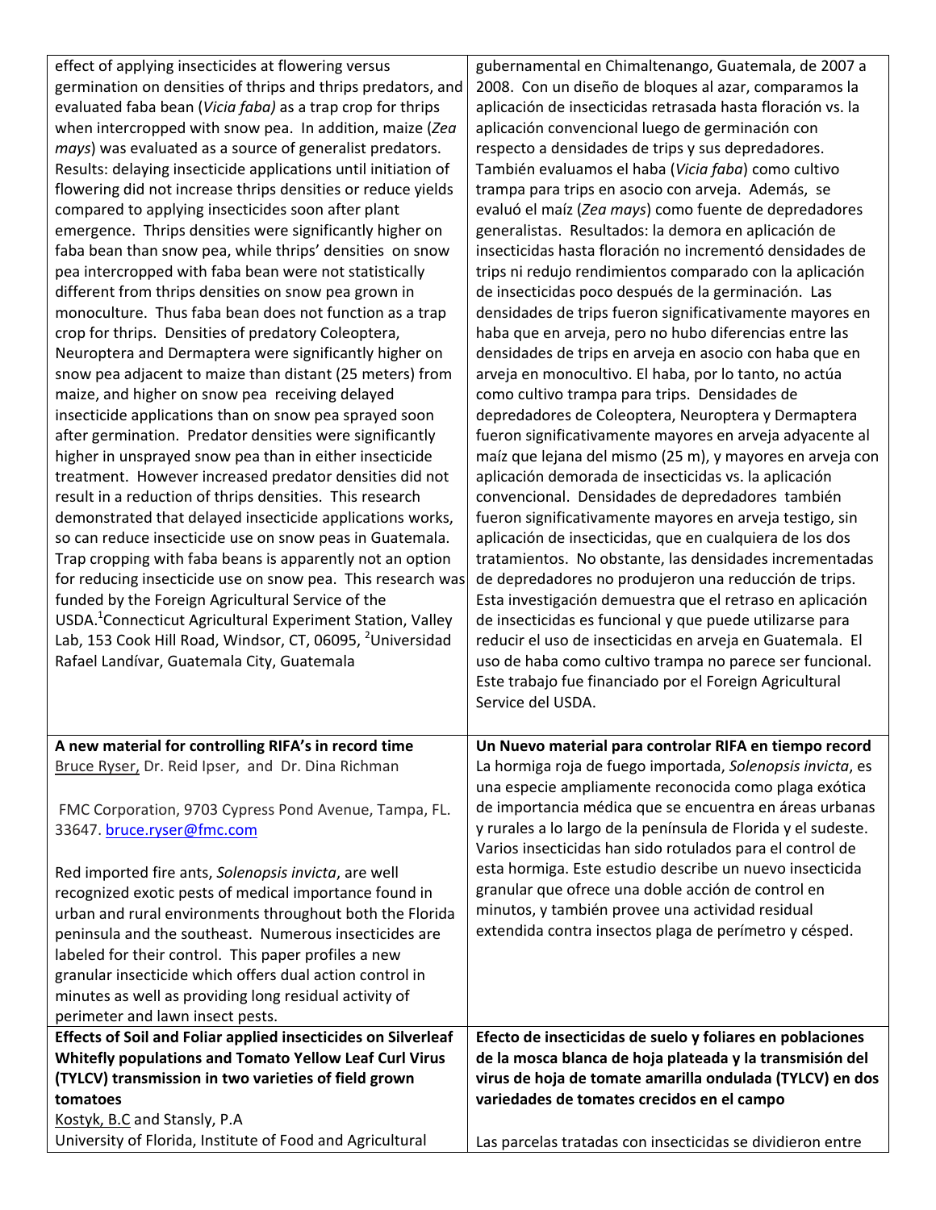effect of applying insecticides at flowering versus germination on densities of thrips and thrips predators, and evaluated faba bean (*Vicia faba)* as a trap crop for thrips when intercropped with snow pea. In addition, maize (*Zea mays*) was evaluated as a source of generalist predators. Results: delaying insecticide applications until initiation of flowering did not increase thrips densities or reduce yields compared to applying insecticides soon after plant emergence. Thrips densities were significantly higher on faba bean than snow pea, while thrips' densities on snow pea intercropped with faba bean were not statistically different from thrips densities on snow pea grown in monoculture. Thus faba bean does not function as a trap crop for thrips. Densities of predatory Coleoptera, Neuroptera and Dermaptera were significantly higher on snow pea adjacent to maize than distant (25 meters) from maize, and higher on snow pea receiving delayed insecticide applications than on snow pea sprayed soon after germination. Predator densities were significantly higher in unsprayed snow pea than in either insecticide treatment. However increased predator densities did not result in a reduction of thrips densities. This research demonstrated that delayed insecticide applications works, so can reduce insecticide use on snow peas in Guatemala. Trap cropping with faba beans is apparently not an option for reducing insecticide use on snow pea. This research was funded by the Foreign Agricultural Service of the USDA.[1]Connecticut Agricultural Experiment Station, Valley Lab, 153 Cook Hill Road, Windsor, CT, 06095, [2]Universidad Rafael Landívar, Guatemala City, Guatemala

gubernamental en Chimaltenango, Guatemala, de 2007 a 2008. Con un diseño de bloques al azar, comparamos la aplicación de insecticidas retrasada hasta floración vs. la aplicación convencional luego de germinación con respecto a densidades de trips y sus depredadores. También evaluamos el haba (*Vicia faba*) como cultivo trampa para trips en asocio con arveja. Además, se evaluó el maíz (*Zea mays*) como fuente de depredadores generalistas. Resultados: la demora en aplicación de insecticidas hasta floración no incrementó densidades de trips ni redujo rendimientos comparado con la aplicación de insecticidas poco después de la germinación. Las densidades de trips fueron significativamente mayores en haba que en arveja, pero no hubo diferencias entre las densidades de trips en arveja en asocio con haba que en arveja en monocultivo. El haba, por lo tanto, no actúa como cultivo trampa para trips. Densidades de depredadores de Coleoptera, Neuroptera y Dermaptera fueron significativamente mayores en arveja adyacente al maíz que lejana del mismo (25 m), y mayores en arveja con aplicación demorada de insecticidas vs. la aplicación convencional. Densidades de depredadores también fueron significativamente mayores en arveja testigo, sin aplicación de insecticidas, que en cualquiera de los dos tratamientos. No obstante, las densidades incrementadas de depredadores no produjeron una reducción de trips. Esta investigación demuestra que el retraso en aplicación de insecticidas es funcional y que puede utilizarse para reducir el uso de insecticidas en arveja en Guatemala. El uso de haba como cultivo trampa no parece ser funcional. Este trabajo fue financiado por el Foreign Agricultural Service del USDA.

**A new material for controlling RIFA's in record time**

Bruce Ryser, Dr. Reid Ipser, and Dr. Dina Richman

FMC Corporation, 9703 Cypress Pond Avenue, Tampa, FL. 33647. bruce.ryser@fmc.com

Red imported fire ants, *Solenopsis invicta*, are well recognized exotic pests of medical importance found in urban and rural environments throughout both the Florida peninsula and the southeast. Numerous insecticides are labeled for their control. This paper profiles a new granular insecticide which offers dual action control in minutes as well as providing long residual activity of perimeter and lawn insect pests.

**Un Nuevo material para controlar RIFA en tiempo record**

La hormiga roja de fuego importada, *Solenopsis invicta*, es una especie ampliamente reconocida como plaga exótica de importancia médica que se encuentra en áreas urbanas y rurales a lo largo de la península de Florida y el sudeste. Varios insecticidas han sido rotulados para el control de esta hormiga. Este estudio describe un nuevo insecticida granular que ofrece una doble acción de control en minutos, y también provee una actividad residual extendida contra insectos plaga de perímetro y césped.

**Effects of Soil and Foliar applied insecticides on Silverleaf Whitefly populations and Tomato Yellow Leaf Curl Virus (TYLCV) transmission in two varieties of field grown tomatoes**

Kostyk, B.C and Stansly, P.A

University of Florida, Institute of Food and Agricultural

**Efecto de insecticidas de suelo y foliares en poblaciones de la mosca blanca de hoja plateada y la transmisión del virus de hoja de tomate amarilla ondulada (TYLCV) en dos variedades de tomates crecidos en el campo**

Las parcelas tratadas con insecticidas se dividieron entre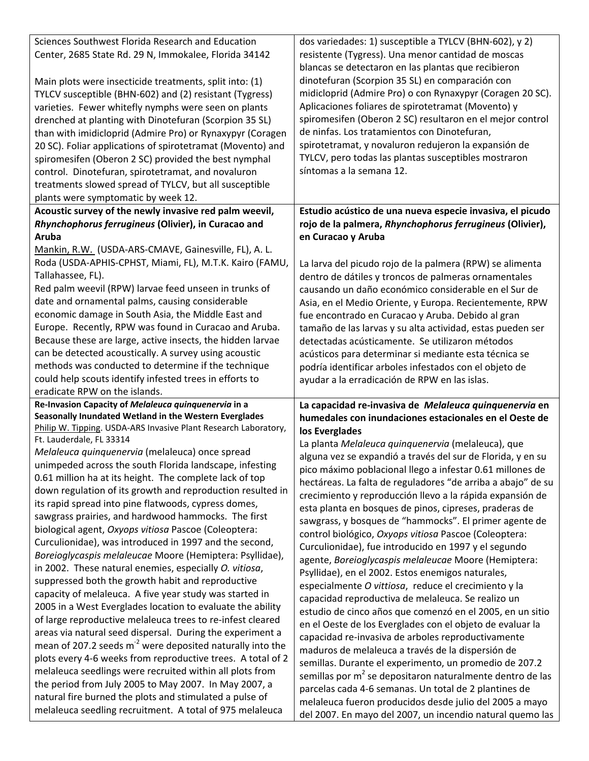| | |
|---|---|
| Sciences Southwest Florida Research and Education Center, 2685 State Rd. 29 N, Immokalee, Florida 34142<br><br>Main plots were insecticide treatments, split into: (1) TYLCV susceptible (BHN-602) and (2) resistant (Tygress) varieties. Fewer whitefly nymphs were seen on plants drenched at planting with Dinotefuran (Scorpion 35 SL) than with imidicloprid (Admire Pro) or Rynaxypyr (Coragen 20 SC). Foliar applications of spirotetramat (Movento) and spiromesifen (Oberon 2 SC) provided the best nymphal control. Dinotefuran, spirotetramat, and novaluron treatments slowed spread of TYLCV, but all susceptible plants were symptomatic by week 12. | dos variedades: 1) susceptible a TYLCV (BHN-602), y 2) resistente (Tygress). Una menor cantidad de moscas blancas se detectaron en las plantas que recibieron dinotefuran (Scorpion 35 SL) en comparación con midicloprid (Admire Pro) o con Rynaxypyr (Coragen 20 SC). Aplicaciones foliares de spirotetramat (Movento) y spiromesifen (Oberon 2 SC) resultaron en el mejor control de ninfas. Los tratamientos con Dinotefuran, spirotetramat, y novaluron redujeron la expansión de TYLCV, pero todas las plantas susceptibles mostraron síntomas a la semana 12. |
| **Acoustic survey of the newly invasive red palm weevil, *Rhynchophorus ferrugineus* (Olivier), in Curacao and Aruba**<br>Mankin, R.W. (USDA-ARS-CMAVE, Gainesville, FL), A. L. Roda (USDA-APHIS-CPHST, Miami, FL), M.T.K. Kairo (FAMU, Tallahassee, FL).<br>Red palm weevil (RPW) larvae feed unseen in trunks of date and ornamental palms, causing considerable economic damage in South Asia, the Middle East and Europe. Recently, RPW was found in Curacao and Aruba. Because these are large, active insects, the hidden larvae can be detected acoustically. A survey using acoustic methods was conducted to determine if the technique could help scouts identify infested trees in efforts to eradicate RPW on the islands. | **Estudio acústico de una nueva especie invasiva, el picudo rojo de la palmera, *Rhynchophorus ferrugineus* (Olivier), en Curacao y Aruba**<br><br>La larva del picudo rojo de la palmera (RPW) se alimenta dentro de dátiles y troncos de palmeras ornamentales causando un daño económico considerable en el Sur de Asia, en el Medio Oriente, y Europa. Recientemente, RPW fue encontrado en Curacao y Aruba. Debido al gran tamaño de las larvas y su alta actividad, estas pueden ser detectadas acústicamente. Se utilizaron métodos acústicos para determinar si mediante esta técnica se podría identificar arboles infestados con el objeto de ayudar a la erradicación de RPW en las islas. |
| **Re-Invasion Capacity of *Melaleuca quinquenervia* in a Seasonally Inundated Wetland in the Western Everglades**<br>Philip W. Tipping. USDA-ARS Invasive Plant Research Laboratory, Ft. Lauderdale, FL 33314<br>*Melaleuca quinquenervia* (melaleuca) once spread unimpeded across the south Florida landscape, infesting 0.61 million ha at its height. The complete lack of top down regulation of its growth and reproduction resulted in its rapid spread into pine flatwoods, cypress domes, sawgrass prairies, and hardwood hammocks. The first biological agent, *Oxyops vitiosa* Pascoe (Coleoptera: Curculionidae), was introduced in 1997 and the second, *Boreioglycaspis melaleucae* Moore (Hemiptera: Psyllidae), in 2002. These natural enemies, especially *O. vitiosa*, suppressed both the growth habit and reproductive capacity of melaleuca. A five year study was started in 2005 in a West Everglades location to evaluate the ability of large reproductive melaleuca trees to re-infest cleared areas via natural seed dispersal. During the experiment a mean of 207.2 seeds $m^{-2}$ were deposited naturally into the plots every 4-6 weeks from reproductive trees. A total of 2 melaleuca seedlings were recruited within all plots from the period from July 2005 to May 2007. In May 2007, a natural fire burned the plots and stimulated a pulse of melaleuca seedling recruitment. A total of 975 melaleuca | **La capacidad re-invasiva de *Melaleuca quinquenervia* en humedales con inundaciones estacionales en el Oeste de los Everglades**<br>La planta *Melaleuca quinquenervia* (melaleuca), que alguna vez se expandió a través del sur de Florida, y en su pico máximo poblacional llego a infestar 0.61 millones de hectáreas. La falta de reguladores "de arriba a abajo" de su crecimiento y reproducción llevo a la rápida expansión de esta planta en bosques de pinos, cipreses, praderas de sawgrass, y bosques de "hammocks". El primer agente de control biológico, *Oxyops vitiosa* Pascoe (Coleoptera: Curculionidae), fue introducido en 1997 y el segundo agente, *Boreioglycaspis melaleucae* Moore (Hemiptera: Psyllidae), en el 2002. Estos enemigos naturales, especialmente *O vittiosa*, reduce el crecimiento y la capacidad reproductiva de melaleuca. Se realizo un estudio de cinco años que comenzó en el 2005, en un sitio en el Oeste de los Everglades con el objeto de evaluar la capacidad re-invasiva de arboles reproductivamente maduros de melaleuca a través de la dispersión de semillas. Durante el experimento, un promedio de 207.2 semillas por $m^2$ se depositaron naturalmente dentro de las parcelas cada 4-6 semanas. Un total de 2 plantines de melaleuca fueron producidos desde julio del 2005 a mayo del 2007. En mayo del 2007, un incendio natural quemo las |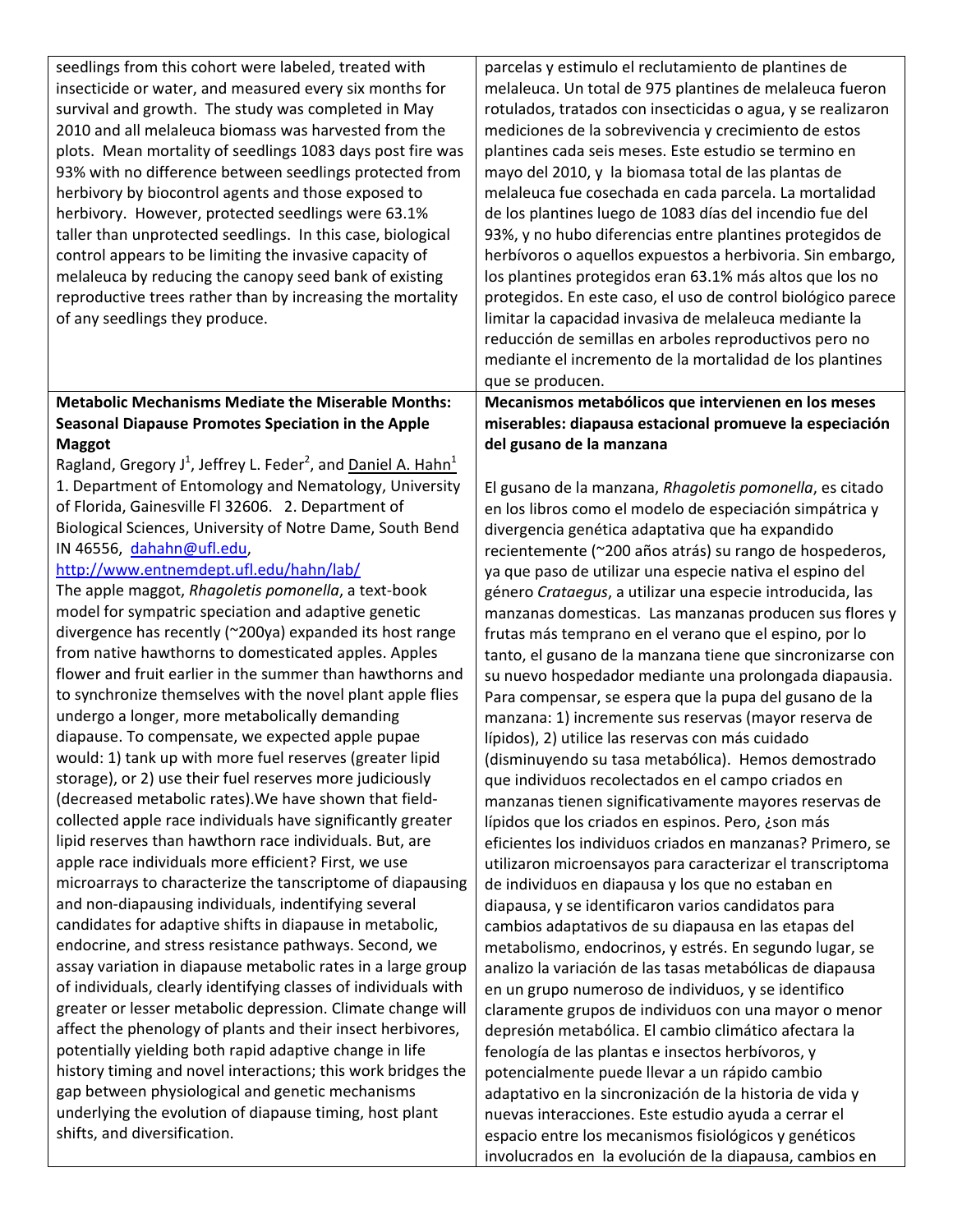seedlings from this cohort were labeled, treated with insecticide or water, and measured every six months for survival and growth. The study was completed in May 2010 and all melaleuca biomass was harvested from the plots. Mean mortality of seedlings 1083 days post fire was 93% with no difference between seedlings protected from herbivory by biocontrol agents and those exposed to herbivory. However, protected seedlings were 63.1% taller than unprotected seedlings. In this case, biological control appears to be limiting the invasive capacity of melaleuca by reducing the canopy seed bank of existing reproductive trees rather than by increasing the mortality of any seedlings they produce.

parcelas y estimulo el reclutamiento de plantines de melaleuca. Un total de 975 plantines de melaleuca fueron rotulados, tratados con insecticidas o agua, y se realizaron mediciones de la sobrevivencia y crecimiento de estos plantines cada seis meses. Este estudio se termino en mayo del 2010, y la biomasa total de las plantas de melaleuca fue cosechada en cada parcela. La mortalidad de los plantines luego de 1083 días del incendio fue del 93%, y no hubo diferencias entre plantines protegidos de herbívoros o aquellos expuestos a herbivoria. Sin embargo, los plantines protegidos eran 63.1% más altos que los no protegidos. En este caso, el uso de control biológico parece limitar la capacidad invasiva de melaleuca mediante la reducción de semillas en arboles reproductivos pero no mediante el incremento de la mortalidad de los plantines que se producen.

**Metabolic Mechanisms Mediate the Miserable Months: Seasonal Diapause Promotes Speciation in the Apple Maggot**

Ragland, Gregory J[1], Jeffrey L. Feder[2], and Daniel A. Hahn[1]

1. Department of Entomology and Nematology, University of Florida, Gainesville Fl 32606. 2. Department of Biological Sciences, University of Notre Dame, South Bend IN 46556, dahahn@ufl.edu, http://www.entnemdept.ufl.edu/hahn/lab/

The apple maggot, *Rhagoletis pomonella*, a text-book model for sympatric speciation and adaptive genetic divergence has recently (~200ya) expanded its host range from native hawthorns to domesticated apples. Apples flower and fruit earlier in the summer than hawthorns and to synchronize themselves with the novel plant apple flies undergo a longer, more metabolically demanding diapause. To compensate, we expected apple pupae would: 1) tank up with more fuel reserves (greater lipid storage), or 2) use their fuel reserves more judiciously (decreased metabolic rates).We have shown that field-collected apple race individuals have significantly greater lipid reserves than hawthorn race individuals. But, are apple race individuals more efficient? First, we use microarrays to characterize the tanscriptome of diapausing and non-diapausing individuals, identifying several candidates for adaptive shifts in diapause in metabolic, endocrine, and stress resistance pathways. Second, we assay variation in diapause metabolic rates in a large group of individuals, clearly identifying classes of individuals with greater or lesser metabolic depression. Climate change will affect the phenology of plants and their insect herbivores, potentially yielding both rapid adaptive change in life history timing and novel interactions; this work bridges the gap between physiological and genetic mechanisms underlying the evolution of diapause timing, host plant shifts, and diversification.

**Mecanismos metabólicos que intervienen en los meses miserables: diapausa estacional promueve la especiación del gusano de la manzana**

El gusano de la manzana, *Rhagoletis pomonella*, es citado en los libros como el modelo de especiación simpátrica y divergencia genética adaptativa que ha expandido recientemente (~200 años atrás) su rango de hospederos, ya que paso de utilizar una especie nativa el espino del género *Crataegus*, a utilizar una especie introducida, las manzanas domesticas. Las manzanas producen sus flores y frutas más temprano en el verano que el espino, por lo tanto, el gusano de la manzana tiene que sincronizarse con su nuevo hospedador mediante una prolongada diapausia. Para compensar, se espera que la pupa del gusano de la manzana: 1) incremente sus reservas (mayor reserva de lípidos), 2) utilice las reservas con más cuidado (disminuyendo su tasa metabólica). Hemos demostrado que individuos recolectados en el campo criados en manzanas tienen significativamente mayores reservas de lípidos que los criados en espinos. Pero, ¿son más eficientes los individuos criados en manzanas? Primero, se utilizaron microensayos para caracterizar el transcriptoma de individuos en diapausa y los que no estaban en diapausa, y se identificaron varios candidatos para cambios adaptativos de su diapausa en las etapas del metabolismo, endocrinos, y estrés. En segundo lugar, se analizo la variación de las tasas metabólicas de diapausa en un grupo numeroso de individuos, y se identifico claramente grupos de individuos con una mayor o menor depresión metabólica. El cambio climático afectara la fenología de las plantas e insectos herbívoros, y potencialmente puede llevar a un rápido cambio adaptativo en la sincronización de la historia de vida y nuevas interacciones. Este estudio ayuda a cerrar el espacio entre los mecanismos fisiológicos y genéticos involucrados en la evolución de la diapausa, cambios en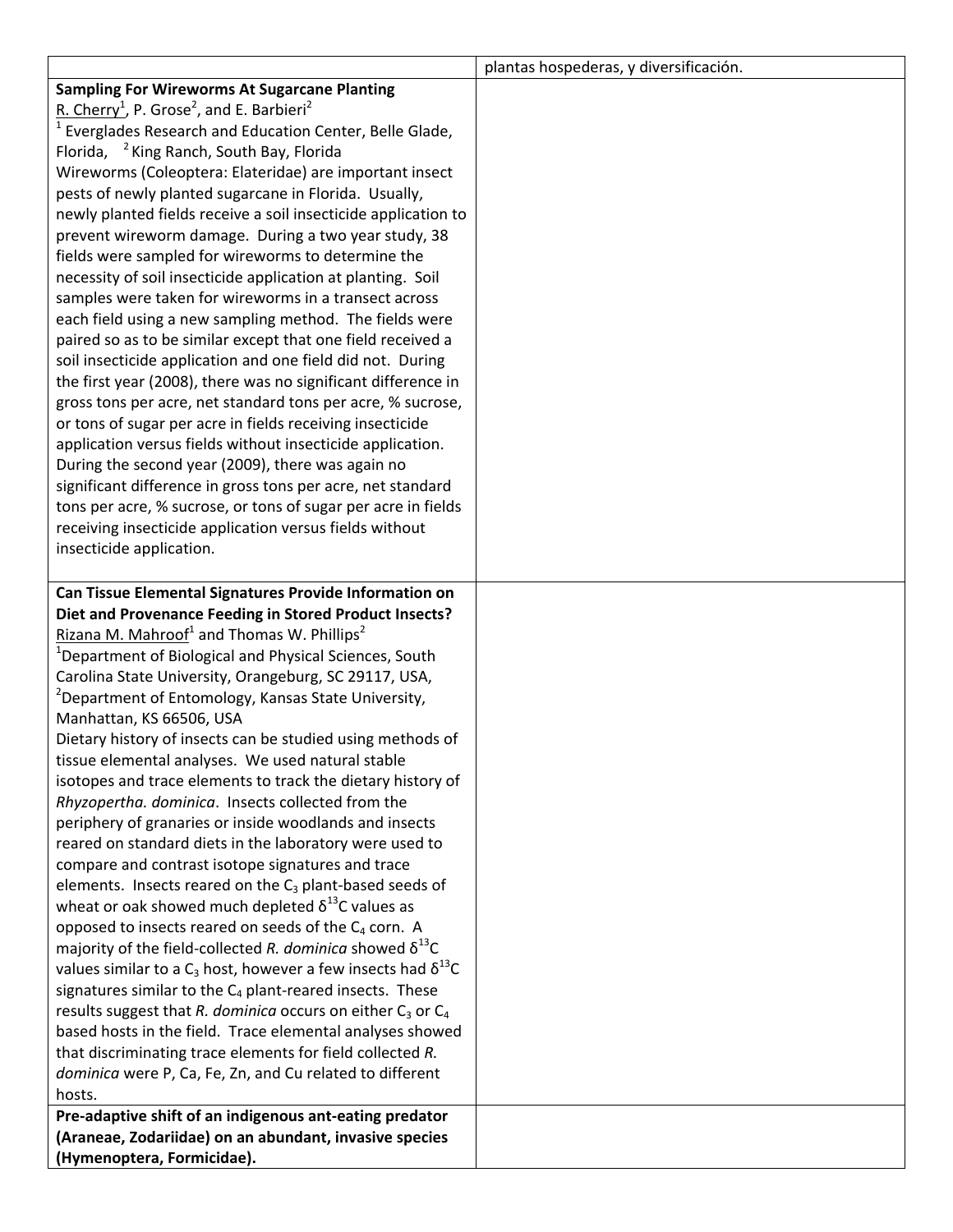| | plantas hospederas, y diversificación. |
|---|---|
| **Sampling For Wireworms At Sugarcane Planting**<br>R. Cherry[1], P. Grose[2], and E. Barbieri[2]<br>[1] Everglades Research and Education Center, Belle Glade, Florida, [2] King Ranch, South Bay, Florida<br>Wireworms (Coleoptera: Elateridae) are important insect pests of newly planted sugarcane in Florida. Usually, newly planted fields receive a soil insecticide application to prevent wireworm damage. During a two year study, 38 fields were sampled for wireworms to determine the necessity of soil insecticide application at planting. Soil samples were taken for wireworms in a transect across each field using a new sampling method. The fields were paired so as to be similar except that one field received a soil insecticide application and one field did not. During the first year (2008), there was no significant difference in gross tons per acre, net standard tons per acre, % sucrose, or tons of sugar per acre in fields receiving insecticide application versus fields without insecticide application. During the second year (2009), there was again no significant difference in gross tons per acre, net standard tons per acre, % sucrose, or tons of sugar per acre in fields receiving insecticide application versus fields without insecticide application. | |
| **Can Tissue Elemental Signatures Provide Information on Diet and Provenance Feeding in Stored Product Insects?**<br>Rizana M. Mahroof[1] and Thomas W. Phillips[2]<br>[1]Department of Biological and Physical Sciences, South Carolina State University, Orangeburg, SC 29117, USA, [2]Department of Entomology, Kansas State University, Manhattan, KS 66506, USA<br>Dietary history of insects can be studied using methods of tissue elemental analyses. We used natural stable isotopes and trace elements to track the dietary history of *Rhyzopertha. dominica*. Insects collected from the periphery of granaries or inside woodlands and insects reared on standard diets in the laboratory were used to compare and contrast isotope signatures and trace elements. Insects reared on the $C_3$ plant-based seeds of wheat or oak showed much depleted $\delta^{13}C$ values as opposed to insects reared on seeds of the $C_4$ corn. A majority of the field-collected *R. dominica* showed $\delta^{13}C$ values similar to a $C_3$ host, however a few insects had $\delta^{13}C$ signatures similar to the $C_4$ plant-reared insects. These results suggest that *R. dominica* occurs on either $C_3$ or $C_4$ based hosts in the field. Trace elemental analyses showed that discriminating trace elements for field collected *R. dominica* were P, Ca, Fe, Zn, and Cu related to different hosts. | |
| **Pre-adaptive shift of an indigenous ant-eating predator (Araneae, Zodariidae) on an abundant, invasive species (Hymenoptera, Formicidae).** | |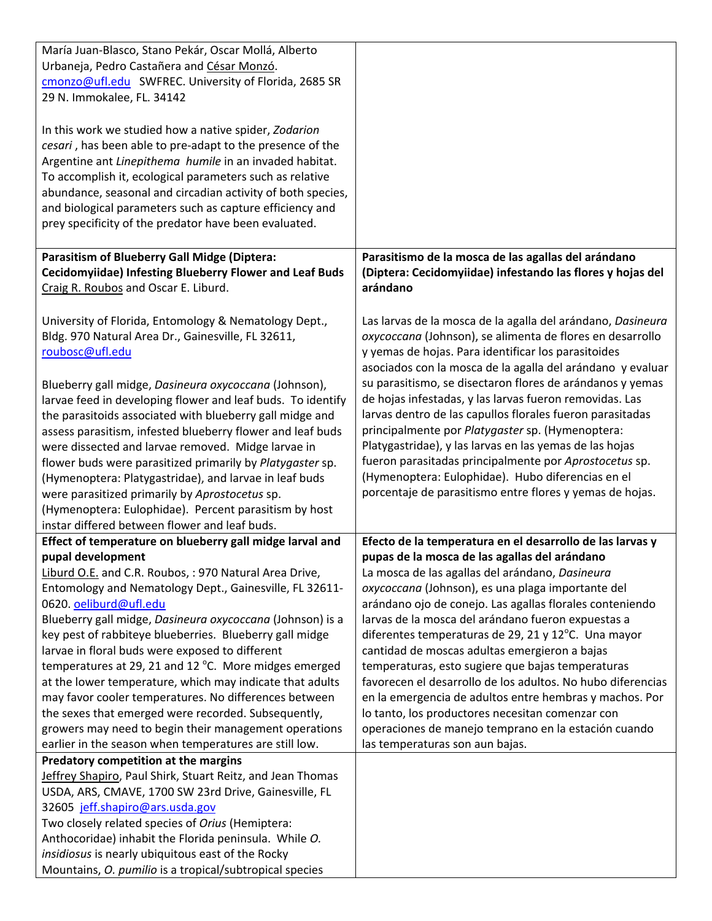María Juan-Blasco, Stano Pekár, Oscar Mollá, Alberto Urbaneja, Pedro Castañera and César Monzó. cmonzo@ufl.edu SWFREC. University of Florida, 2685 SR 29 N. Immokalee, FL. 34142

In this work we studied how a native spider, *Zodarion cesari* , has been able to pre-adapt to the presence of the Argentine ant *Linepithema humile* in an invaded habitat. To accomplish it, ecological parameters such as relative abundance, seasonal and circadian activity of both species, and biological parameters such as capture efficiency and prey specificity of the predator have been evaluated.

**Parasitism of Blueberry Gall Midge (Diptera: Cecidomyiidae) Infesting Blueberry Flower and Leaf Buds**

Craig R. Roubos and Oscar E. Liburd.

University of Florida, Entomology & Nematology Dept., Bldg. 970 Natural Area Dr., Gainesville, FL 32611, roubosc@ufl.edu

Blueberry gall midge, *Dasineura oxycoccana* (Johnson), larvae feed in developing flower and leaf buds. To identify the parasitoids associated with blueberry gall midge and assess parasitism, infested blueberry flower and leaf buds were dissected and larvae removed. Midge larvae in flower buds were parasitized primarily by *Platygaster* sp. (Hymenoptera: Platygastridae), and larvae in leaf buds were parasitized primarily by *Aprostocetus* sp. (Hymenoptera: Eulophidae). Percent parasitism by host instar differed between flower and leaf buds.

**Parasitismo de la mosca de las agallas del arándano (Diptera: Cecidomyiidae) infestando las flores y hojas del arándano**

Las larvas de la mosca de la agalla del arándano, *Dasineura oxycoccana* (Johnson), se alimenta de flores en desarrollo y yemas de hojas. Para identificar los parasitoides asociados con la mosca de la agalla del arándano y evaluar su parasitismo, se disectaron flores de arándanos y yemas de hojas infestadas, y las larvas fueron removidas. Las larvas dentro de las capullos florales fueron parasitadas principalmente por *Platygaster* sp. (Hymenoptera: Platygastridae), y las larvas en las yemas de las hojas fueron parasitadas principalmente por *Aprostocetus* sp. (Hymenoptera: Eulophidae). Hubo diferencias en el porcentaje de parasitismo entre flores y yemas de hojas.

**Effect of temperature on blueberry gall midge larval and pupal development**

Liburd O.E. and C.R. Roubos, : 970 Natural Area Drive, Entomology and Nematology Dept., Gainesville, FL 32611-0620. oeliburd@ufl.edu

Blueberry gall midge, *Dasineura oxycoccana* (Johnson) is a key pest of rabbiteye blueberries. Blueberry gall midge larvae in floral buds were exposed to different temperatures at 29, 21 and 12 °C. More midges emerged at the lower temperature, which may indicate that adults may favor cooler temperatures. No differences between the sexes that emerged were recorded. Subsequently, growers may need to begin their management operations earlier in the season when temperatures are still low.

**Efecto de la temperatura en el desarrollo de las larvas y pupas de la mosca de las agallas del arándano**

La mosca de las agallas del arándano, *Dasineura oxycoccana* (Johnson), es una plaga importante del arándano ojo de conejo. Las agallas florales conteniendo larvas de la mosca del arándano fueron expuestas a diferentes temperaturas de 29, 21 y 12°C. Una mayor cantidad de moscas adultas emergieron a bajas temperaturas, esto sugiere que bajas temperaturas favorecen el desarrollo de los adultos. No hubo diferencias en la emergencia de adultos entre hembras y machos. Por lo tanto, los productores necesitan comenzar con operaciones de manejo temprano en la estación cuando las temperaturas son aun bajas.

**Predatory competition at the margins**

Jeffrey Shapiro, Paul Shirk, Stuart Reitz, and Jean Thomas USDA, ARS, CMAVE, 1700 SW 23rd Drive, Gainesville, FL 32605 jeff.shapiro@ars.usda.gov

Two closely related species of *Orius* (Hemiptera: Anthocoridae) inhabit the Florida peninsula. While *O. insidiosus* is nearly ubiquitous east of the Rocky Mountains, *O. pumilio* is a tropical/subtropical species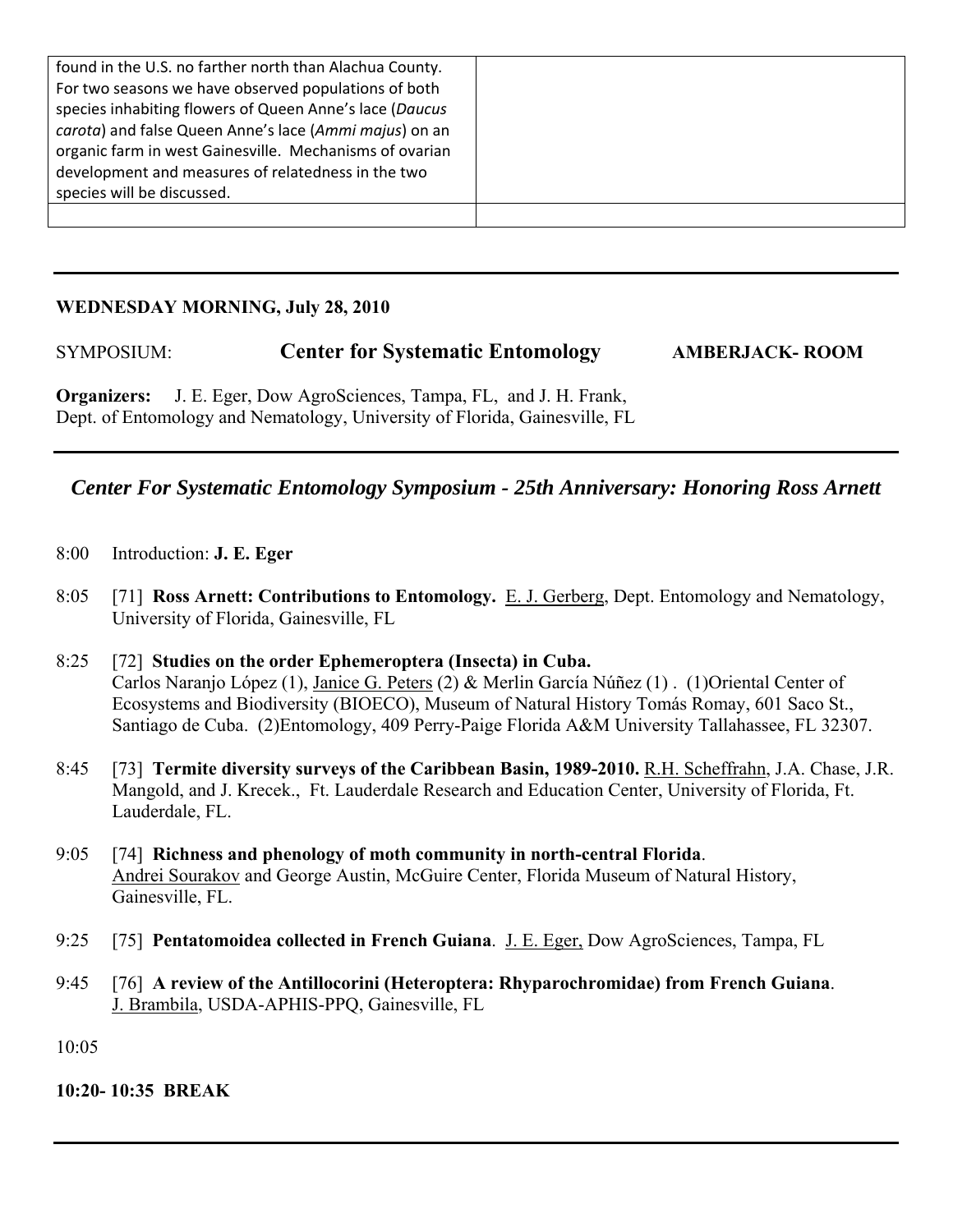| found in the U.S. no farther north than Alachua County. For two seasons we have observed populations of both species inhabiting flowers of Queen Anne's lace (*Daucus carota*) and false Queen Anne's lace (*Ammi majus*) on an organic farm in west Gainesville. Mechanisms of ovarian development and measures of relatedness in the two species will be discussed. | |
|---|---|
| | |

---

**WEDNESDAY MORNING, July 28, 2010**

SYMPOSIUM: **Center for Systematic Entomology** **AMBERJACK- ROOM**

**Organizers:** J. E. Eger, Dow AgroSciences, Tampa, FL, and J. H. Frank, Dept. of Entomology and Nematology, University of Florida, Gainesville, FL

---

## *Center For Systematic Entomology Symposium - 25th Anniversary: Honoring Ross Arnett*

8:00 Introduction: **J. E. Eger**

8:05 [71] **Ross Arnett: Contributions to Entomology.** E. J. Gerberg, Dept. Entomology and Nematology, University of Florida, Gainesville, FL

8:25 [72] **Studies on the order Ephemeroptera (Insecta) in Cuba.** Carlos Naranjo López (1), Janice G. Peters (2) & Merlin García Núñez (1) . (1)Oriental Center of Ecosystems and Biodiversity (BIOECO), Museum of Natural History Tomás Romay, 601 Saco St., Santiago de Cuba. (2)Entomology, 409 Perry-Paige Florida A&M University Tallahassee, FL 32307.

8:45 [73] **Termite diversity surveys of the Caribbean Basin, 1989-2010.** R.H. Scheffrahn, J.A. Chase, J.R. Mangold, and J. Krecek., Ft. Lauderdale Research and Education Center, University of Florida, Ft. Lauderdale, FL.

9:05 [74] **Richness and phenology of moth community in north-central Florida**. Andrei Sourakov and George Austin, McGuire Center, Florida Museum of Natural History, Gainesville, FL.

9:25 [75] **Pentatomoidea collected in French Guiana**. J. E. Eger, Dow AgroSciences, Tampa, FL

9:45 [76] **A review of the Antillocorini (Heteroptera: Rhyparochromidae) from French Guiana**. J. Brambila, USDA-APHIS-PPQ, Gainesville, FL

10:05

**10:20- 10:35 BREAK**

---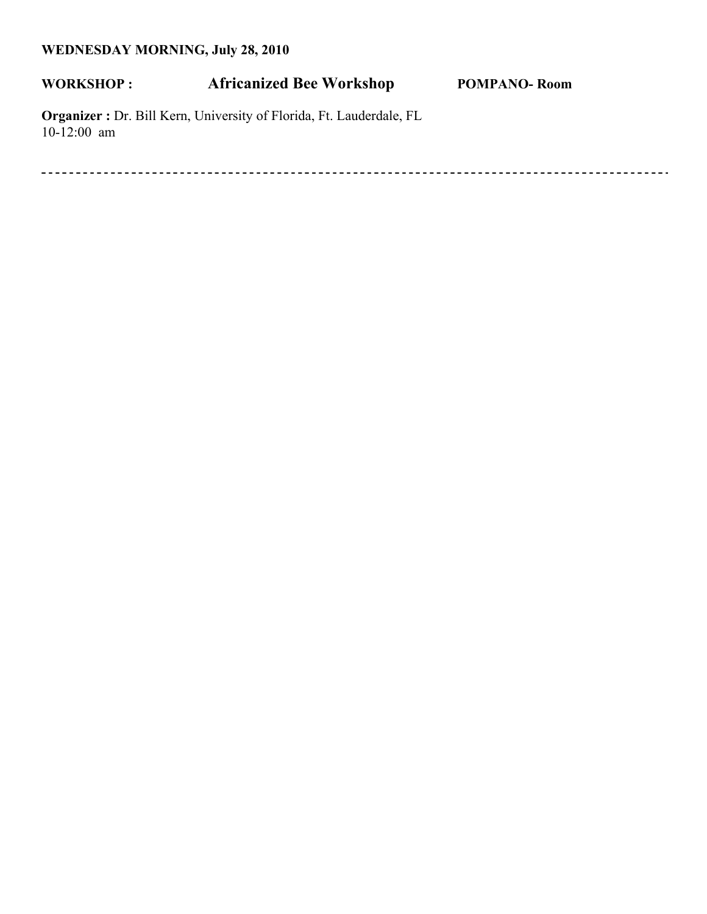**WEDNESDAY MORNING, July 28, 2010**

**WORKSHOP :** **Africanized Bee Workshop** **POMPANO- Room**

**Organizer :** Dr. Bill Kern, University of Florida, Ft. Lauderdale, FL
10-12:00 am

---